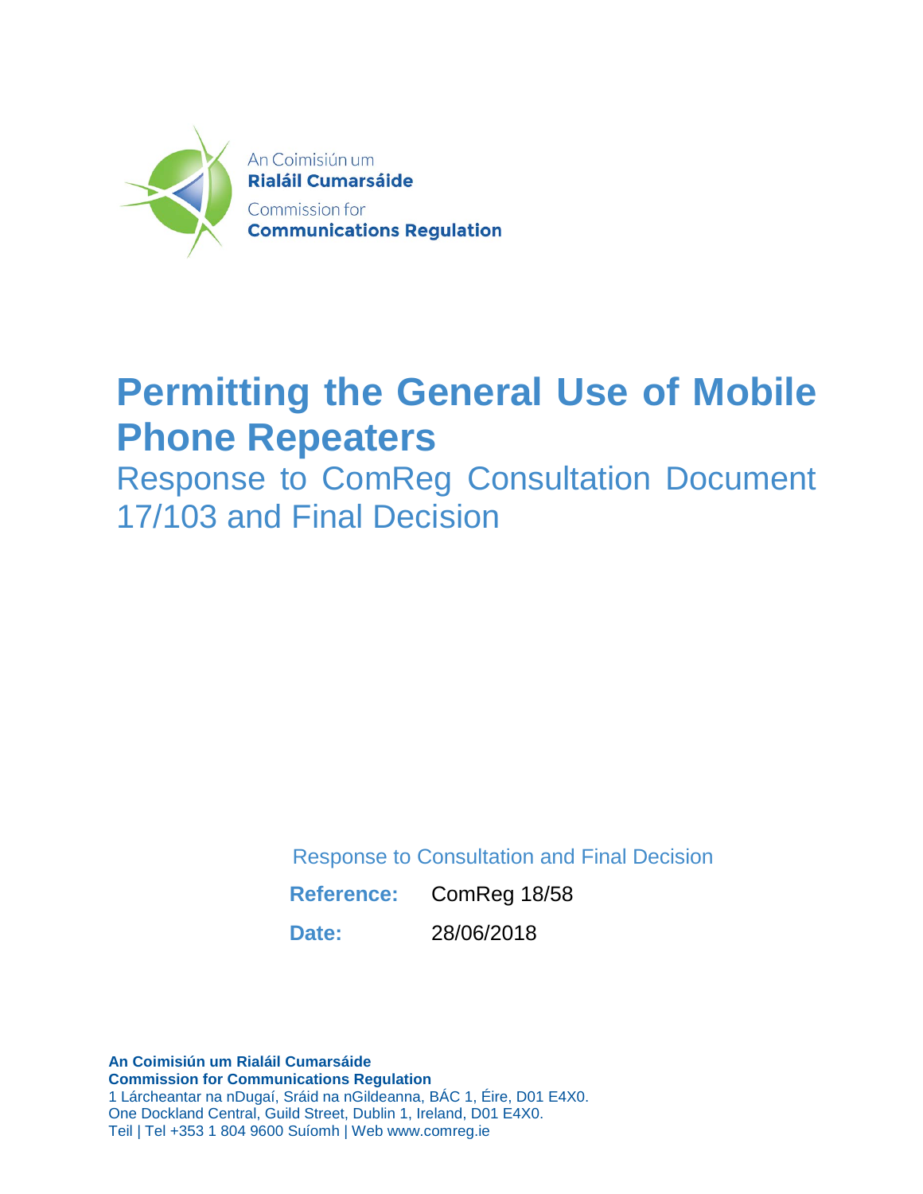An Coimisiún um
**Rialáil Cumarsáide**
Commission for
**Communications Regulation**

# Permitting the General Use of Mobile Phone Repeaters

## Response to ComReg Consultation Document 17/103 and Final Decision

Response to Consultation and Final Decision

**Reference:** ComReg 18/58

**Date:** 28/06/2018

**An Coimisiún um Rialáil Cumarsáide**
**Commission for Communications Regulation**
1 Lárcheantar na nDugaí, Sráid na nGildeanna, BÁC 1, Éire, D01 E4X0.
One Dockland Central, Guild Street, Dublin 1, Ireland, D01 E4X0.
Teil | Tel +353 1 804 9600 Suíomh | Web www.comreg.ie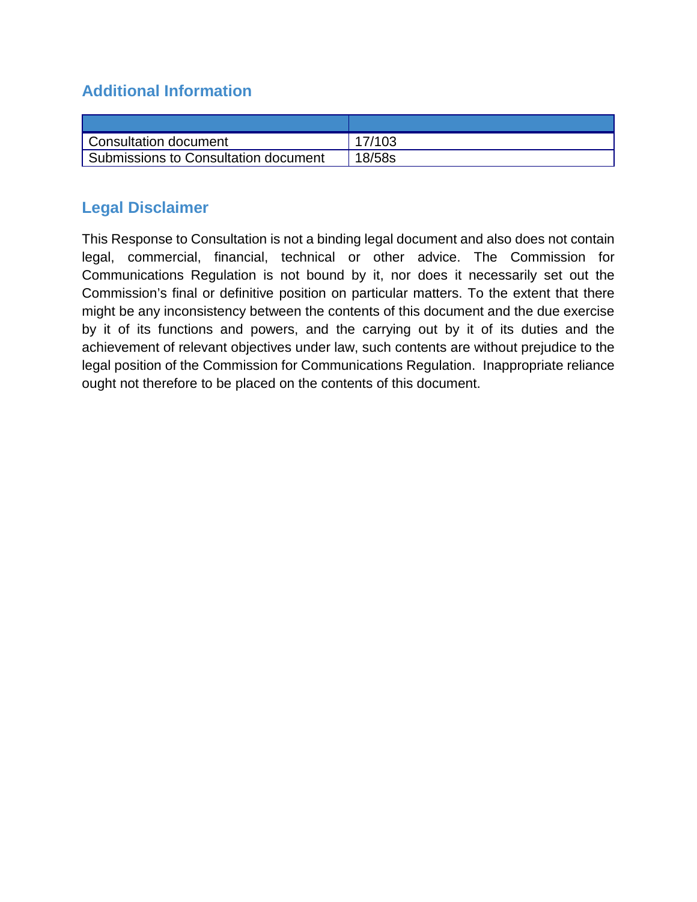## Additional Information

| | |
|---|---|
| Consultation document | 17/103 |
| Submissions to Consultation document | 18/58s |

## Legal Disclaimer

This Response to Consultation is not a binding legal document and also does not contain legal, commercial, financial, technical or other advice. The Commission for Communications Regulation is not bound by it, nor does it necessarily set out the Commission's final or definitive position on particular matters. To the extent that there might be any inconsistency between the contents of this document and the due exercise by it of its functions and powers, and the carrying out by it of its duties and the achievement of relevant objectives under law, such contents are without prejudice to the legal position of the Commission for Communications Regulation. Inappropriate reliance ought not therefore to be placed on the contents of this document.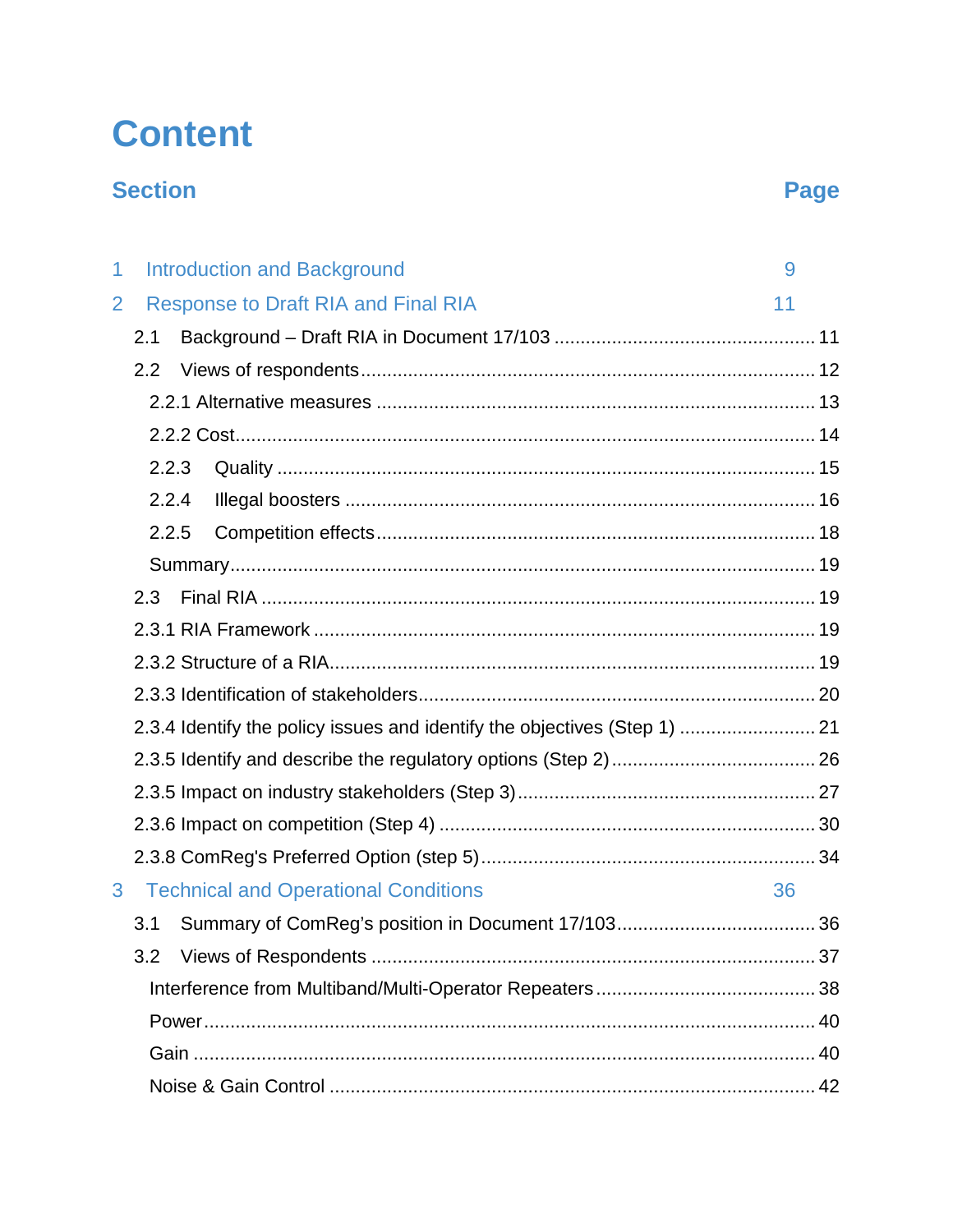# Content

**Section** **Page**

| Section | Page |
|---|---|
| 1 Introduction and Background | 9 |
| 2 Response to Draft RIA and Final RIA | 11 |
| 2.1 Background – Draft RIA in Document 17/103 | 11 |
| 2.2 Views of respondents | 12 |
| 2.2.1 Alternative measures | 13 |
| 2.2.2 Cost | 14 |
| 2.2.3 Quality | 15 |
| 2.2.4 Illegal boosters | 16 |
| 2.2.5 Competition effects | 18 |
| Summary | 19 |
| 2.3 Final RIA | 19 |
| 2.3.1 RIA Framework | 19 |
| 2.3.2 Structure of a RIA | 19 |
| 2.3.3 Identification of stakeholders | 20 |
| 2.3.4 Identify the policy issues and identify the objectives (Step 1) | 21 |
| 2.3.5 Identify and describe the regulatory options (Step 2) | 26 |
| 2.3.5 Impact on industry stakeholders (Step 3) | 27 |
| 2.3.6 Impact on competition (Step 4) | 30 |
| 2.3.8 ComReg's Preferred Option (step 5) | 34 |
| 3 Technical and Operational Conditions | 36 |
| 3.1 Summary of ComReg's position in Document 17/103 | 36 |
| 3.2 Views of Respondents | 37 |
| Interference from Multiband/Multi-Operator Repeaters | 38 |
| Power | 40 |
| Gain | 40 |
| Noise & Gain Control | 42 |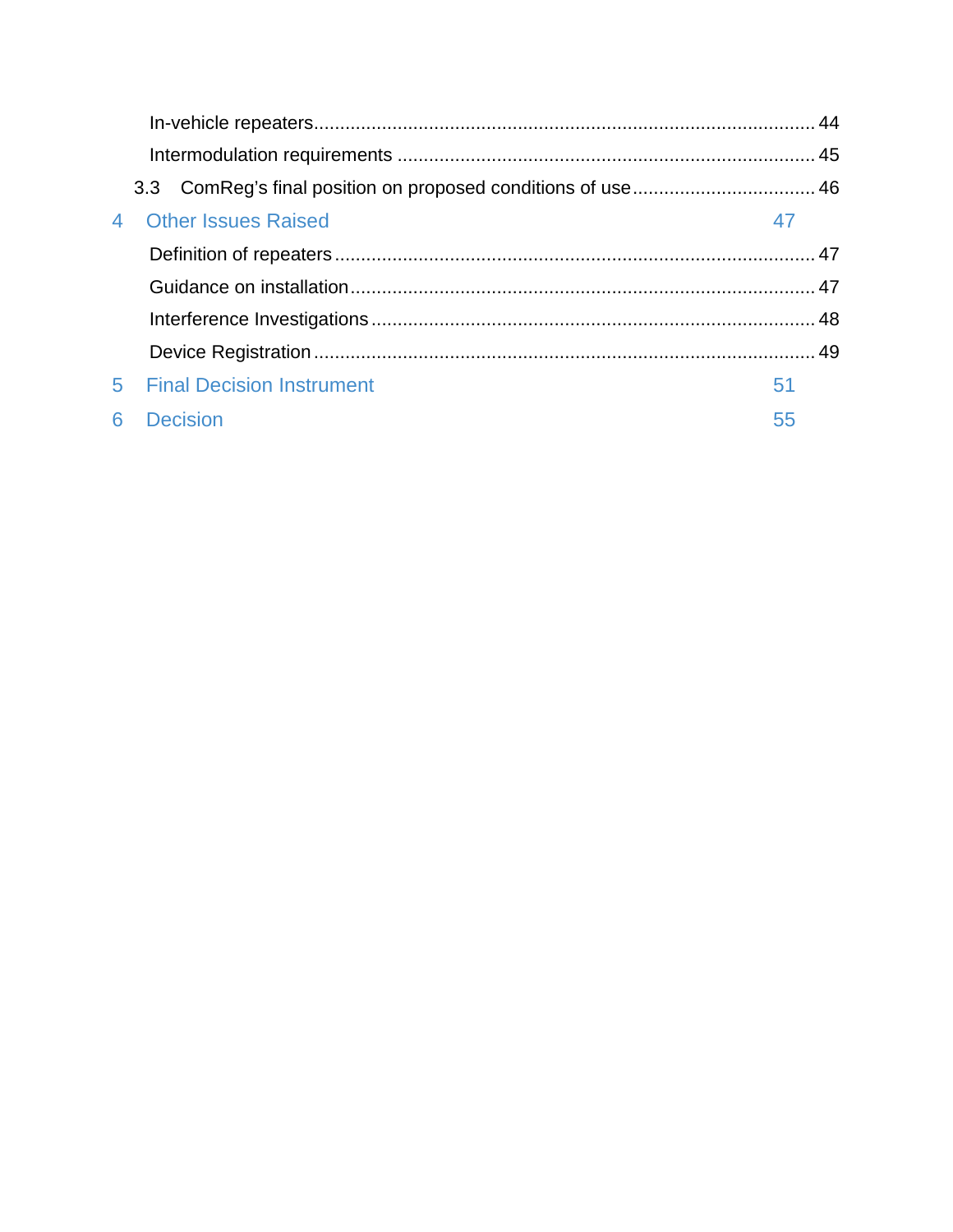In-vehicle repeaters ........................................................................................ 44

Intermodulation requirements ........................................................................ 45

3.3 ComReg's final position on proposed conditions of use .................................. 46

4 Other Issues Raised 47

Definition of repeaters ..................................................................................... 47

Guidance on installation .................................................................................. 47

Interference Investigations .............................................................................. 48

Device Registration .......................................................................................... 49

5 Final Decision Instrument 51

6 Decision 55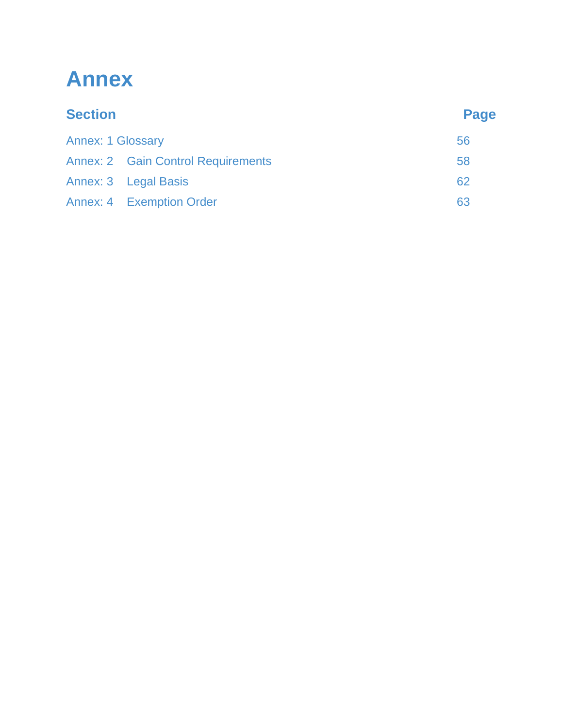# Annex

| Section | Page |
| --- | --- |
| Annex: 1 Glossary | 56 |
| Annex: 2 Gain Control Requirements | 58 |
| Annex: 3 Legal Basis | 62 |
| Annex: 4 Exemption Order | 63 |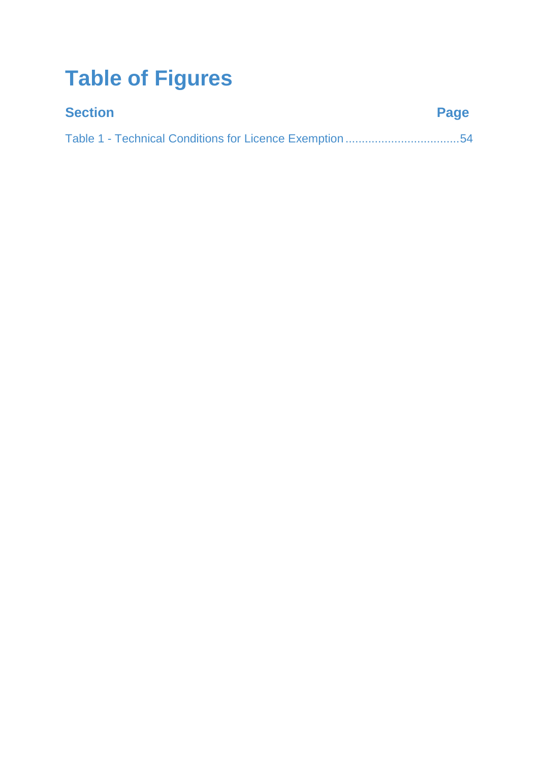# Table of Figures

| Section | Page |
| --- | --- |
| Table 1 - Technical Conditions for Licence Exemption | 54 |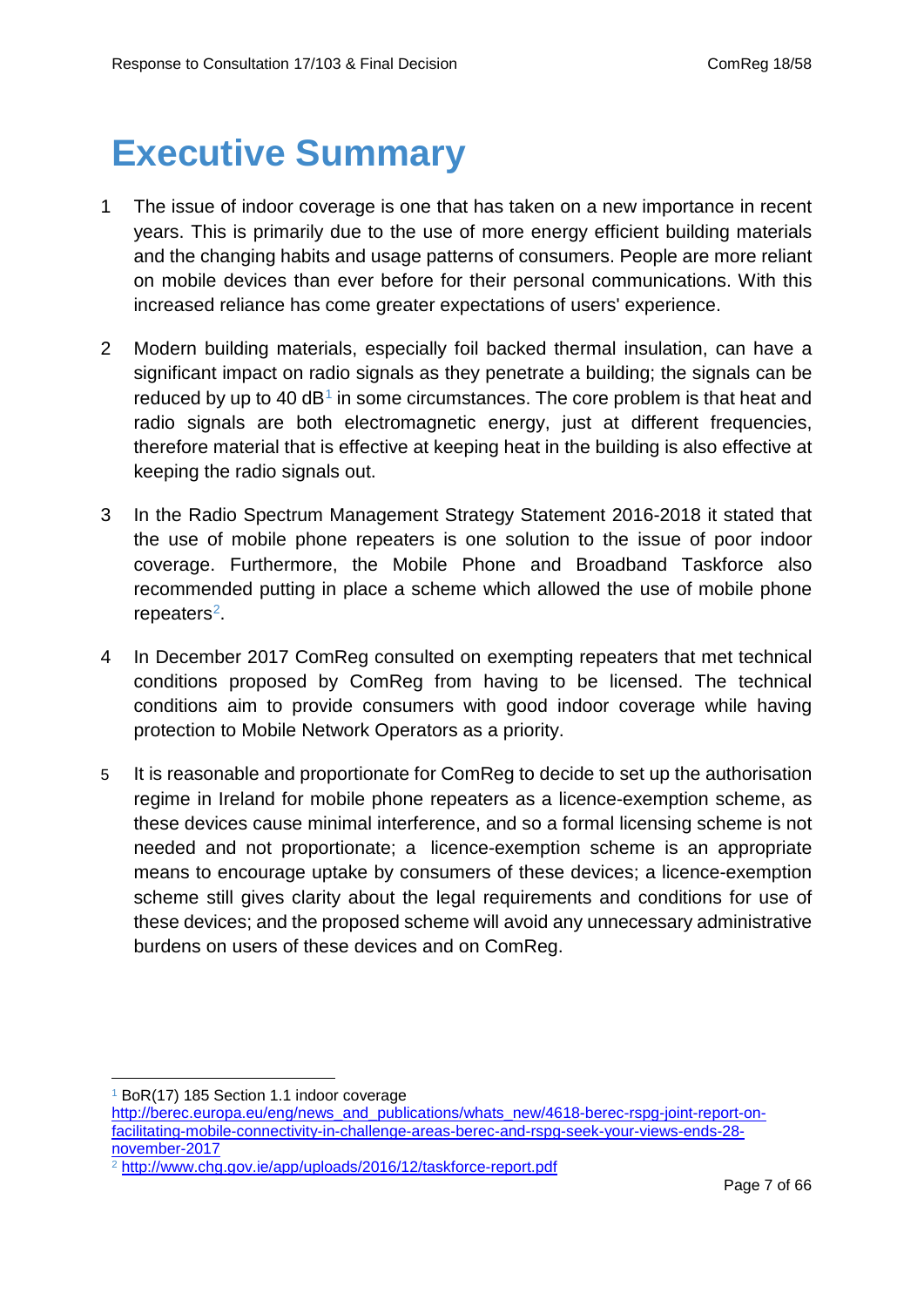# Executive Summary

1 The issue of indoor coverage is one that has taken on a new importance in recent years. This is primarily due to the use of more energy efficient building materials and the changing habits and usage patterns of consumers. People are more reliant on mobile devices than ever before for their personal communications. With this increased reliance has come greater expectations of users' experience.

2 Modern building materials, especially foil backed thermal insulation, can have a significant impact on radio signals as they penetrate a building; the signals can be reduced by up to 40 dB[1] in some circumstances. The core problem is that heat and radio signals are both electromagnetic energy, just at different frequencies, therefore material that is effective at keeping heat in the building is also effective at keeping the radio signals out.

3 In the Radio Spectrum Management Strategy Statement 2016-2018 it stated that the use of mobile phone repeaters is one solution to the issue of poor indoor coverage. Furthermore, the Mobile Phone and Broadband Taskforce also recommended putting in place a scheme which allowed the use of mobile phone repeaters[2].

4 In December 2017 ComReg consulted on exempting repeaters that met technical conditions proposed by ComReg from having to be licensed. The technical conditions aim to provide consumers with good indoor coverage while having protection to Mobile Network Operators as a priority.

5 It is reasonable and proportionate for ComReg to decide to set up the authorisation regime in Ireland for mobile phone repeaters as a licence-exemption scheme, as these devices cause minimal interference, and so a formal licensing scheme is not needed and not proportionate; a licence-exemption scheme is an appropriate means to encourage uptake by consumers of these devices; a licence-exemption scheme still gives clarity about the legal requirements and conditions for use of these devices; and the proposed scheme will avoid any unnecessary administrative burdens on users of these devices and on ComReg.

---

[1] BoR(17) 185 Section 1.1 indoor coverage http://berec.europa.eu/eng/news_and_publications/whats_new/4618-berec-rspg-joint-report-on-facilitating-mobile-connectivity-in-challenge-areas-berec-and-rspg-seek-your-views-ends-28-november-2017

[2] http://www.chg.gov.ie/app/uploads/2016/12/taskforce-report.pdf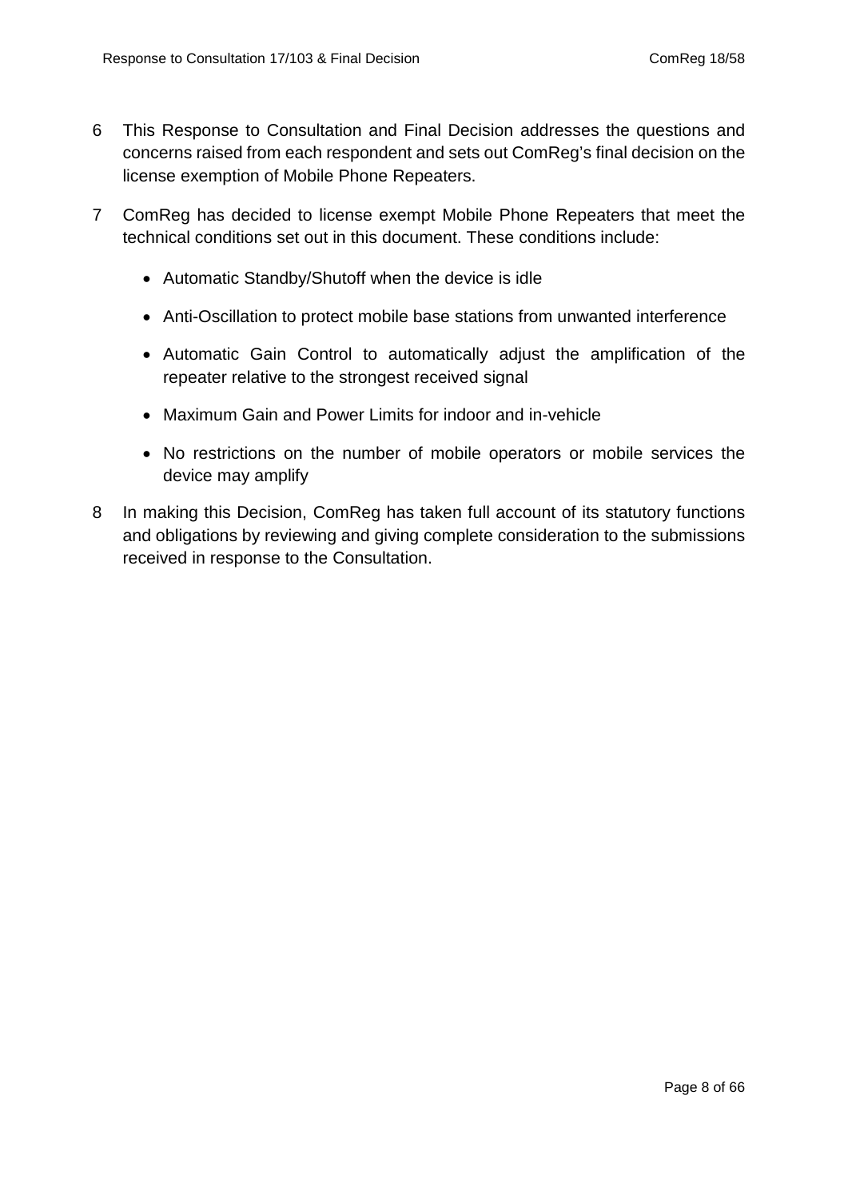6 This Response to Consultation and Final Decision addresses the questions and concerns raised from each respondent and sets out ComReg's final decision on the license exemption of Mobile Phone Repeaters.

7 ComReg has decided to license exempt Mobile Phone Repeaters that meet the technical conditions set out in this document. These conditions include:

- Automatic Standby/Shutoff when the device is idle
- Anti-Oscillation to protect mobile base stations from unwanted interference
- Automatic Gain Control to automatically adjust the amplification of the repeater relative to the strongest received signal
- Maximum Gain and Power Limits for indoor and in-vehicle
- No restrictions on the number of mobile operators or mobile services the device may amplify

8 In making this Decision, ComReg has taken full account of its statutory functions and obligations by reviewing and giving complete consideration to the submissions received in response to the Consultation.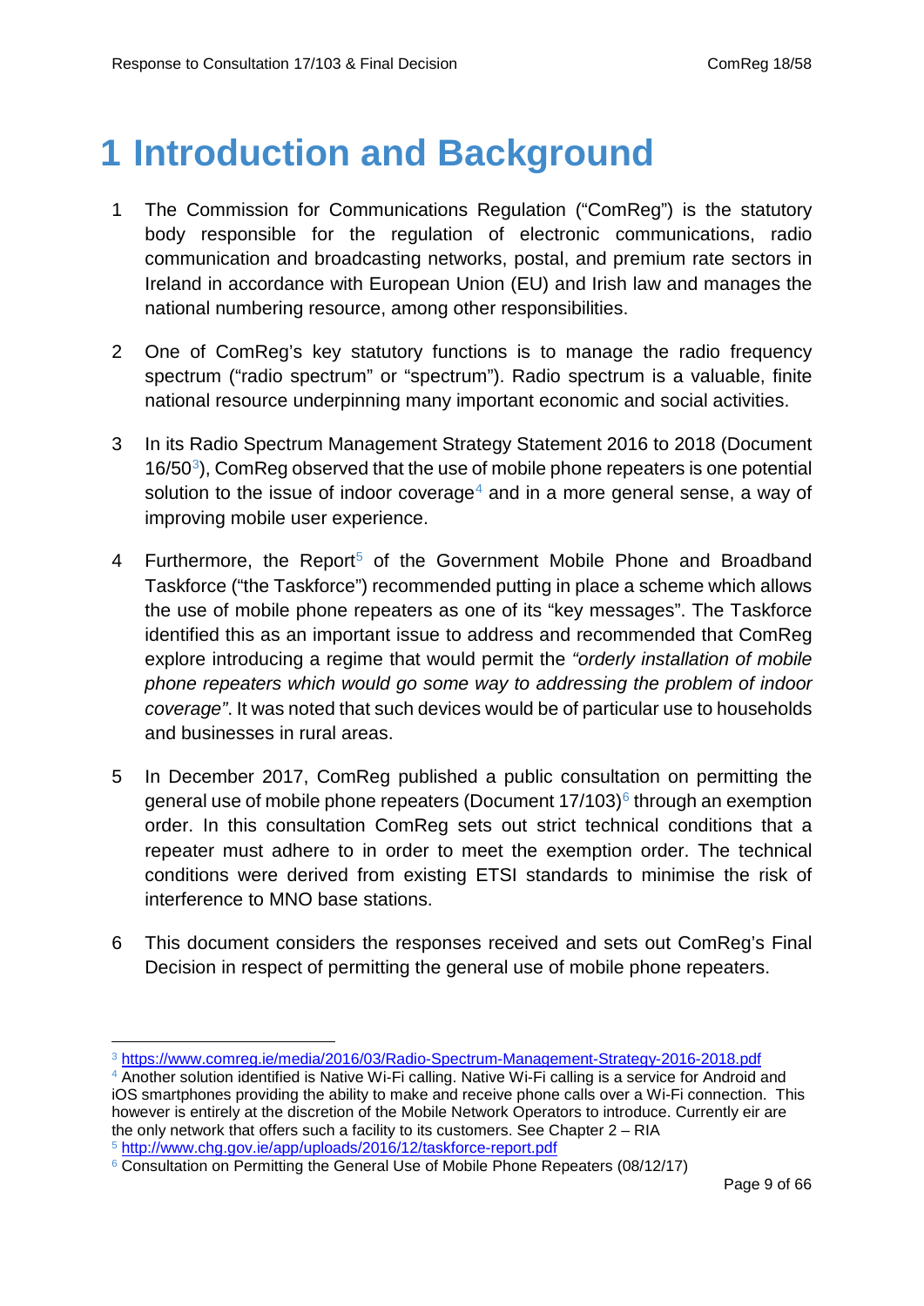# 1 Introduction and Background

1 The Commission for Communications Regulation ("ComReg") is the statutory body responsible for the regulation of electronic communications, radio communication and broadcasting networks, postal, and premium rate sectors in Ireland in accordance with European Union (EU) and Irish law and manages the national numbering resource, among other responsibilities.

2 One of ComReg's key statutory functions is to manage the radio frequency spectrum ("radio spectrum" or "spectrum"). Radio spectrum is a valuable, finite national resource underpinning many important economic and social activities.

3 In its Radio Spectrum Management Strategy Statement 2016 to 2018 (Document 16/50[3]), ComReg observed that the use of mobile phone repeaters is one potential solution to the issue of indoor coverage[4] and in a more general sense, a way of improving mobile user experience.

4 Furthermore, the Report[5] of the Government Mobile Phone and Broadband Taskforce ("the Taskforce") recommended putting in place a scheme which allows the use of mobile phone repeaters as one of its "key messages". The Taskforce identified this as an important issue to address and recommended that ComReg explore introducing a regime that would permit the *"orderly installation of mobile phone repeaters which would go some way to addressing the problem of indoor coverage"*. It was noted that such devices would be of particular use to households and businesses in rural areas.

5 In December 2017, ComReg published a public consultation on permitting the general use of mobile phone repeaters (Document 17/103)[6] through an exemption order. In this consultation ComReg sets out strict technical conditions that a repeater must adhere to in order to meet the exemption order. The technical conditions were derived from existing ETSI standards to minimise the risk of interference to MNO base stations.

6 This document considers the responses received and sets out ComReg's Final Decision in respect of permitting the general use of mobile phone repeaters.

---

[3] https://www.comreg.ie/media/2016/03/Radio-Spectrum-Management-Strategy-2016-2018.pdf

[4] Another solution identified is Native Wi-Fi calling. Native Wi-Fi calling is a service for Android and iOS smartphones providing the ability to make and receive phone calls over a Wi-Fi connection. This however is entirely at the discretion of the Mobile Network Operators to introduce. Currently eir are the only network that offers such a facility to its customers. See Chapter 2 – RIA

[5] http://www.chg.gov.ie/app/uploads/2016/12/taskforce-report.pdf

[6] Consultation on Permitting the General Use of Mobile Phone Repeaters (08/12/17)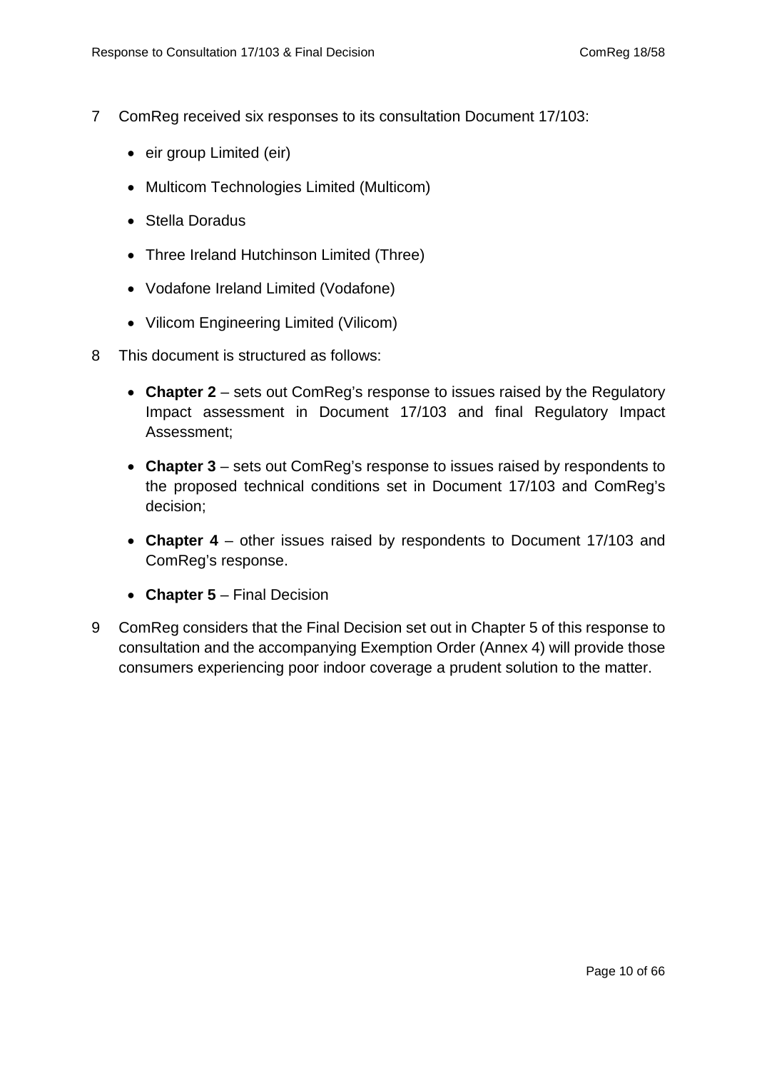7 ComReg received six responses to its consultation Document 17/103:

- eir group Limited (eir)
- Multicom Technologies Limited (Multicom)
- Stella Doradus
- Three Ireland Hutchinson Limited (Three)
- Vodafone Ireland Limited (Vodafone)
- Vilicom Engineering Limited (Vilicom)

8 This document is structured as follows:

- **Chapter 2** – sets out ComReg's response to issues raised by the Regulatory Impact assessment in Document 17/103 and final Regulatory Impact Assessment;
- **Chapter 3** – sets out ComReg's response to issues raised by respondents to the proposed technical conditions set in Document 17/103 and ComReg's decision;
- **Chapter 4** – other issues raised by respondents to Document 17/103 and ComReg's response.
- **Chapter 5** – Final Decision

9 ComReg considers that the Final Decision set out in Chapter 5 of this response to consultation and the accompanying Exemption Order (Annex 4) will provide those consumers experiencing poor indoor coverage a prudent solution to the matter.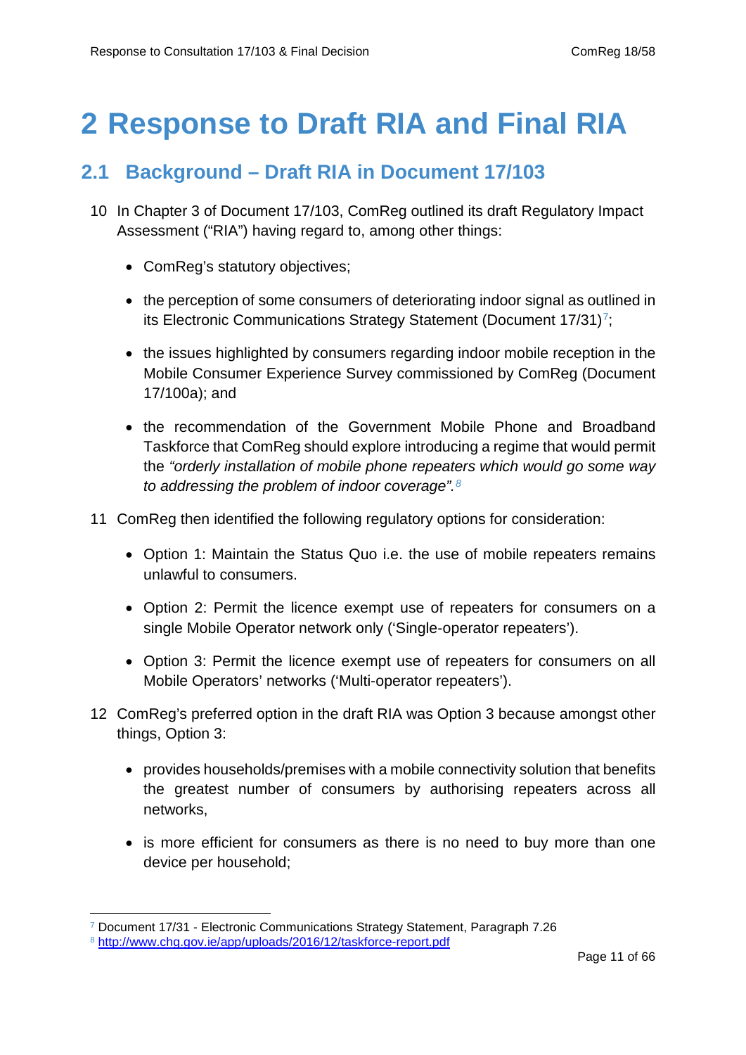# 2 Response to Draft RIA and Final RIA

## 2.1 Background – Draft RIA in Document 17/103

10 In Chapter 3 of Document 17/103, ComReg outlined its draft Regulatory Impact Assessment ("RIA") having regard to, among other things:

- ComReg's statutory objectives;
- the perception of some consumers of deteriorating indoor signal as outlined in its Electronic Communications Strategy Statement (Document 17/31)[7];
- the issues highlighted by consumers regarding indoor mobile reception in the Mobile Consumer Experience Survey commissioned by ComReg (Document 17/100a); and
- the recommendation of the Government Mobile Phone and Broadband Taskforce that ComReg should explore introducing a regime that would permit the *"orderly installation of mobile phone repeaters which would go some way to addressing the problem of indoor coverage".*[8]

11 ComReg then identified the following regulatory options for consideration:

- Option 1: Maintain the Status Quo i.e. the use of mobile repeaters remains unlawful to consumers.
- Option 2: Permit the licence exempt use of repeaters for consumers on a single Mobile Operator network only ('Single-operator repeaters').
- Option 3: Permit the licence exempt use of repeaters for consumers on all Mobile Operators' networks ('Multi-operator repeaters').

12 ComReg's preferred option in the draft RIA was Option 3 because amongst other things, Option 3:

- provides households/premises with a mobile connectivity solution that benefits the greatest number of consumers by authorising repeaters across all networks,
- is more efficient for consumers as there is no need to buy more than one device per household;

[7] Document 17/31 - Electronic Communications Strategy Statement, Paragraph 7.26

[8] http://www.chg.gov.ie/app/uploads/2016/12/taskforce-report.pdf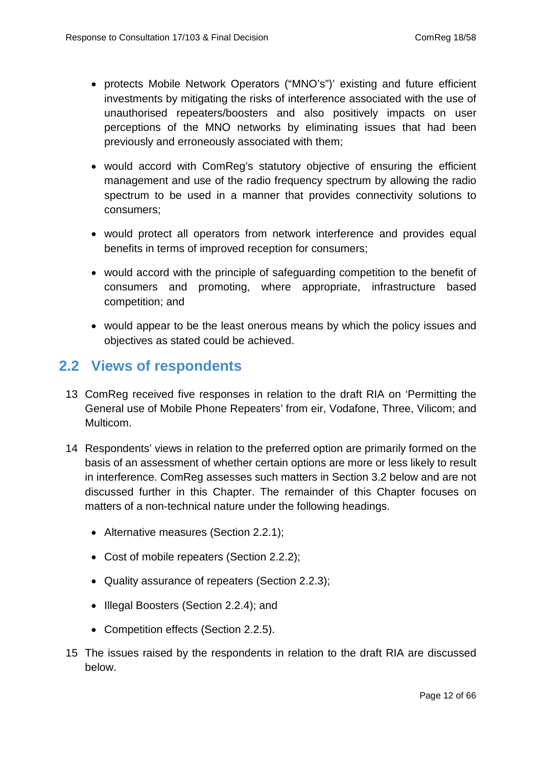- protects Mobile Network Operators ("MNO's")' existing and future efficient investments by mitigating the risks of interference associated with the use of unauthorised repeaters/boosters and also positively impacts on user perceptions of the MNO networks by eliminating issues that had been previously and erroneously associated with them;
- would accord with ComReg's statutory objective of ensuring the efficient management and use of the radio frequency spectrum by allowing the radio spectrum to be used in a manner that provides connectivity solutions to consumers;
- would protect all operators from network interference and provides equal benefits in terms of improved reception for consumers;
- would accord with the principle of safeguarding competition to the benefit of consumers and promoting, where appropriate, infrastructure based competition; and
- would appear to be the least onerous means by which the policy issues and objectives as stated could be achieved.

## 2.2 Views of respondents

13 ComReg received five responses in relation to the draft RIA on 'Permitting the General use of Mobile Phone Repeaters' from eir, Vodafone, Three, Vilicom; and Multicom.

14 Respondents' views in relation to the preferred option are primarily formed on the basis of an assessment of whether certain options are more or less likely to result in interference. ComReg assesses such matters in Section 3.2 below and are not discussed further in this Chapter. The remainder of this Chapter focuses on matters of a non-technical nature under the following headings.

- Alternative measures (Section 2.2.1);
- Cost of mobile repeaters (Section 2.2.2);
- Quality assurance of repeaters (Section 2.2.3);
- Illegal Boosters (Section 2.2.4); and
- Competition effects (Section 2.2.5).

15 The issues raised by the respondents in relation to the draft RIA are discussed below.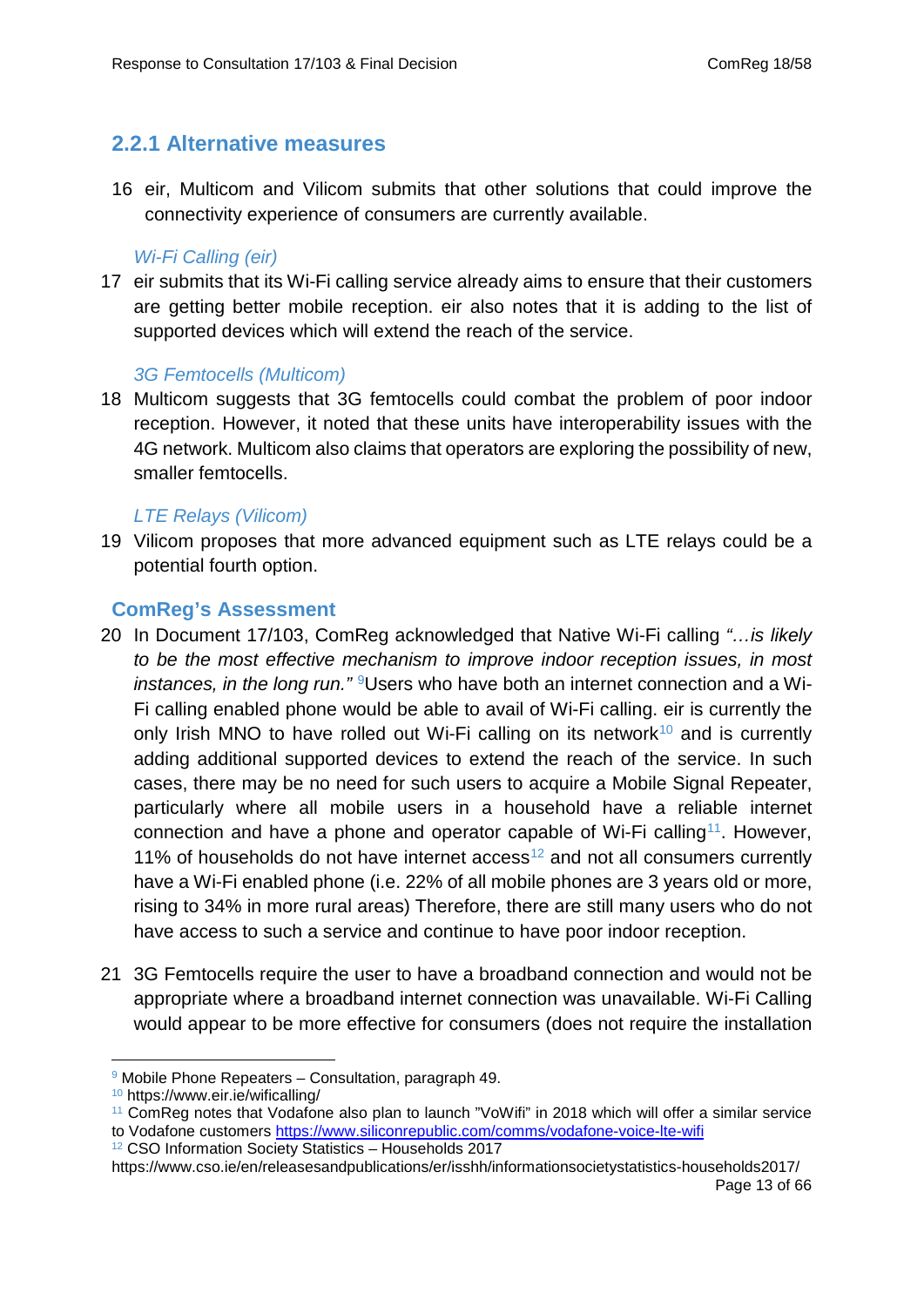### 2.2.1 Alternative measures

16 eir, Multicom and Vilicom submits that other solutions that could improve the connectivity experience of consumers are currently available.

*Wi-Fi Calling (eir)*

17 eir submits that its Wi-Fi calling service already aims to ensure that their customers are getting better mobile reception. eir also notes that it is adding to the list of supported devices which will extend the reach of the service.

*3G Femtocells (Multicom)*

18 Multicom suggests that 3G femtocells could combat the problem of poor indoor reception. However, it noted that these units have interoperability issues with the 4G network. Multicom also claims that operators are exploring the possibility of new, smaller femtocells.

*LTE Relays (Vilicom)*

19 Vilicom proposes that more advanced equipment such as LTE relays could be a potential fourth option.

#### ComReg's Assessment

20 In Document 17/103, ComReg acknowledged that Native Wi-Fi calling *"…is likely to be the most effective mechanism to improve indoor reception issues, in most instances, in the long run."* [9]Users who have both an internet connection and a Wi-Fi calling enabled phone would be able to avail of Wi-Fi calling. eir is currently the only Irish MNO to have rolled out Wi-Fi calling on its network[10] and is currently adding additional supported devices to extend the reach of the service. In such cases, there may be no need for such users to acquire a Mobile Signal Repeater, particularly where all mobile users in a household have a reliable internet connection and have a phone and operator capable of Wi-Fi calling[11]. However, 11% of households do not have internet access[12] and not all consumers currently have a Wi-Fi enabled phone (i.e. 22% of all mobile phones are 3 years old or more, rising to 34% in more rural areas) Therefore, there are still many users who do not have access to such a service and continue to have poor indoor reception.

21 3G Femtocells require the user to have a broadband connection and would not be appropriate where a broadband internet connection was unavailable. Wi-Fi Calling would appear to be more effective for consumers (does not require the installation

---

[9] Mobile Phone Repeaters – Consultation, paragraph 49.

[10] https://www.eir.ie/wificalling/

[11] ComReg notes that Vodafone also plan to launch "VoWifi" in 2018 which will offer a similar service to Vodafone customers https://www.siliconrepublic.com/comms/vodafone-voice-lte-wifi

[12] CSO Information Society Statistics – Households 2017 https://www.cso.ie/en/releasesandpublications/er/isshh/informationsocietystatistics-households2017/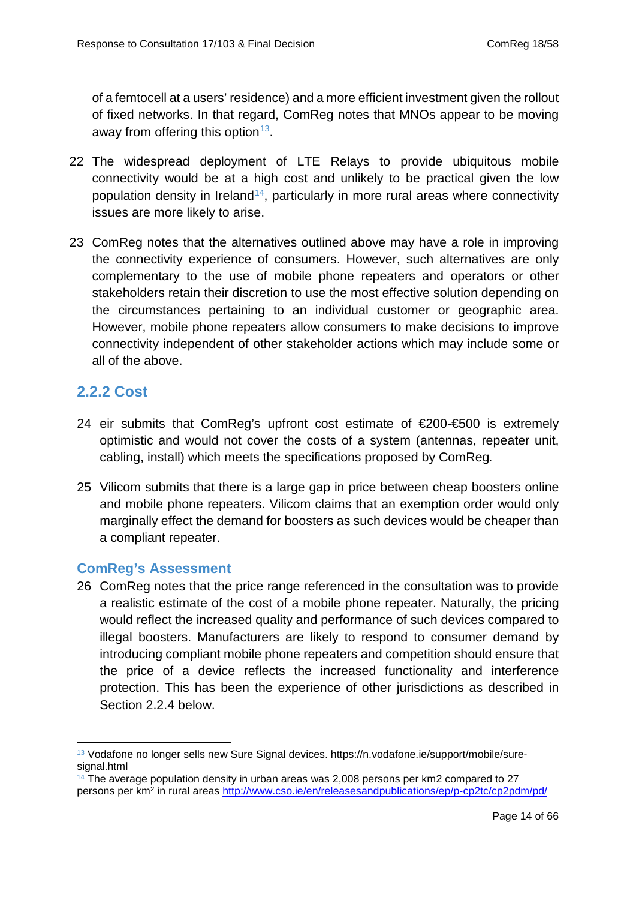of a femtocell at a users' residence) and a more efficient investment given the rollout of fixed networks. In that regard, ComReg notes that MNOs appear to be moving away from offering this option[13].

22 The widespread deployment of LTE Relays to provide ubiquitous mobile connectivity would be at a high cost and unlikely to be practical given the low population density in Ireland[14], particularly in more rural areas where connectivity issues are more likely to arise.

23 ComReg notes that the alternatives outlined above may have a role in improving the connectivity experience of consumers. However, such alternatives are only complementary to the use of mobile phone repeaters and operators or other stakeholders retain their discretion to use the most effective solution depending on the circumstances pertaining to an individual customer or geographic area. However, mobile phone repeaters allow consumers to make decisions to improve connectivity independent of other stakeholder actions which may include some or all of the above.

### 2.2.2 Cost

24 eir submits that ComReg's upfront cost estimate of €200-€500 is extremely optimistic and would not cover the costs of a system (antennas, repeater unit, cabling, install) which meets the specifications proposed by ComReg.

25 Vilicom submits that there is a large gap in price between cheap boosters online and mobile phone repeaters. Vilicom claims that an exemption order would only marginally effect the demand for boosters as such devices would be cheaper than a compliant repeater.

#### ComReg's Assessment

26 ComReg notes that the price range referenced in the consultation was to provide a realistic estimate of the cost of a mobile phone repeater. Naturally, the pricing would reflect the increased quality and performance of such devices compared to illegal boosters. Manufacturers are likely to respond to consumer demand by introducing compliant mobile phone repeaters and competition should ensure that the price of a device reflects the increased functionality and interference protection. This has been the experience of other jurisdictions as described in Section 2.2.4 below.

---

[13] Vodafone no longer sells new Sure Signal devices. https://n.vodafone.ie/support/mobile/sure-signal.html

[14] The average population density in urban areas was 2,008 persons per km2 compared to 27 persons per km$^2$ in rural areas http://www.cso.ie/en/releasesandpublications/ep/p-cp2tc/cp2pdm/pd/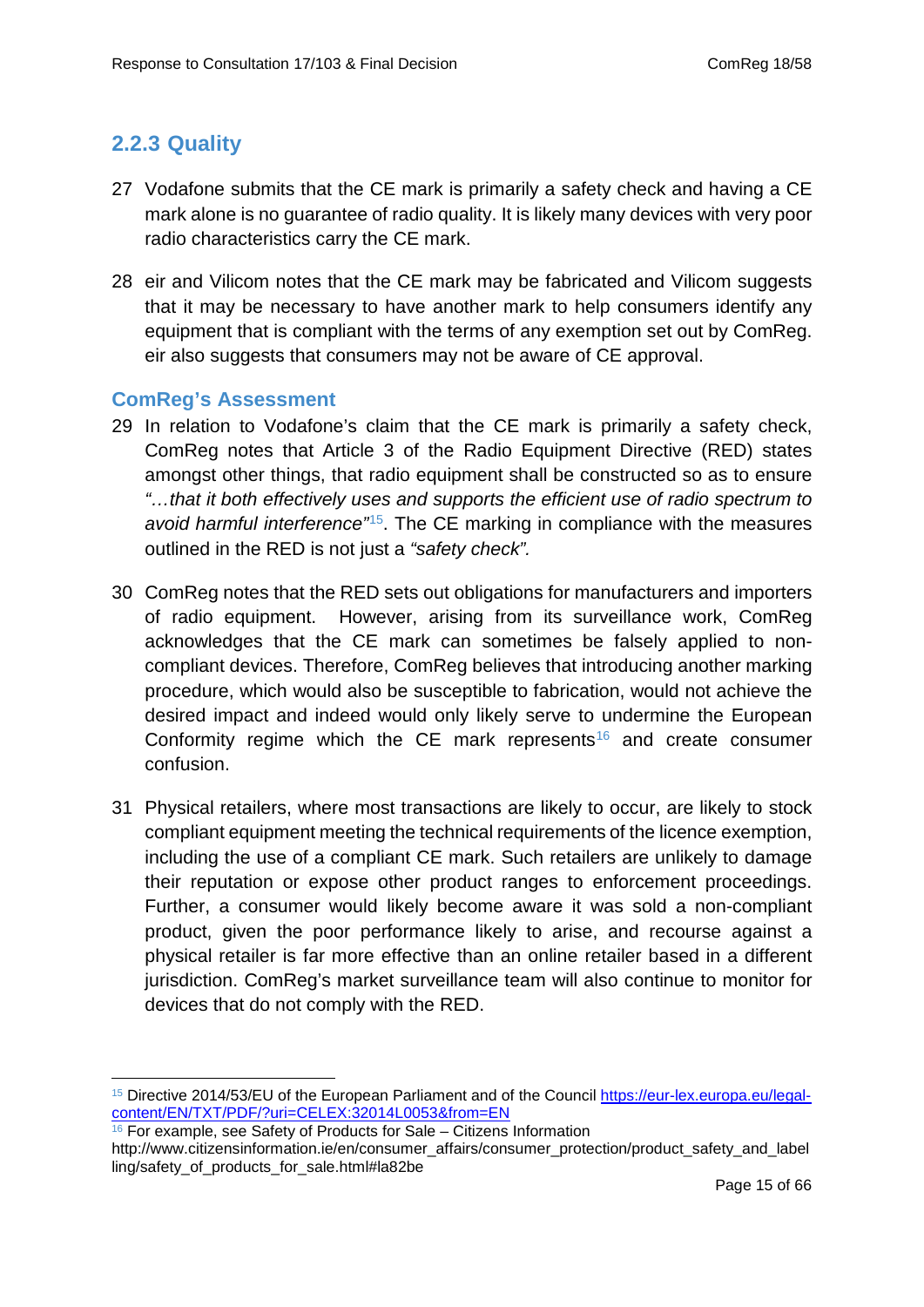### 2.2.3 Quality

27 Vodafone submits that the CE mark is primarily a safety check and having a CE mark alone is no guarantee of radio quality. It is likely many devices with very poor radio characteristics carry the CE mark.

28 eir and Vilicom notes that the CE mark may be fabricated and Vilicom suggests that it may be necessary to have another mark to help consumers identify any equipment that is compliant with the terms of any exemption set out by ComReg. eir also suggests that consumers may not be aware of CE approval.

#### ComReg's Assessment

29 In relation to Vodafone's claim that the CE mark is primarily a safety check, ComReg notes that Article 3 of the Radio Equipment Directive (RED) states amongst other things, that radio equipment shall be constructed so as to ensure *"…that it both effectively uses and supports the efficient use of radio spectrum to avoid harmful interference"*[15]. The CE marking in compliance with the measures outlined in the RED is not just a *"safety check".*

30 ComReg notes that the RED sets out obligations for manufacturers and importers of radio equipment. However, arising from its surveillance work, ComReg acknowledges that the CE mark can sometimes be falsely applied to non-compliant devices. Therefore, ComReg believes that introducing another marking procedure, which would also be susceptible to fabrication, would not achieve the desired impact and indeed would only likely serve to undermine the European Conformity regime which the CE mark represents[16] and create consumer confusion.

31 Physical retailers, where most transactions are likely to occur, are likely to stock compliant equipment meeting the technical requirements of the licence exemption, including the use of a compliant CE mark. Such retailers are unlikely to damage their reputation or expose other product ranges to enforcement proceedings. Further, a consumer would likely become aware it was sold a non-compliant product, given the poor performance likely to arise, and recourse against a physical retailer is far more effective than an online retailer based in a different jurisdiction. ComReg's market surveillance team will also continue to monitor for devices that do not comply with the RED.

---

[15] Directive 2014/53/EU of the European Parliament and of the Council https://eur-lex.europa.eu/legal-content/EN/TXT/PDF/?uri=CELEX:32014L0053&from=EN

[16] For example, see Safety of Products for Sale – Citizens Information http://www.citizensinformation.ie/en/consumer_affairs/consumer_protection/product_safety_and_labelling/safety_of_products_for_sale.html#la82be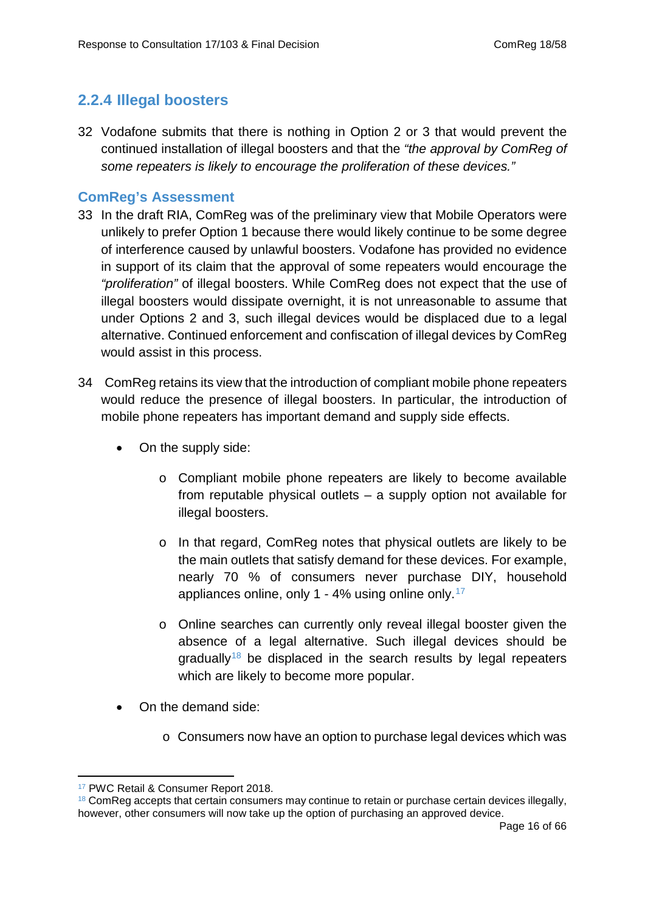### 2.2.4 Illegal boosters

32 Vodafone submits that there is nothing in Option 2 or 3 that would prevent the continued installation of illegal boosters and that the *"the approval by ComReg of some repeaters is likely to encourage the proliferation of these devices."*

#### ComReg's Assessment

33 In the draft RIA, ComReg was of the preliminary view that Mobile Operators were unlikely to prefer Option 1 because there would likely continue to be some degree of interference caused by unlawful boosters. Vodafone has provided no evidence in support of its claim that the approval of some repeaters would encourage the *"proliferation"* of illegal boosters. While ComReg does not expect that the use of illegal boosters would dissipate overnight, it is not unreasonable to assume that under Options 2 and 3, such illegal devices would be displaced due to a legal alternative. Continued enforcement and confiscation of illegal devices by ComReg would assist in this process.

34 ComReg retains its view that the introduction of compliant mobile phone repeaters would reduce the presence of illegal boosters. In particular, the introduction of mobile phone repeaters has important demand and supply side effects.

- On the supply side:
  - Compliant mobile phone repeaters are likely to become available from reputable physical outlets – a supply option not available for illegal boosters.
  - In that regard, ComReg notes that physical outlets are likely to be the main outlets that satisfy demand for these devices. For example, nearly 70 % of consumers never purchase DIY, household appliances online, only 1 - 4% using online only.[17]
  - Online searches can currently only reveal illegal booster given the absence of a legal alternative. Such illegal devices should be gradually[18] be displaced in the search results by legal repeaters which are likely to become more popular.
- On the demand side:
  - Consumers now have an option to purchase legal devices which was

[17] PWC Retail & Consumer Report 2018.

[18] ComReg accepts that certain consumers may continue to retain or purchase certain devices illegally, however, other consumers will now take up the option of purchasing an approved device.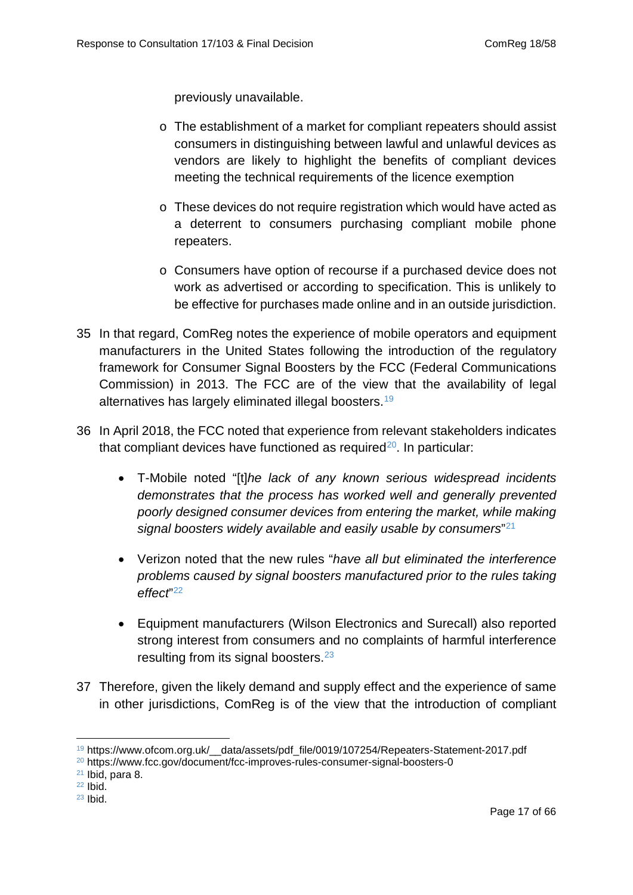previously unavailable.

- The establishment of a market for compliant repeaters should assist consumers in distinguishing between lawful and unlawful devices as vendors are likely to highlight the benefits of compliant devices meeting the technical requirements of the licence exemption
- These devices do not require registration which would have acted as a deterrent to consumers purchasing compliant mobile phone repeaters.
- Consumers have option of recourse if a purchased device does not work as advertised or according to specification. This is unlikely to be effective for purchases made online and in an outside jurisdiction.

35 In that regard, ComReg notes the experience of mobile operators and equipment manufacturers in the United States following the introduction of the regulatory framework for Consumer Signal Boosters by the FCC (Federal Communications Commission) in 2013. The FCC are of the view that the availability of legal alternatives has largely eliminated illegal boosters.[19]

36 In April 2018, the FCC noted that experience from relevant stakeholders indicates that compliant devices have functioned as required[20]. In particular:

- T-Mobile noted "[t]*he lack of any known serious widespread incidents demonstrates that the process has worked well and generally prevented poorly designed consumer devices from entering the market, while making signal boosters widely available and easily usable by consumers*"[21]
- Verizon noted that the new rules "*have all but eliminated the interference problems caused by signal boosters manufactured prior to the rules taking effect*"[22]
- Equipment manufacturers (Wilson Electronics and Surecall) also reported strong interest from consumers and no complaints of harmful interference resulting from its signal boosters.[23]

37 Therefore, given the likely demand and supply effect and the experience of same in other jurisdictions, ComReg is of the view that the introduction of compliant

[19] https://www.ofcom.org.uk/__data/assets/pdf_file/0019/107254/Repeaters-Statement-2017.pdf
[20] https://www.fcc.gov/document/fcc-improves-rules-consumer-signal-boosters-0
[21] Ibid, para 8.
[22] Ibid.
[23] Ibid.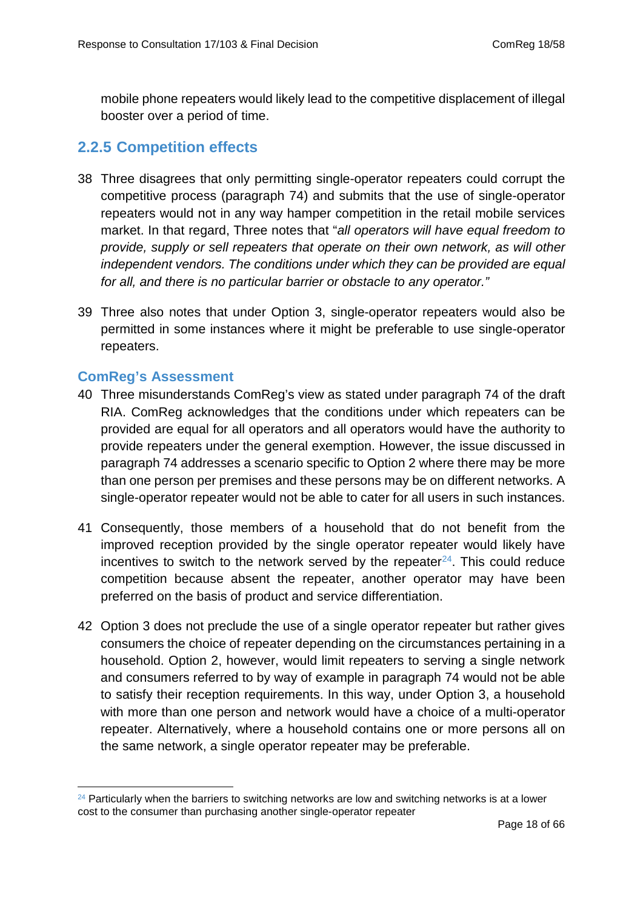mobile phone repeaters would likely lead to the competitive displacement of illegal booster over a period of time.

### 2.2.5 Competition effects

38 Three disagrees that only permitting single-operator repeaters could corrupt the competitive process (paragraph 74) and submits that the use of single-operator repeaters would not in any way hamper competition in the retail mobile services market. In that regard, Three notes that "*all operators will have equal freedom to provide, supply or sell repeaters that operate on their own network, as will other independent vendors. The conditions under which they can be provided are equal for all, and there is no particular barrier or obstacle to any operator.*"

39 Three also notes that under Option 3, single-operator repeaters would also be permitted in some instances where it might be preferable to use single-operator repeaters.

#### ComReg's Assessment

40 Three misunderstands ComReg's view as stated under paragraph 74 of the draft RIA. ComReg acknowledges that the conditions under which repeaters can be provided are equal for all operators and all operators would have the authority to provide repeaters under the general exemption. However, the issue discussed in paragraph 74 addresses a scenario specific to Option 2 where there may be more than one person per premises and these persons may be on different networks. A single-operator repeater would not be able to cater for all users in such instances.

41 Consequently, those members of a household that do not benefit from the improved reception provided by the single operator repeater would likely have incentives to switch to the network served by the repeater[24]. This could reduce competition because absent the repeater, another operator may have been preferred on the basis of product and service differentiation.

42 Option 3 does not preclude the use of a single operator repeater but rather gives consumers the choice of repeater depending on the circumstances pertaining in a household. Option 2, however, would limit repeaters to serving a single network and consumers referred to by way of example in paragraph 74 would not be able to satisfy their reception requirements. In this way, under Option 3, a household with more than one person and network would have a choice of a multi-operator repeater. Alternatively, where a household contains one or more persons all on the same network, a single operator repeater may be preferable.

---

[24] Particularly when the barriers to switching networks are low and switching networks is at a lower cost to the consumer than purchasing another single-operator repeater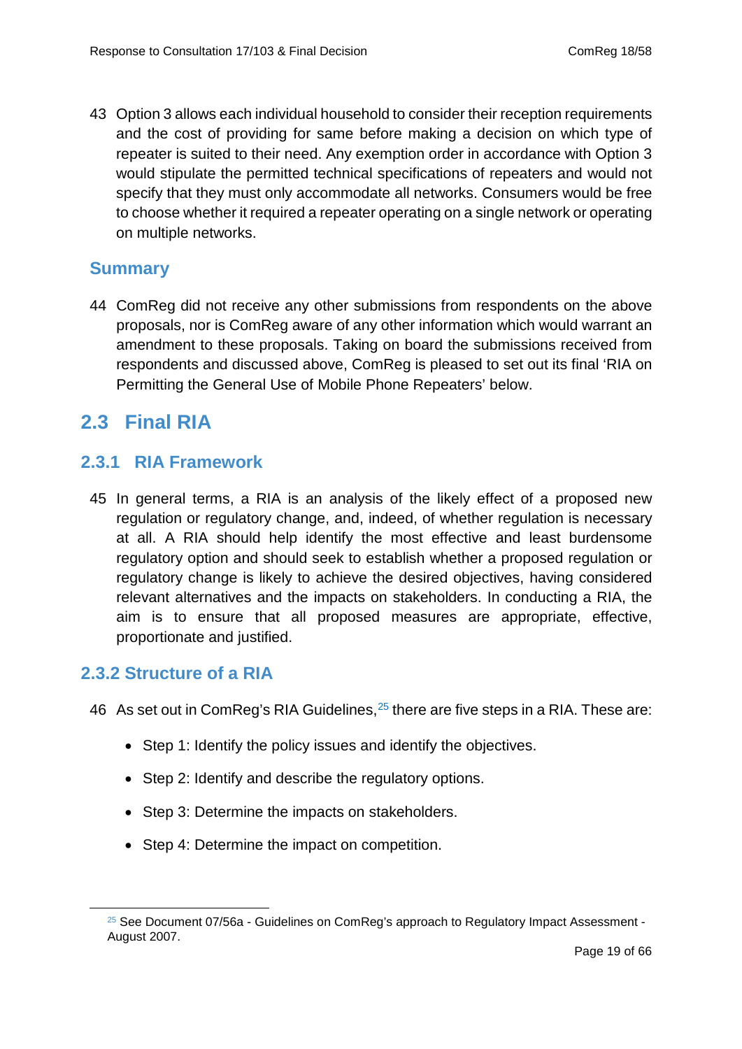43 Option 3 allows each individual household to consider their reception requirements and the cost of providing for same before making a decision on which type of repeater is suited to their need. Any exemption order in accordance with Option 3 would stipulate the permitted technical specifications of repeaters and would not specify that they must only accommodate all networks. Consumers would be free to choose whether it required a repeater operating on a single network or operating on multiple networks.

### Summary

44 ComReg did not receive any other submissions from respondents on the above proposals, nor is ComReg aware of any other information which would warrant an amendment to these proposals. Taking on board the submissions received from respondents and discussed above, ComReg is pleased to set out its final 'RIA on Permitting the General Use of Mobile Phone Repeaters' below.

## 2.3 Final RIA

### 2.3.1 RIA Framework

45 In general terms, a RIA is an analysis of the likely effect of a proposed new regulation or regulatory change, and, indeed, of whether regulation is necessary at all. A RIA should help identify the most effective and least burdensome regulatory option and should seek to establish whether a proposed regulation or regulatory change is likely to achieve the desired objectives, having considered relevant alternatives and the impacts on stakeholders. In conducting a RIA, the aim is to ensure that all proposed measures are appropriate, effective, proportionate and justified.

### 2.3.2 Structure of a RIA

46 As set out in ComReg's RIA Guidelines,[25] there are five steps in a RIA. These are:

- Step 1: Identify the policy issues and identify the objectives.
- Step 2: Identify and describe the regulatory options.
- Step 3: Determine the impacts on stakeholders.
- Step 4: Determine the impact on competition.

[25] See Document 07/56a - Guidelines on ComReg's approach to Regulatory Impact Assessment - August 2007.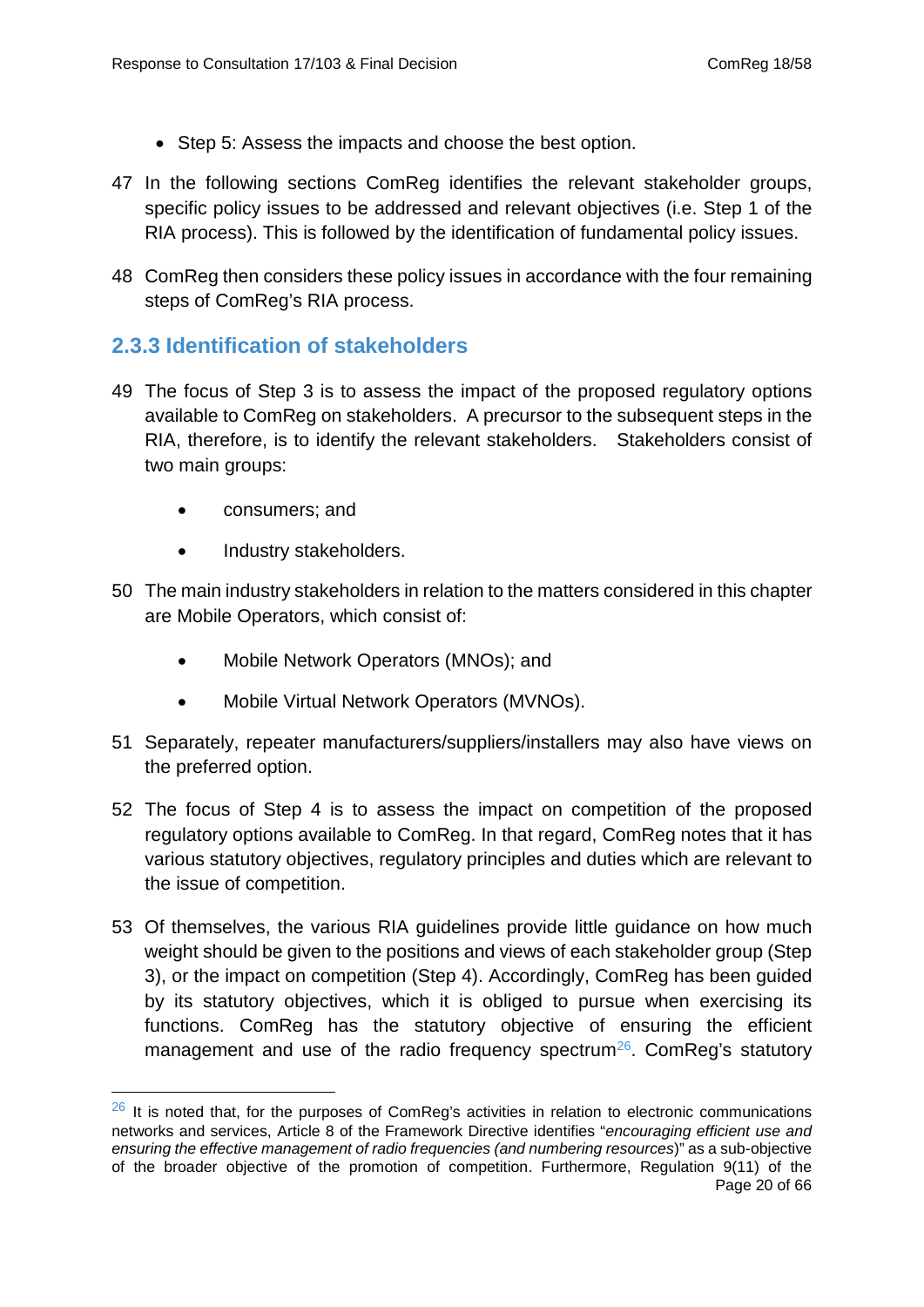- Step 5: Assess the impacts and choose the best option.

47 In the following sections ComReg identifies the relevant stakeholder groups, specific policy issues to be addressed and relevant objectives (i.e. Step 1 of the RIA process). This is followed by the identification of fundamental policy issues.

48 ComReg then considers these policy issues in accordance with the four remaining steps of ComReg's RIA process.

### 2.3.3 Identification of stakeholders

49 The focus of Step 3 is to assess the impact of the proposed regulatory options available to ComReg on stakeholders. A precursor to the subsequent steps in the RIA, therefore, is to identify the relevant stakeholders. Stakeholders consist of two main groups:

- consumers; and
- Industry stakeholders.

50 The main industry stakeholders in relation to the matters considered in this chapter are Mobile Operators, which consist of:

- Mobile Network Operators (MNOs); and
- Mobile Virtual Network Operators (MVNOs).

51 Separately, repeater manufacturers/suppliers/installers may also have views on the preferred option.

52 The focus of Step 4 is to assess the impact on competition of the proposed regulatory options available to ComReg. In that regard, ComReg notes that it has various statutory objectives, regulatory principles and duties which are relevant to the issue of competition.

53 Of themselves, the various RIA guidelines provide little guidance on how much weight should be given to the positions and views of each stakeholder group (Step 3), or the impact on competition (Step 4). Accordingly, ComReg has been guided by its statutory objectives, which it is obliged to pursue when exercising its functions. ComReg has the statutory objective of ensuring the efficient management and use of the radio frequency spectrum[26]. ComReg's statutory

[26] It is noted that, for the purposes of ComReg's activities in relation to electronic communications networks and services, Article 8 of the Framework Directive identifies "*encouraging efficient use and ensuring the effective management of radio frequencies (and numbering resources)*" as a sub-objective of the broader objective of the promotion of competition. Furthermore, Regulation 9(11) of the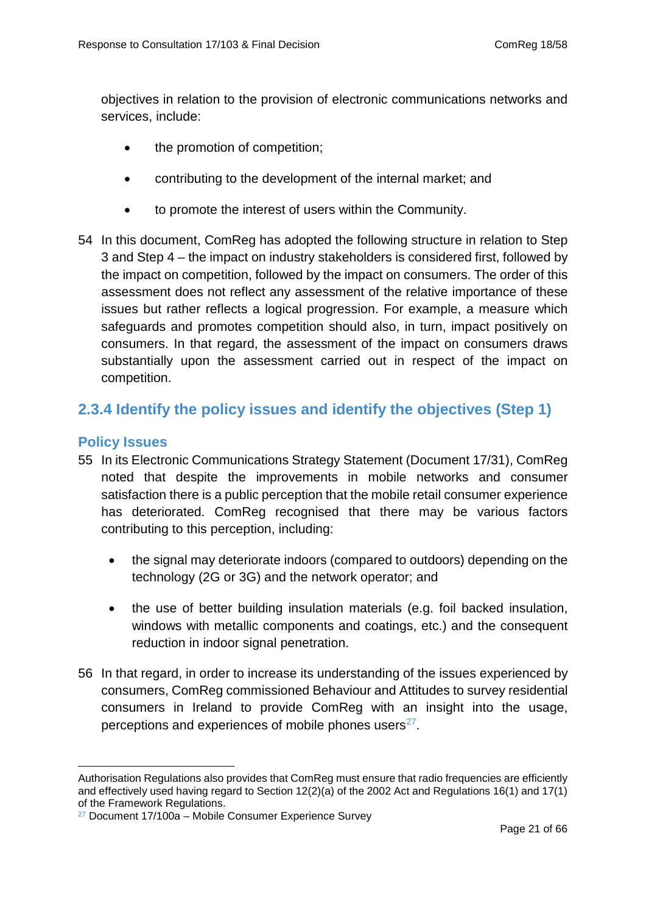objectives in relation to the provision of electronic communications networks and services, include:

- the promotion of competition;
- contributing to the development of the internal market; and
- to promote the interest of users within the Community.

54 In this document, ComReg has adopted the following structure in relation to Step 3 and Step 4 – the impact on industry stakeholders is considered first, followed by the impact on competition, followed by the impact on consumers. The order of this assessment does not reflect any assessment of the relative importance of these issues but rather reflects a logical progression. For example, a measure which safeguards and promotes competition should also, in turn, impact positively on consumers. In that regard, the assessment of the impact on consumers draws substantially upon the assessment carried out in respect of the impact on competition.

### 2.3.4 Identify the policy issues and identify the objectives (Step 1)

#### Policy Issues

55 In its Electronic Communications Strategy Statement (Document 17/31), ComReg noted that despite the improvements in mobile networks and consumer satisfaction there is a public perception that the mobile retail consumer experience has deteriorated. ComReg recognised that there may be various factors contributing to this perception, including:

- the signal may deteriorate indoors (compared to outdoors) depending on the technology (2G or 3G) and the network operator; and
- the use of better building insulation materials (e.g. foil backed insulation, windows with metallic components and coatings, etc.) and the consequent reduction in indoor signal penetration.

56 In that regard, in order to increase its understanding of the issues experienced by consumers, ComReg commissioned Behaviour and Attitudes to survey residential consumers in Ireland to provide ComReg with an insight into the usage, perceptions and experiences of mobile phones users[27].

---

Authorisation Regulations also provides that ComReg must ensure that radio frequencies are efficiently and effectively used having regard to Section 12(2)(a) of the 2002 Act and Regulations 16(1) and 17(1) of the Framework Regulations.

[27] Document 17/100a – Mobile Consumer Experience Survey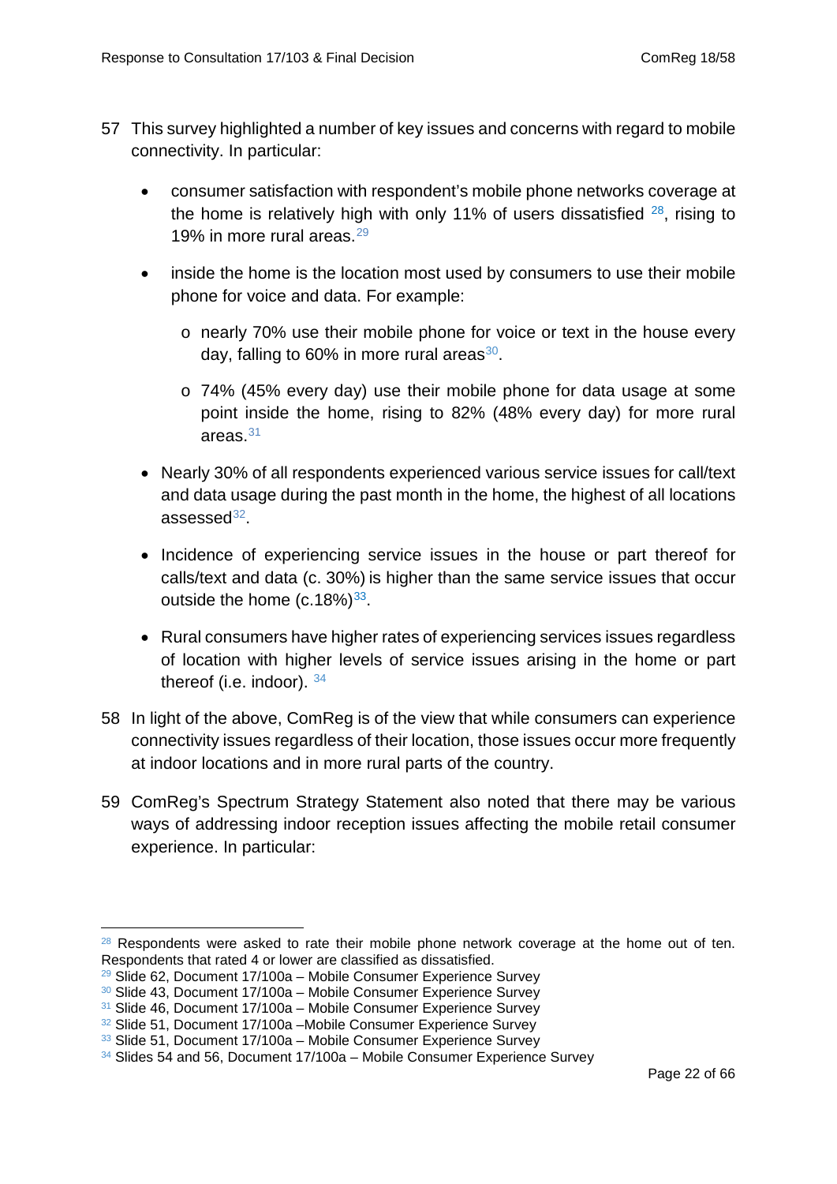57 This survey highlighted a number of key issues and concerns with regard to mobile connectivity. In particular:

- consumer satisfaction with respondent's mobile phone networks coverage at the home is relatively high with only 11% of users dissatisfied [28], rising to 19% in more rural areas.[29]
- inside the home is the location most used by consumers to use their mobile phone for voice and data. For example:
  - nearly 70% use their mobile phone for voice or text in the house every day, falling to 60% in more rural areas[30].
  - 74% (45% every day) use their mobile phone for data usage at some point inside the home, rising to 82% (48% every day) for more rural areas.[31]
- Nearly 30% of all respondents experienced various service issues for call/text and data usage during the past month in the home, the highest of all locations assessed[32].
- Incidence of experiencing service issues in the house or part thereof for calls/text and data (c. 30%) is higher than the same service issues that occur outside the home (c.18%)[33].
- Rural consumers have higher rates of experiencing services issues regardless of location with higher levels of service issues arising in the home or part thereof (i.e. indoor). [34]

58 In light of the above, ComReg is of the view that while consumers can experience connectivity issues regardless of their location, those issues occur more frequently at indoor locations and in more rural parts of the country.

59 ComReg's Spectrum Strategy Statement also noted that there may be various ways of addressing indoor reception issues affecting the mobile retail consumer experience. In particular:

---

[28] Respondents were asked to rate their mobile phone network coverage at the home out of ten. Respondents that rated 4 or lower are classified as dissatisfied.

[29] Slide 62, Document 17/100a – Mobile Consumer Experience Survey

[30] Slide 43, Document 17/100a – Mobile Consumer Experience Survey

[31] Slide 46, Document 17/100a – Mobile Consumer Experience Survey

[32] Slide 51, Document 17/100a –Mobile Consumer Experience Survey

[33] Slide 51, Document 17/100a – Mobile Consumer Experience Survey

[34] Slides 54 and 56, Document 17/100a – Mobile Consumer Experience Survey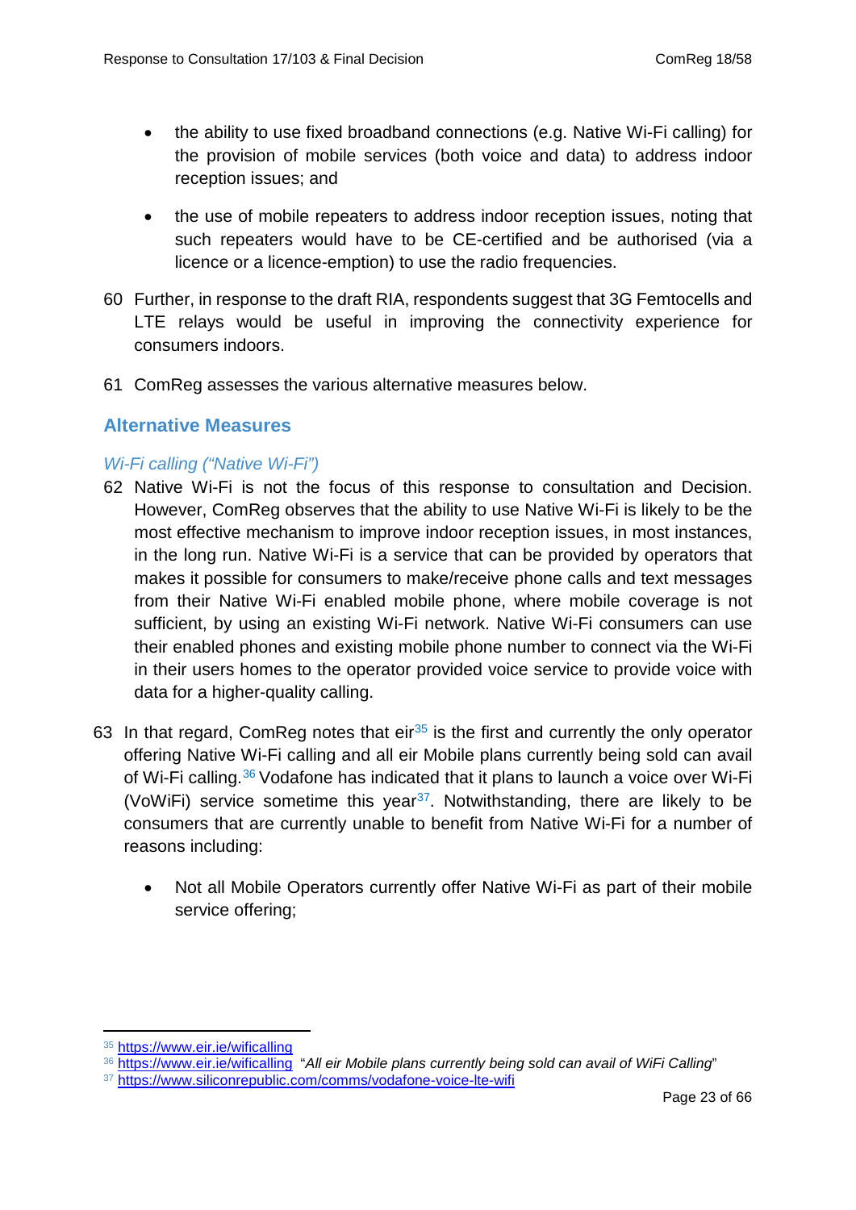- the ability to use fixed broadband connections (e.g. Native Wi-Fi calling) for the provision of mobile services (both voice and data) to address indoor reception issues; and

- the use of mobile repeaters to address indoor reception issues, noting that such repeaters would have to be CE-certified and be authorised (via a licence or a licence-emption) to use the radio frequencies.

60 Further, in response to the draft RIA, respondents suggest that 3G Femtocells and LTE relays would be useful in improving the connectivity experience for consumers indoors.

61 ComReg assesses the various alternative measures below.

## Alternative Measures

### *Wi-Fi calling ("Native Wi-Fi")*

62 Native Wi-Fi is not the focus of this response to consultation and Decision. However, ComReg observes that the ability to use Native Wi-Fi is likely to be the most effective mechanism to improve indoor reception issues, in most instances, in the long run. Native Wi-Fi is a service that can be provided by operators that makes it possible for consumers to make/receive phone calls and text messages from their Native Wi-Fi enabled mobile phone, where mobile coverage is not sufficient, by using an existing Wi-Fi network. Native Wi-Fi consumers can use their enabled phones and existing mobile phone number to connect via the Wi-Fi in their users homes to the operator provided voice service to provide voice with data for a higher-quality calling.

63 In that regard, ComReg notes that eir[35] is the first and currently the only operator offering Native Wi-Fi calling and all eir Mobile plans currently being sold can avail of Wi-Fi calling.[36] Vodafone has indicated that it plans to launch a voice over Wi-Fi (VoWiFi) service sometime this year[37]. Notwithstanding, there are likely to be consumers that are currently unable to benefit from Native Wi-Fi for a number of reasons including:

- Not all Mobile Operators currently offer Native Wi-Fi as part of their mobile service offering;

---

[35] https://www.eir.ie/wificalling

[36] https://www.eir.ie/wificalling "*All eir Mobile plans currently being sold can avail of WiFi Calling*"

[37] https://www.siliconrepublic.com/comms/vodafone-voice-lte-wifi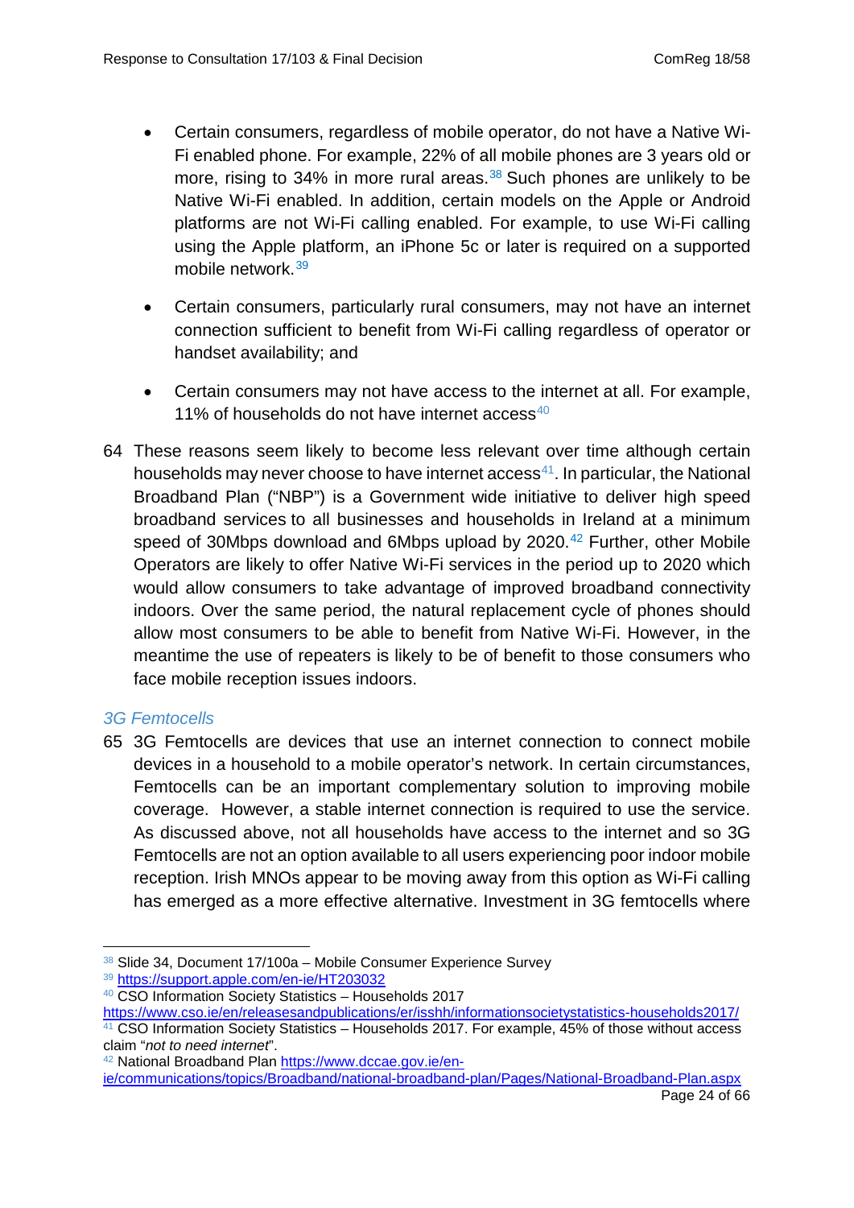- Certain consumers, regardless of mobile operator, do not have a Native Wi-Fi enabled phone. For example, 22% of all mobile phones are 3 years old or more, rising to 34% in more rural areas.[38] Such phones are unlikely to be Native Wi-Fi enabled. In addition, certain models on the Apple or Android platforms are not Wi-Fi calling enabled. For example, to use Wi-Fi calling using the Apple platform, an iPhone 5c or later is required on a supported mobile network.[39]
- Certain consumers, particularly rural consumers, may not have an internet connection sufficient to benefit from Wi-Fi calling regardless of operator or handset availability; and
- Certain consumers may not have access to the internet at all. For example, 11% of households do not have internet access[40]

64 These reasons seem likely to become less relevant over time although certain households may never choose to have internet access[41]. In particular, the National Broadband Plan ("NBP") is a Government wide initiative to deliver high speed broadband services to all businesses and households in Ireland at a minimum speed of 30Mbps download and 6Mbps upload by 2020.[42] Further, other Mobile Operators are likely to offer Native Wi-Fi services in the period up to 2020 which would allow consumers to take advantage of improved broadband connectivity indoors. Over the same period, the natural replacement cycle of phones should allow most consumers to be able to benefit from Native Wi-Fi. However, in the meantime the use of repeaters is likely to be of benefit to those consumers who face mobile reception issues indoors.

### *3G Femtocells*

65 3G Femtocells are devices that use an internet connection to connect mobile devices in a household to a mobile operator's network. In certain circumstances, Femtocells can be an important complementary solution to improving mobile coverage. However, a stable internet connection is required to use the service. As discussed above, not all households have access to the internet and so 3G Femtocells are not an option available to all users experiencing poor indoor mobile reception. Irish MNOs appear to be moving away from this option as Wi-Fi calling has emerged as a more effective alternative. Investment in 3G femtocells where

---

[38] Slide 34, Document 17/100a – Mobile Consumer Experience Survey

[39] https://support.apple.com/en-ie/HT203032

[40] CSO Information Society Statistics – Households 2017 https://www.cso.ie/en/releasesandpublications/er/isshh/informationsocietystatistics-households2017/

[41] CSO Information Society Statistics – Households 2017. For example, 45% of those without access claim "*not to need internet*".

[42] National Broadband Plan https://www.dccae.gov.ie/en-ie/communications/topics/Broadband/national-broadband-plan/Pages/National-Broadband-Plan.aspx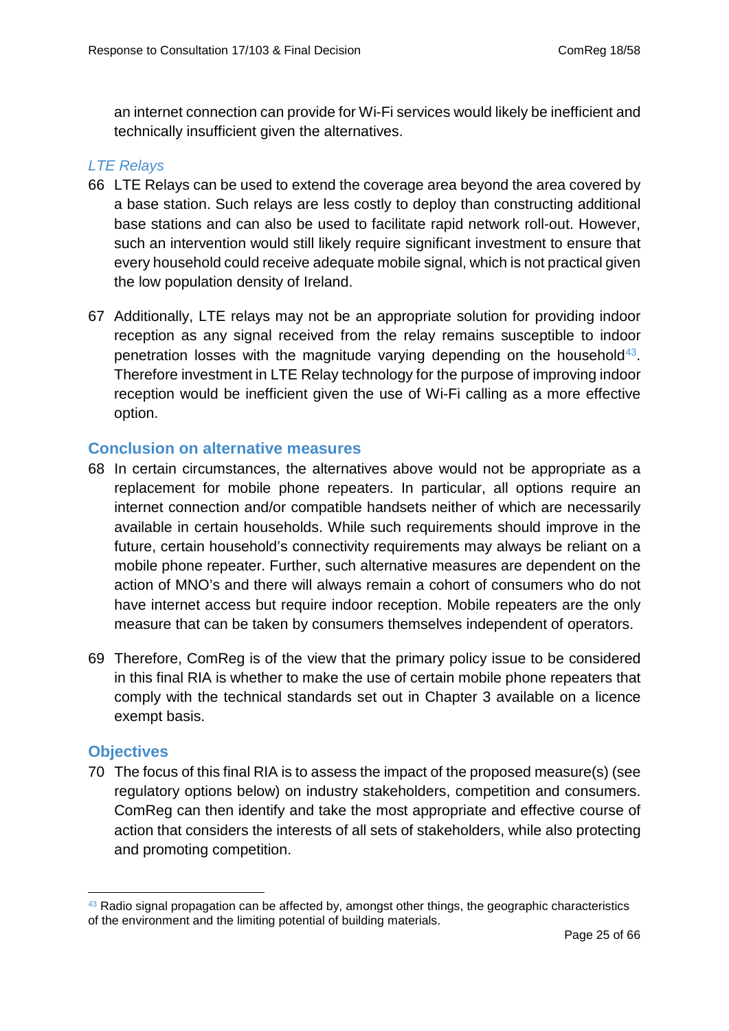an internet connection can provide for Wi-Fi services would likely be inefficient and technically insufficient given the alternatives.

### *LTE Relays*

66 LTE Relays can be used to extend the coverage area beyond the area covered by a base station. Such relays are less costly to deploy than constructing additional base stations and can also be used to facilitate rapid network roll-out. However, such an intervention would still likely require significant investment to ensure that every household could receive adequate mobile signal, which is not practical given the low population density of Ireland.

67 Additionally, LTE relays may not be an appropriate solution for providing indoor reception as any signal received from the relay remains susceptible to indoor penetration losses with the magnitude varying depending on the household[43]. Therefore investment in LTE Relay technology for the purpose of improving indoor reception would be inefficient given the use of Wi-Fi calling as a more effective option.

## Conclusion on alternative measures

68 In certain circumstances, the alternatives above would not be appropriate as a replacement for mobile phone repeaters. In particular, all options require an internet connection and/or compatible handsets neither of which are necessarily available in certain households. While such requirements should improve in the future, certain household's connectivity requirements may always be reliant on a mobile phone repeater. Further, such alternative measures are dependent on the action of MNO's and there will always remain a cohort of consumers who do not have internet access but require indoor reception. Mobile repeaters are the only measure that can be taken by consumers themselves independent of operators.

69 Therefore, ComReg is of the view that the primary policy issue to be considered in this final RIA is whether to make the use of certain mobile phone repeaters that comply with the technical standards set out in Chapter 3 available on a licence exempt basis.

## Objectives

70 The focus of this final RIA is to assess the impact of the proposed measure(s) (see regulatory options below) on industry stakeholders, competition and consumers. ComReg can then identify and take the most appropriate and effective course of action that considers the interests of all sets of stakeholders, while also protecting and promoting competition.

---

[43] Radio signal propagation can be affected by, amongst other things, the geographic characteristics of the environment and the limiting potential of building materials.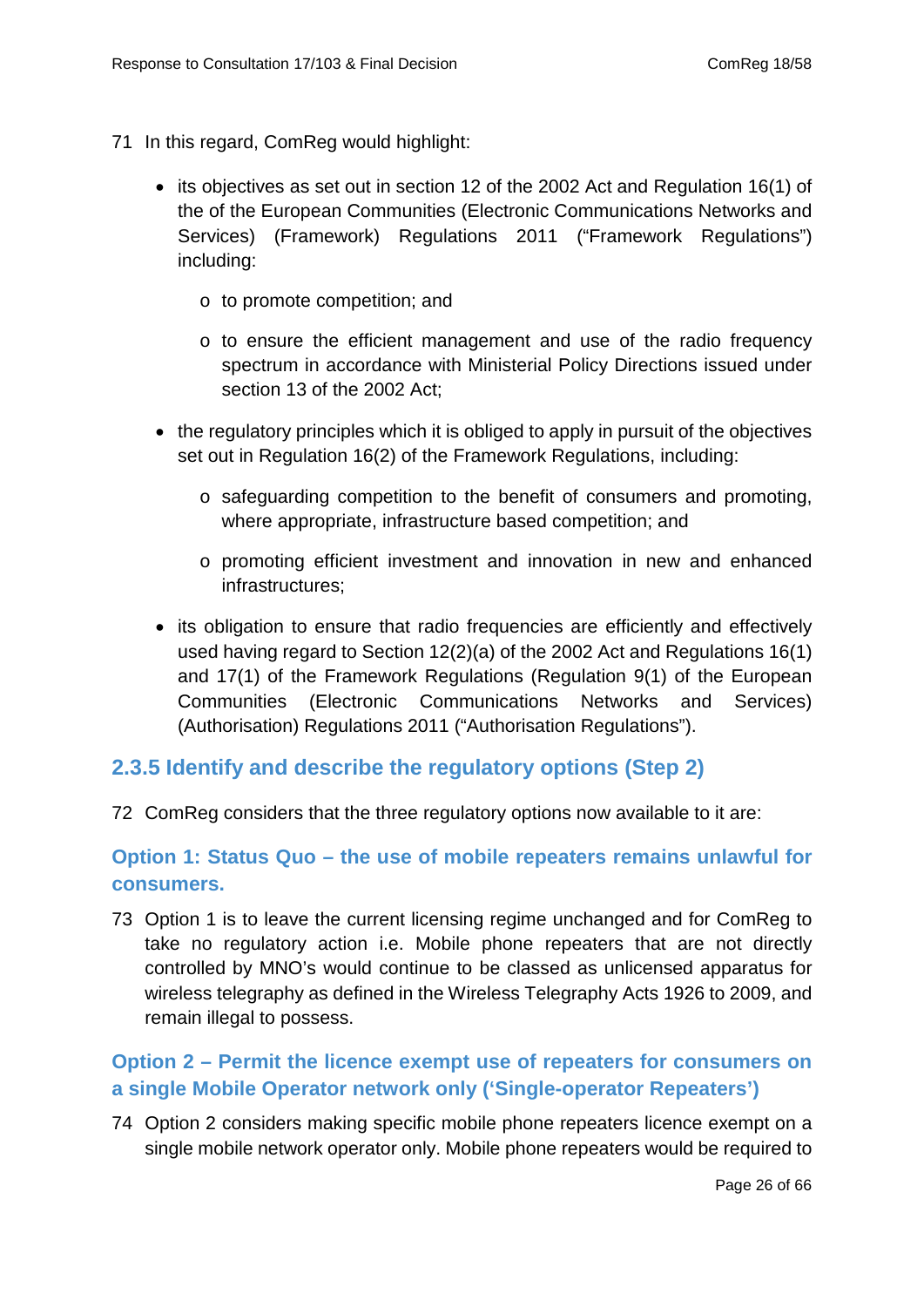71 In this regard, ComReg would highlight:

- its objectives as set out in section 12 of the 2002 Act and Regulation 16(1) of the of the European Communities (Electronic Communications Networks and Services) (Framework) Regulations 2011 ("Framework Regulations") including:
  - to promote competition; and
  - to ensure the efficient management and use of the radio frequency spectrum in accordance with Ministerial Policy Directions issued under section 13 of the 2002 Act;
- the regulatory principles which it is obliged to apply in pursuit of the objectives set out in Regulation 16(2) of the Framework Regulations, including:
  - safeguarding competition to the benefit of consumers and promoting, where appropriate, infrastructure based competition; and
  - promoting efficient investment and innovation in new and enhanced infrastructures;
- its obligation to ensure that radio frequencies are efficiently and effectively used having regard to Section 12(2)(a) of the 2002 Act and Regulations 16(1) and 17(1) of the Framework Regulations (Regulation 9(1) of the European Communities (Electronic Communications Networks and Services) (Authorisation) Regulations 2011 ("Authorisation Regulations").

### 2.3.5 Identify and describe the regulatory options (Step 2)

72 ComReg considers that the three regulatory options now available to it are:

#### Option 1: Status Quo – the use of mobile repeaters remains unlawful for consumers.

73 Option 1 is to leave the current licensing regime unchanged and for ComReg to take no regulatory action i.e. Mobile phone repeaters that are not directly controlled by MNO's would continue to be classed as unlicensed apparatus for wireless telegraphy as defined in the Wireless Telegraphy Acts 1926 to 2009, and remain illegal to possess.

#### Option 2 – Permit the licence exempt use of repeaters for consumers on a single Mobile Operator network only ('Single-operator Repeaters')

74 Option 2 considers making specific mobile phone repeaters licence exempt on a single mobile network operator only. Mobile phone repeaters would be required to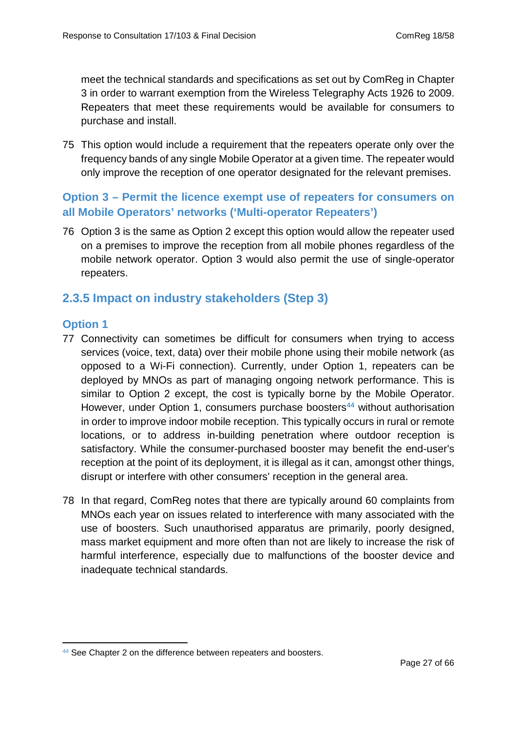meet the technical standards and specifications as set out by ComReg in Chapter 3 in order to warrant exemption from the Wireless Telegraphy Acts 1926 to 2009. Repeaters that meet these requirements would be available for consumers to purchase and install.

75 This option would include a requirement that the repeaters operate only over the frequency bands of any single Mobile Operator at a given time. The repeater would only improve the reception of one operator designated for the relevant premises.

### Option 3 – Permit the licence exempt use of repeaters for consumers on all Mobile Operators' networks ('Multi-operator Repeaters')

76 Option 3 is the same as Option 2 except this option would allow the repeater used on a premises to improve the reception from all mobile phones regardless of the mobile network operator. Option 3 would also permit the use of single-operator repeaters.

## 2.3.5 Impact on industry stakeholders (Step 3)

### Option 1

77 Connectivity can sometimes be difficult for consumers when trying to access services (voice, text, data) over their mobile phone using their mobile network (as opposed to a Wi-Fi connection). Currently, under Option 1, repeaters can be deployed by MNOs as part of managing ongoing network performance. This is similar to Option 2 except, the cost is typically borne by the Mobile Operator. However, under Option 1, consumers purchase boosters[44] without authorisation in order to improve indoor mobile reception. This typically occurs in rural or remote locations, or to address in-building penetration where outdoor reception is satisfactory. While the consumer-purchased booster may benefit the end-user's reception at the point of its deployment, it is illegal as it can, amongst other things, disrupt or interfere with other consumers' reception in the general area.

78 In that regard, ComReg notes that there are typically around 60 complaints from MNOs each year on issues related to interference with many associated with the use of boosters. Such unauthorised apparatus are primarily, poorly designed, mass market equipment and more often than not are likely to increase the risk of harmful interference, especially due to malfunctions of the booster device and inadequate technical standards.

[44] See Chapter 2 on the difference between repeaters and boosters.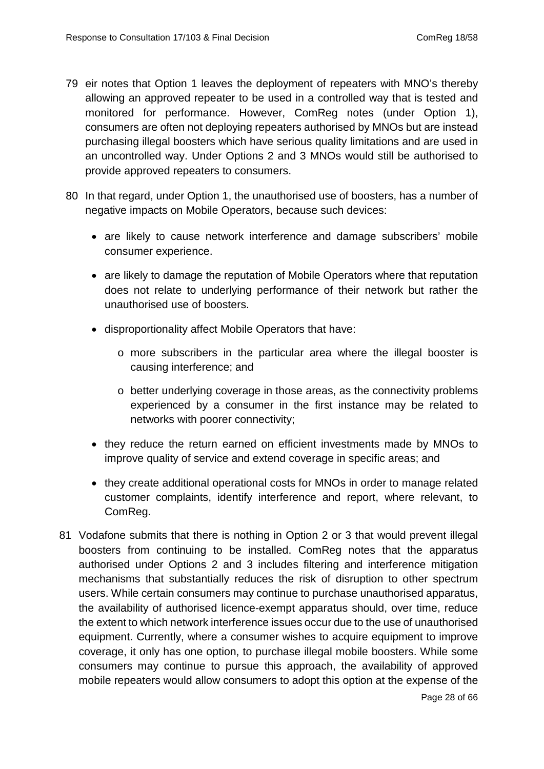79 eir notes that Option 1 leaves the deployment of repeaters with MNO's thereby allowing an approved repeater to be used in a controlled way that is tested and monitored for performance. However, ComReg notes (under Option 1), consumers are often not deploying repeaters authorised by MNOs but are instead purchasing illegal boosters which have serious quality limitations and are used in an uncontrolled way. Under Options 2 and 3 MNOs would still be authorised to provide approved repeaters to consumers.

80 In that regard, under Option 1, the unauthorised use of boosters, has a number of negative impacts on Mobile Operators, because such devices:

- are likely to cause network interference and damage subscribers' mobile consumer experience.
- are likely to damage the reputation of Mobile Operators where that reputation does not relate to underlying performance of their network but rather the unauthorised use of boosters.
- disproportionality affect Mobile Operators that have:
  - more subscribers in the particular area where the illegal booster is causing interference; and
  - better underlying coverage in those areas, as the connectivity problems experienced by a consumer in the first instance may be related to networks with poorer connectivity;
- they reduce the return earned on efficient investments made by MNOs to improve quality of service and extend coverage in specific areas; and
- they create additional operational costs for MNOs in order to manage related customer complaints, identify interference and report, where relevant, to ComReg.

81 Vodafone submits that there is nothing in Option 2 or 3 that would prevent illegal boosters from continuing to be installed. ComReg notes that the apparatus authorised under Options 2 and 3 includes filtering and interference mitigation mechanisms that substantially reduces the risk of disruption to other spectrum users. While certain consumers may continue to purchase unauthorised apparatus, the availability of authorised licence-exempt apparatus should, over time, reduce the extent to which network interference issues occur due to the use of unauthorised equipment. Currently, where a consumer wishes to acquire equipment to improve coverage, it only has one option, to purchase illegal mobile boosters. While some consumers may continue to pursue this approach, the availability of approved mobile repeaters would allow consumers to adopt this option at the expense of the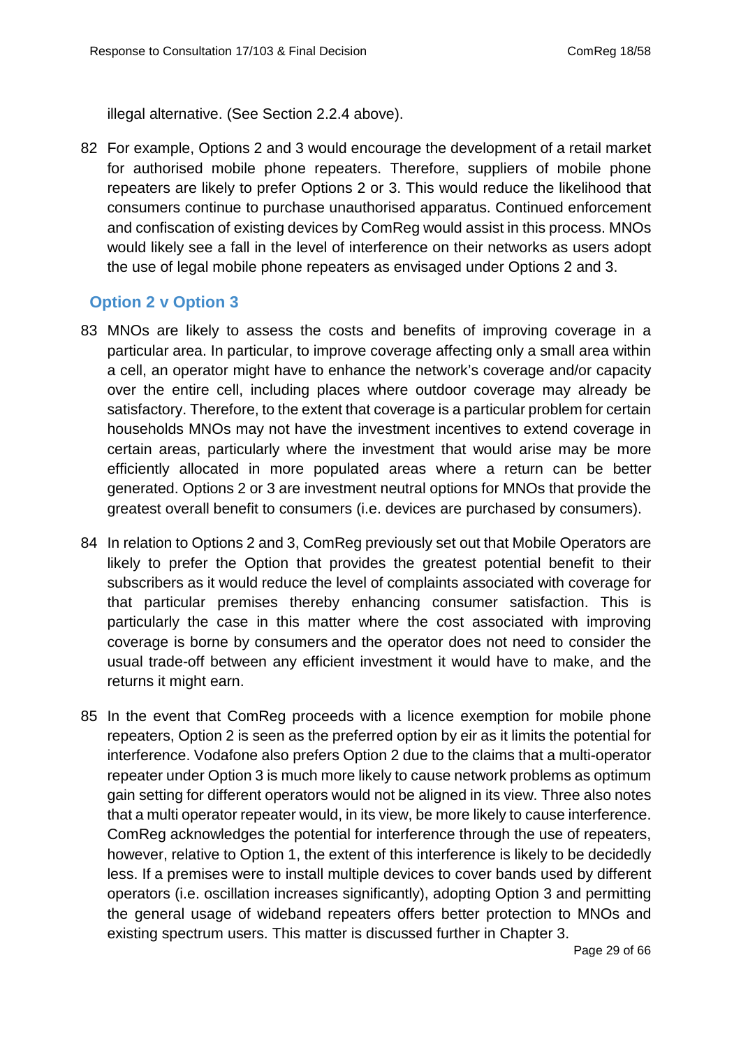illegal alternative. (See Section 2.2.4 above).

82 For example, Options 2 and 3 would encourage the development of a retail market for authorised mobile phone repeaters. Therefore, suppliers of mobile phone repeaters are likely to prefer Options 2 or 3. This would reduce the likelihood that consumers continue to purchase unauthorised apparatus. Continued enforcement and confiscation of existing devices by ComReg would assist in this process. MNOs would likely see a fall in the level of interference on their networks as users adopt the use of legal mobile phone repeaters as envisaged under Options 2 and 3.

### Option 2 v Option 3

83 MNOs are likely to assess the costs and benefits of improving coverage in a particular area. In particular, to improve coverage affecting only a small area within a cell, an operator might have to enhance the network's coverage and/or capacity over the entire cell, including places where outdoor coverage may already be satisfactory. Therefore, to the extent that coverage is a particular problem for certain households MNOs may not have the investment incentives to extend coverage in certain areas, particularly where the investment that would arise may be more efficiently allocated in more populated areas where a return can be better generated. Options 2 or 3 are investment neutral options for MNOs that provide the greatest overall benefit to consumers (i.e. devices are purchased by consumers).

84 In relation to Options 2 and 3, ComReg previously set out that Mobile Operators are likely to prefer the Option that provides the greatest potential benefit to their subscribers as it would reduce the level of complaints associated with coverage for that particular premises thereby enhancing consumer satisfaction. This is particularly the case in this matter where the cost associated with improving coverage is borne by consumers and the operator does not need to consider the usual trade-off between any efficient investment it would have to make, and the returns it might earn.

85 In the event that ComReg proceeds with a licence exemption for mobile phone repeaters, Option 2 is seen as the preferred option by eir as it limits the potential for interference. Vodafone also prefers Option 2 due to the claims that a multi-operator repeater under Option 3 is much more likely to cause network problems as optimum gain setting for different operators would not be aligned in its view. Three also notes that a multi operator repeater would, in its view, be more likely to cause interference. ComReg acknowledges the potential for interference through the use of repeaters, however, relative to Option 1, the extent of this interference is likely to be decidedly less. If a premises were to install multiple devices to cover bands used by different operators (i.e. oscillation increases significantly), adopting Option 3 and permitting the general usage of wideband repeaters offers better protection to MNOs and existing spectrum users. This matter is discussed further in Chapter 3.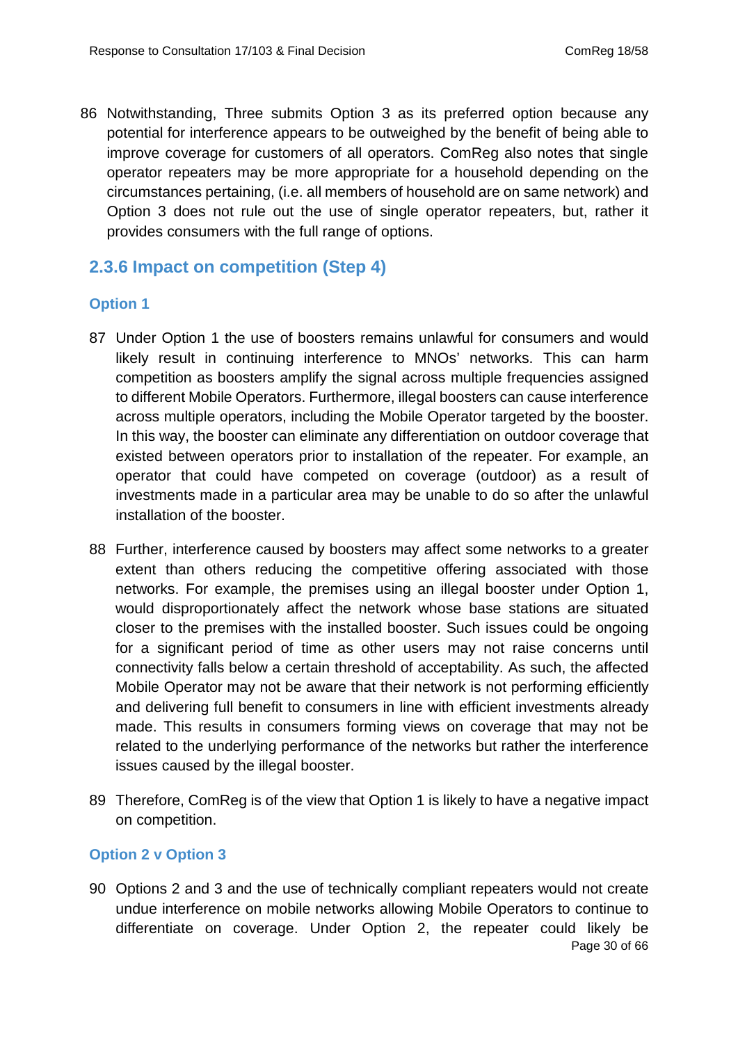86 Notwithstanding, Three submits Option 3 as its preferred option because any potential for interference appears to be outweighed by the benefit of being able to improve coverage for customers of all operators. ComReg also notes that single operator repeaters may be more appropriate for a household depending on the circumstances pertaining, (i.e. all members of household are on same network) and Option 3 does not rule out the use of single operator repeaters, but, rather it provides consumers with the full range of options.

### 2.3.6 Impact on competition (Step 4)

#### Option 1

87 Under Option 1 the use of boosters remains unlawful for consumers and would likely result in continuing interference to MNOs' networks. This can harm competition as boosters amplify the signal across multiple frequencies assigned to different Mobile Operators. Furthermore, illegal boosters can cause interference across multiple operators, including the Mobile Operator targeted by the booster. In this way, the booster can eliminate any differentiation on outdoor coverage that existed between operators prior to installation of the repeater. For example, an operator that could have competed on coverage (outdoor) as a result of investments made in a particular area may be unable to do so after the unlawful installation of the booster.

88 Further, interference caused by boosters may affect some networks to a greater extent than others reducing the competitive offering associated with those networks. For example, the premises using an illegal booster under Option 1, would disproportionately affect the network whose base stations are situated closer to the premises with the installed booster. Such issues could be ongoing for a significant period of time as other users may not raise concerns until connectivity falls below a certain threshold of acceptability. As such, the affected Mobile Operator may not be aware that their network is not performing efficiently and delivering full benefit to consumers in line with efficient investments already made. This results in consumers forming views on coverage that may not be related to the underlying performance of the networks but rather the interference issues caused by the illegal booster.

89 Therefore, ComReg is of the view that Option 1 is likely to have a negative impact on competition.

#### Option 2 v Option 3

90 Options 2 and 3 and the use of technically compliant repeaters would not create undue interference on mobile networks allowing Mobile Operators to continue to differentiate on coverage. Under Option 2, the repeater could likely be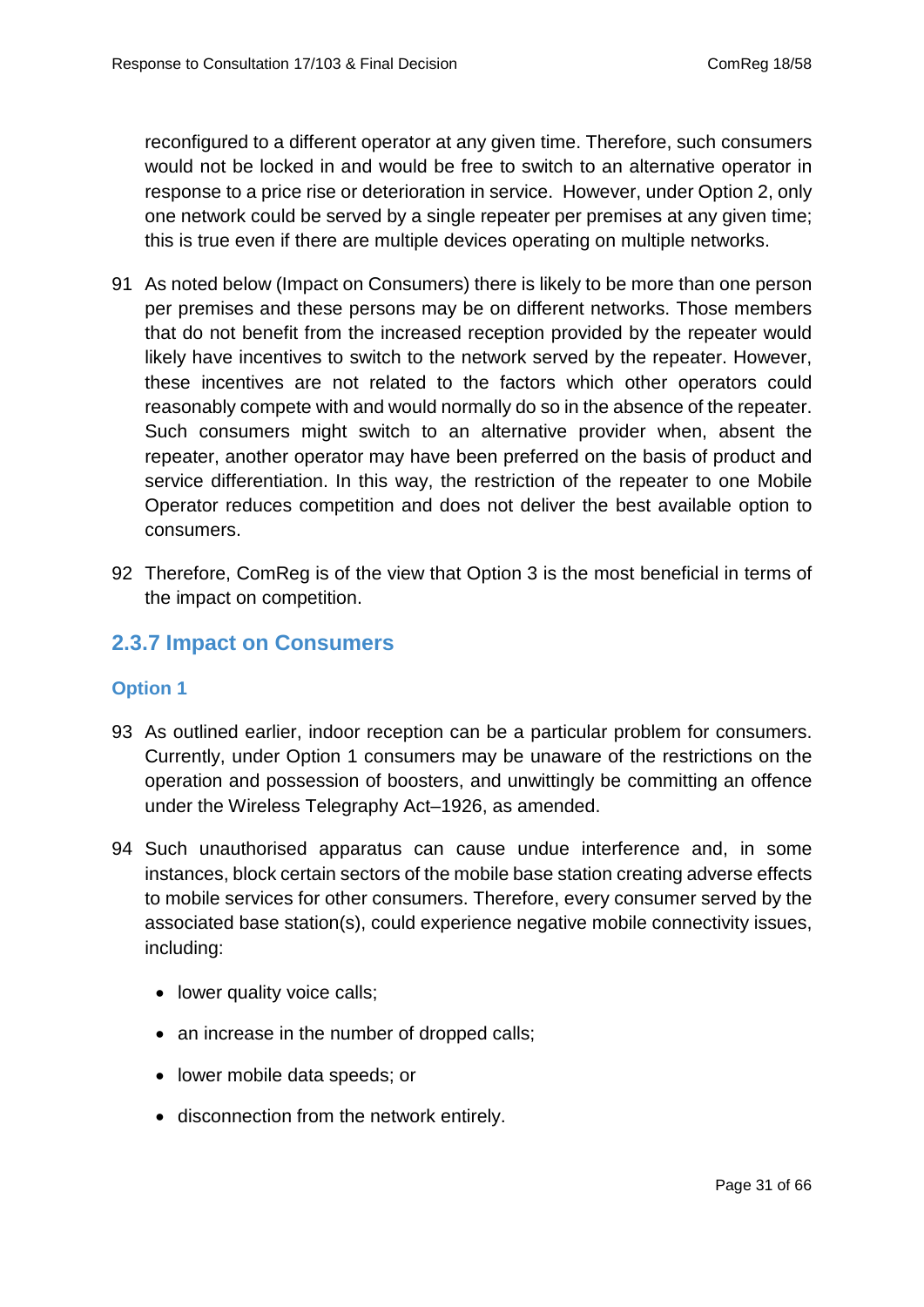reconfigured to a different operator at any given time. Therefore, such consumers would not be locked in and would be free to switch to an alternative operator in response to a price rise or deterioration in service. However, under Option 2, only one network could be served by a single repeater per premises at any given time; this is true even if there are multiple devices operating on multiple networks.

91 As noted below (Impact on Consumers) there is likely to be more than one person per premises and these persons may be on different networks. Those members that do not benefit from the increased reception provided by the repeater would likely have incentives to switch to the network served by the repeater. However, these incentives are not related to the factors which other operators could reasonably compete with and would normally do so in the absence of the repeater. Such consumers might switch to an alternative provider when, absent the repeater, another operator may have been preferred on the basis of product and service differentiation. In this way, the restriction of the repeater to one Mobile Operator reduces competition and does not deliver the best available option to consumers.

92 Therefore, ComReg is of the view that Option 3 is the most beneficial in terms of the impact on competition.

### 2.3.7 Impact on Consumers

#### Option 1

93 As outlined earlier, indoor reception can be a particular problem for consumers. Currently, under Option 1 consumers may be unaware of the restrictions on the operation and possession of boosters, and unwittingly be committing an offence under the Wireless Telegraphy Act–1926, as amended.

94 Such unauthorised apparatus can cause undue interference and, in some instances, block certain sectors of the mobile base station creating adverse effects to mobile services for other consumers. Therefore, every consumer served by the associated base station(s), could experience negative mobile connectivity issues, including:

- lower quality voice calls;
- an increase in the number of dropped calls;
- lower mobile data speeds; or
- disconnection from the network entirely.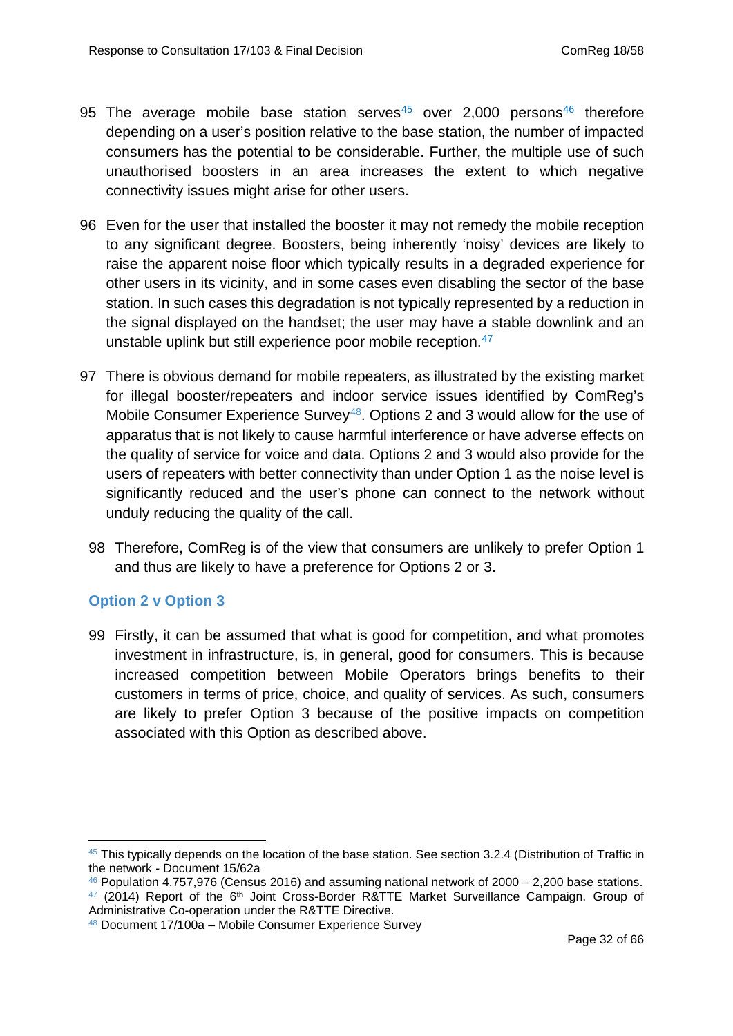95 The average mobile base station serves[45] over 2,000 persons[46] therefore depending on a user's position relative to the base station, the number of impacted consumers has the potential to be considerable. Further, the multiple use of such unauthorised boosters in an area increases the extent to which negative connectivity issues might arise for other users.

96 Even for the user that installed the booster it may not remedy the mobile reception to any significant degree. Boosters, being inherently 'noisy' devices are likely to raise the apparent noise floor which typically results in a degraded experience for other users in its vicinity, and in some cases even disabling the sector of the base station. In such cases this degradation is not typically represented by a reduction in the signal displayed on the handset; the user may have a stable downlink and an unstable uplink but still experience poor mobile reception.[47]

97 There is obvious demand for mobile repeaters, as illustrated by the existing market for illegal booster/repeaters and indoor service issues identified by ComReg's Mobile Consumer Experience Survey[48]. Options 2 and 3 would allow for the use of apparatus that is not likely to cause harmful interference or have adverse effects on the quality of service for voice and data. Options 2 and 3 would also provide for the users of repeaters with better connectivity than under Option 1 as the noise level is significantly reduced and the user's phone can connect to the network without unduly reducing the quality of the call.

98 Therefore, ComReg is of the view that consumers are unlikely to prefer Option 1 and thus are likely to have a preference for Options 2 or 3.

### Option 2 v Option 3

99 Firstly, it can be assumed that what is good for competition, and what promotes investment in infrastructure, is, in general, good for consumers. This is because increased competition between Mobile Operators brings benefits to their customers in terms of price, choice, and quality of services. As such, consumers are likely to prefer Option 3 because of the positive impacts on competition associated with this Option as described above.

---

[45] This typically depends on the location of the base station. See section 3.2.4 (Distribution of Traffic in the network - Document 15/62a

[46] Population 4.757,976 (Census 2016) and assuming national network of 2000 – 2,200 base stations.

[47] (2014) Report of the 6th Joint Cross-Border R&TTE Market Surveillance Campaign. Group of Administrative Co-operation under the R&TTE Directive.

[48] Document 17/100a – Mobile Consumer Experience Survey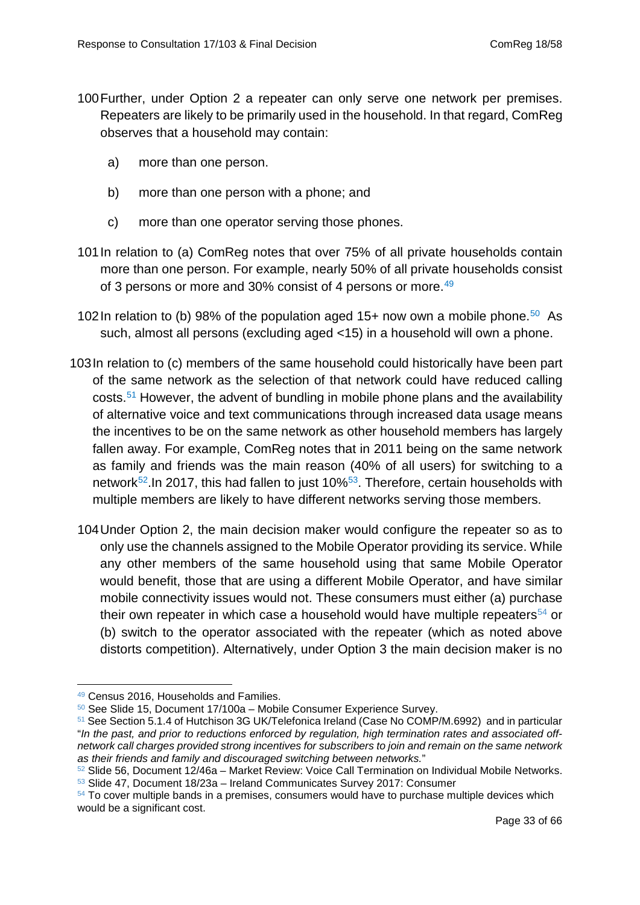100 Further, under Option 2 a repeater can only serve one network per premises. Repeaters are likely to be primarily used in the household. In that regard, ComReg observes that a household may contain:

   a) more than one person.

   b) more than one person with a phone; and

   c) more than one operator serving those phones.

101 In relation to (a) ComReg notes that over 75% of all private households contain more than one person. For example, nearly 50% of all private households consist of 3 persons or more and 30% consist of 4 persons or more.[49]

102 In relation to (b) 98% of the population aged 15+ now own a mobile phone.[50] As such, almost all persons (excluding aged <15) in a household will own a phone.

103 In relation to (c) members of the same household could historically have been part of the same network as the selection of that network could have reduced calling costs.[51] However, the advent of bundling in mobile phone plans and the availability of alternative voice and text communications through increased data usage means the incentives to be on the same network as other household members has largely fallen away. For example, ComReg notes that in 2011 being on the same network as family and friends was the main reason (40% of all users) for switching to a network[52].In 2017, this had fallen to just 10%[53]. Therefore, certain households with multiple members are likely to have different networks serving those members.

104 Under Option 2, the main decision maker would configure the repeater so as to only use the channels assigned to the Mobile Operator providing its service. While any other members of the same household using that same Mobile Operator would benefit, those that are using a different Mobile Operator, and have similar mobile connectivity issues would not. These consumers must either (a) purchase their own repeater in which case a household would have multiple repeaters[54] or (b) switch to the operator associated with the repeater (which as noted above distorts competition). Alternatively, under Option 3 the main decision maker is no

---

[49] Census 2016, Households and Families.

[50] See Slide 15, Document 17/100a – Mobile Consumer Experience Survey.

[51] See Section 5.1.4 of Hutchison 3G UK/Telefonica Ireland (Case No COMP/M.6992) and in particular "*In the past, and prior to reductions enforced by regulation, high termination rates and associated off-network call charges provided strong incentives for subscribers to join and remain on the same network as their friends and family and discouraged switching between networks.*"

[52] Slide 56, Document 12/46a – Market Review: Voice Call Termination on Individual Mobile Networks.

[53] Slide 47, Document 18/23a – Ireland Communicates Survey 2017: Consumer

[54] To cover multiple bands in a premises, consumers would have to purchase multiple devices which would be a significant cost.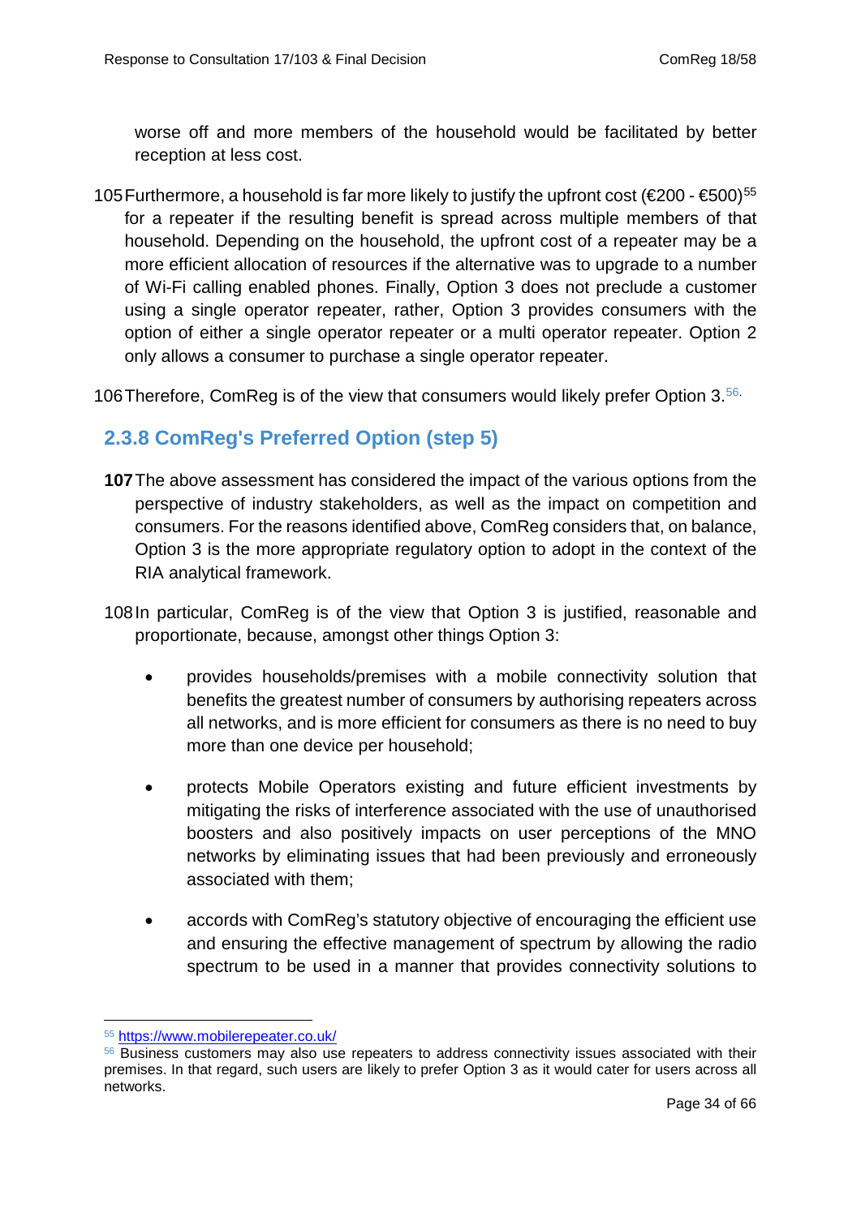worse off and more members of the household would be facilitated by better reception at less cost.

105 Furthermore, a household is far more likely to justify the upfront cost (€200 - €500)[55] for a repeater if the resulting benefit is spread across multiple members of that household. Depending on the household, the upfront cost of a repeater may be a more efficient allocation of resources if the alternative was to upgrade to a number of Wi-Fi calling enabled phones. Finally, Option 3 does not preclude a customer using a single operator repeater, rather, Option 3 provides consumers with the option of either a single operator repeater or a multi operator repeater. Option 2 only allows a consumer to purchase a single operator repeater.

106 Therefore, ComReg is of the view that consumers would likely prefer Option 3.[56]

### 2.3.8 ComReg's Preferred Option (step 5)

**107** The above assessment has considered the impact of the various options from the perspective of industry stakeholders, as well as the impact on competition and consumers. For the reasons identified above, ComReg considers that, on balance, Option 3 is the more appropriate regulatory option to adopt in the context of the RIA analytical framework.

108 In particular, ComReg is of the view that Option 3 is justified, reasonable and proportionate, because, amongst other things Option 3:

- provides households/premises with a mobile connectivity solution that benefits the greatest number of consumers by authorising repeaters across all networks, and is more efficient for consumers as there is no need to buy more than one device per household;
- protects Mobile Operators existing and future efficient investments by mitigating the risks of interference associated with the use of unauthorised boosters and also positively impacts on user perceptions of the MNO networks by eliminating issues that had been previously and erroneously associated with them;
- accords with ComReg's statutory objective of encouraging the efficient use and ensuring the effective management of spectrum by allowing the radio spectrum to be used in a manner that provides connectivity solutions to

---

[55] https://www.mobilerepeater.co.uk/

[56] Business customers may also use repeaters to address connectivity issues associated with their premises. In that regard, such users are likely to prefer Option 3 as it would cater for users across all networks.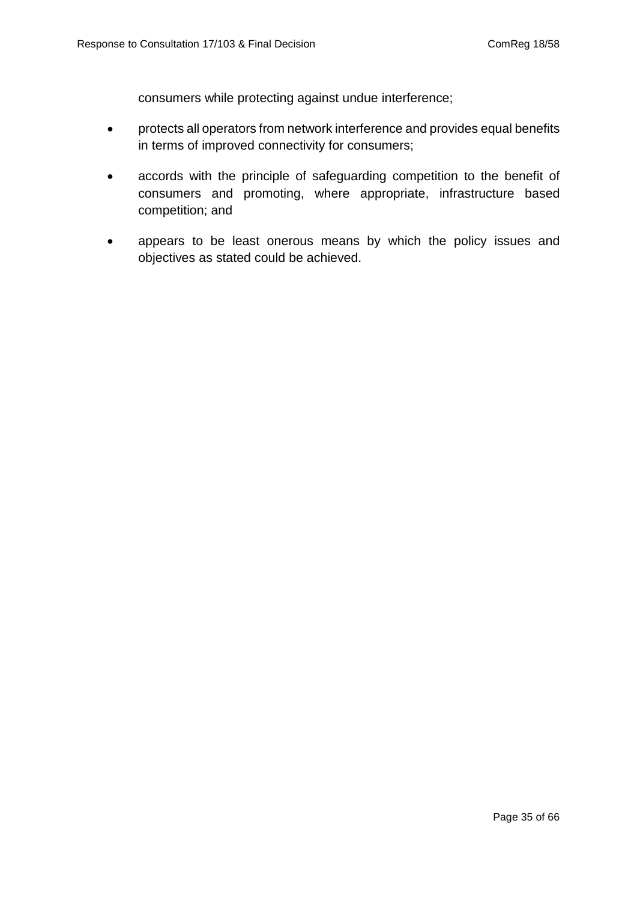consumers while protecting against undue interference;

- protects all operators from network interference and provides equal benefits in terms of improved connectivity for consumers;
- accords with the principle of safeguarding competition to the benefit of consumers and promoting, where appropriate, infrastructure based competition; and
- appears to be least onerous means by which the policy issues and objectives as stated could be achieved.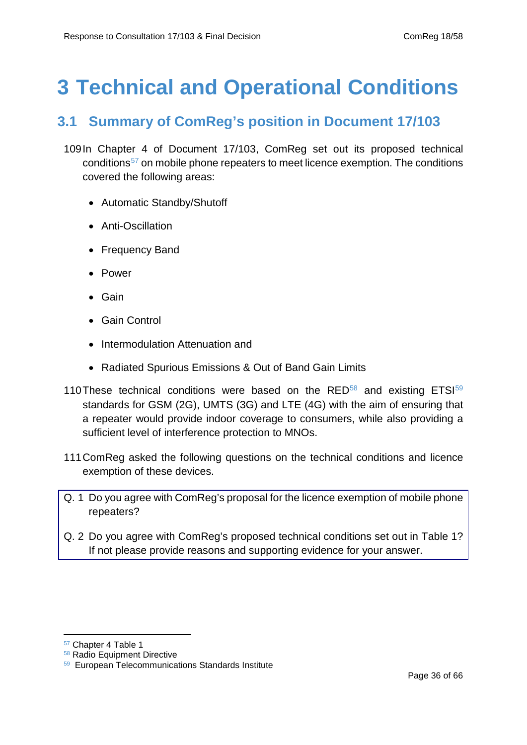# 3 Technical and Operational Conditions

## 3.1 Summary of ComReg's position in Document 17/103

109 In Chapter 4 of Document 17/103, ComReg set out its proposed technical conditions[57] on mobile phone repeaters to meet licence exemption. The conditions covered the following areas:

- Automatic Standby/Shutoff
- Anti-Oscillation
- Frequency Band
- Power
- Gain
- Gain Control
- Intermodulation Attenuation and
- Radiated Spurious Emissions & Out of Band Gain Limits

110 These technical conditions were based on the RED[58] and existing ETSI[59] standards for GSM (2G), UMTS (3G) and LTE (4G) with the aim of ensuring that a repeater would provide indoor coverage to consumers, while also providing a sufficient level of interference protection to MNOs.

111 ComReg asked the following questions on the technical conditions and licence exemption of these devices.

Q. 1 Do you agree with ComReg's proposal for the licence exemption of mobile phone repeaters?

Q. 2 Do you agree with ComReg's proposed technical conditions set out in Table 1? If not please provide reasons and supporting evidence for your answer.

---

[57] Chapter 4 Table 1

[58] Radio Equipment Directive

[59] European Telecommunications Standards Institute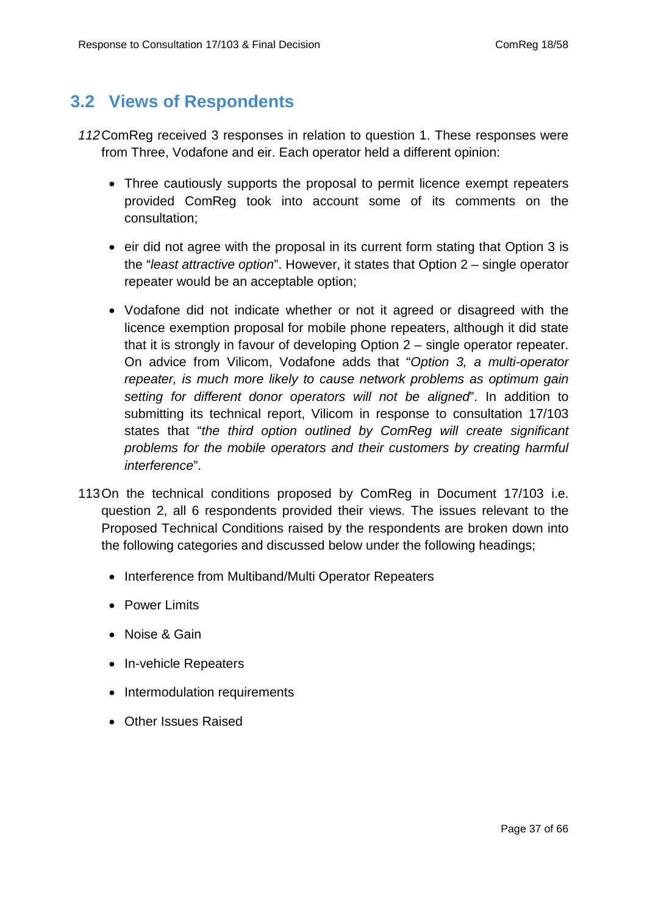## 3.2 Views of Respondents

*112* ComReg received 3 responses in relation to question 1. These responses were from Three, Vodafone and eir. Each operator held a different opinion:

- Three cautiously supports the proposal to permit licence exempt repeaters provided ComReg took into account some of its comments on the consultation;
- eir did not agree with the proposal in its current form stating that Option 3 is the "*least attractive option*". However, it states that Option 2 – single operator repeater would be an acceptable option;
- Vodafone did not indicate whether or not it agreed or disagreed with the licence exemption proposal for mobile phone repeaters, although it did state that it is strongly in favour of developing Option 2 – single operator repeater. On advice from Vilicom, Vodafone adds that "*Option 3, a multi-operator repeater, is much more likely to cause network problems as optimum gain setting for different donor operators will not be aligned*". In addition to submitting its technical report, Vilicom in response to consultation 17/103 states that "*the third option outlined by ComReg will create significant problems for the mobile operators and their customers by creating harmful interference*".

113 On the technical conditions proposed by ComReg in Document 17/103 i.e. question 2, all 6 respondents provided their views. The issues relevant to the Proposed Technical Conditions raised by the respondents are broken down into the following categories and discussed below under the following headings;

- Interference from Multiband/Multi Operator Repeaters
- Power Limits
- Noise & Gain
- In-vehicle Repeaters
- Intermodulation requirements
- Other Issues Raised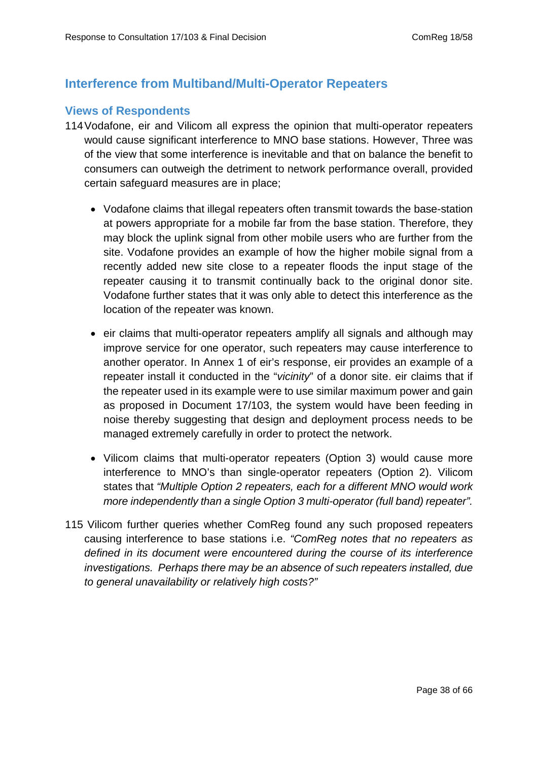## Interference from Multiband/Multi-Operator Repeaters

### Views of Respondents

114 Vodafone, eir and Vilicom all express the opinion that multi-operator repeaters would cause significant interference to MNO base stations. However, Three was of the view that some interference is inevitable and that on balance the benefit to consumers can outweigh the detriment to network performance overall, provided certain safeguard measures are in place;

- Vodafone claims that illegal repeaters often transmit towards the base-station at powers appropriate for a mobile far from the base station. Therefore, they may block the uplink signal from other mobile users who are further from the site. Vodafone provides an example of how the higher mobile signal from a recently added new site close to a repeater floods the input stage of the repeater causing it to transmit continually back to the original donor site. Vodafone further states that it was only able to detect this interference as the location of the repeater was known.

- eir claims that multi-operator repeaters amplify all signals and although may improve service for one operator, such repeaters may cause interference to another operator. In Annex 1 of eir's response, eir provides an example of a repeater install it conducted in the "*vicinity*" of a donor site. eir claims that if the repeater used in its example were to use similar maximum power and gain as proposed in Document 17/103, the system would have been feeding in noise thereby suggesting that design and deployment process needs to be managed extremely carefully in order to protect the network.

- Vilicom claims that multi-operator repeaters (Option 3) would cause more interference to MNO's than single-operator repeaters (Option 2). Vilicom states that *"Multiple Option 2 repeaters, each for a different MNO would work more independently than a single Option 3 multi-operator (full band) repeater".*

115 Vilicom further queries whether ComReg found any such proposed repeaters causing interference to base stations i.e. *"ComReg notes that no repeaters as defined in its document were encountered during the course of its interference investigations. Perhaps there may be an absence of such repeaters installed, due to general unavailability or relatively high costs?"*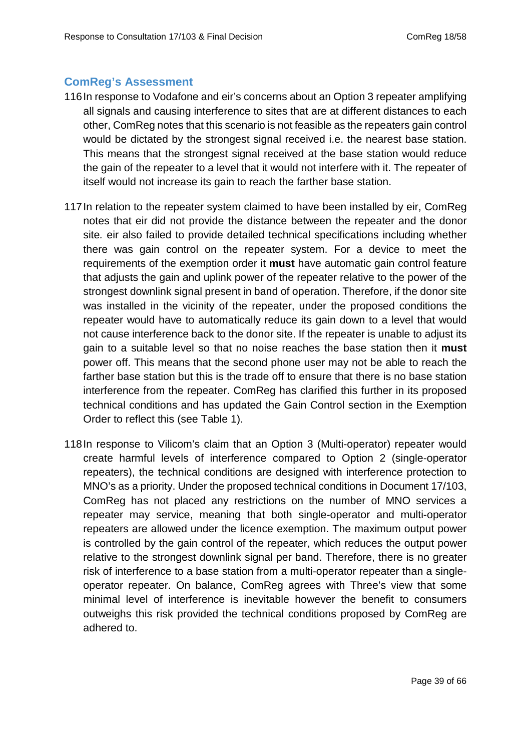### ComReg's Assessment

116 In response to Vodafone and eir's concerns about an Option 3 repeater amplifying all signals and causing interference to sites that are at different distances to each other, ComReg notes that this scenario is not feasible as the repeaters gain control would be dictated by the strongest signal received i.e. the nearest base station. This means that the strongest signal received at the base station would reduce the gain of the repeater to a level that it would not interfere with it. The repeater of itself would not increase its gain to reach the farther base station.

117 In relation to the repeater system claimed to have been installed by eir, ComReg notes that eir did not provide the distance between the repeater and the donor site. eir also failed to provide detailed technical specifications including whether there was gain control on the repeater system. For a device to meet the requirements of the exemption order it **must** have automatic gain control feature that adjusts the gain and uplink power of the repeater relative to the power of the strongest downlink signal present in band of operation. Therefore, if the donor site was installed in the vicinity of the repeater, under the proposed conditions the repeater would have to automatically reduce its gain down to a level that would not cause interference back to the donor site. If the repeater is unable to adjust its gain to a suitable level so that no noise reaches the base station then it **must** power off. This means that the second phone user may not be able to reach the farther base station but this is the trade off to ensure that there is no base station interference from the repeater. ComReg has clarified this further in its proposed technical conditions and has updated the Gain Control section in the Exemption Order to reflect this (see Table 1).

118 In response to Vilicom's claim that an Option 3 (Multi-operator) repeater would create harmful levels of interference compared to Option 2 (single-operator repeaters), the technical conditions are designed with interference protection to MNO's as a priority. Under the proposed technical conditions in Document 17/103, ComReg has not placed any restrictions on the number of MNO services a repeater may service, meaning that both single-operator and multi-operator repeaters are allowed under the licence exemption. The maximum output power is controlled by the gain control of the repeater, which reduces the output power relative to the strongest downlink signal per band. Therefore, there is no greater risk of interference to a base station from a multi-operator repeater than a single-operator repeater. On balance, ComReg agrees with Three's view that some minimal level of interference is inevitable however the benefit to consumers outweighs this risk provided the technical conditions proposed by ComReg are adhered to.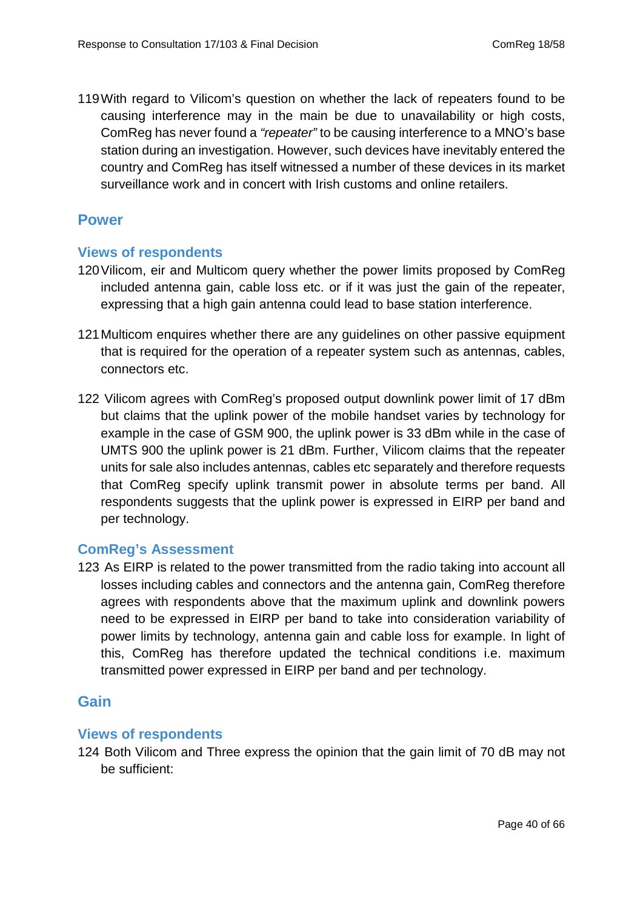119 With regard to Vilicom's question on whether the lack of repeaters found to be causing interference may in the main be due to unavailability or high costs, ComReg has never found a *"repeater"* to be causing interference to a MNO's base station during an investigation. However, such devices have inevitably entered the country and ComReg has itself witnessed a number of these devices in its market surveillance work and in concert with Irish customs and online retailers.

## Power

### Views of respondents

120 Vilicom, eir and Multicom query whether the power limits proposed by ComReg included antenna gain, cable loss etc. or if it was just the gain of the repeater, expressing that a high gain antenna could lead to base station interference.

121 Multicom enquires whether there are any guidelines on other passive equipment that is required for the operation of a repeater system such as antennas, cables, connectors etc.

122 Vilicom agrees with ComReg's proposed output downlink power limit of 17 dBm but claims that the uplink power of the mobile handset varies by technology for example in the case of GSM 900, the uplink power is 33 dBm while in the case of UMTS 900 the uplink power is 21 dBm. Further, Vilicom claims that the repeater units for sale also includes antennas, cables etc separately and therefore requests that ComReg specify uplink transmit power in absolute terms per band. All respondents suggests that the uplink power is expressed in EIRP per band and per technology.

### ComReg's Assessment

123 As EIRP is related to the power transmitted from the radio taking into account all losses including cables and connectors and the antenna gain, ComReg therefore agrees with respondents above that the maximum uplink and downlink powers need to be expressed in EIRP per band to take into consideration variability of power limits by technology, antenna gain and cable loss for example. In light of this, ComReg has therefore updated the technical conditions i.e. maximum transmitted power expressed in EIRP per band and per technology.

## Gain

### Views of respondents

124 Both Vilicom and Three express the opinion that the gain limit of 70 dB may not be sufficient: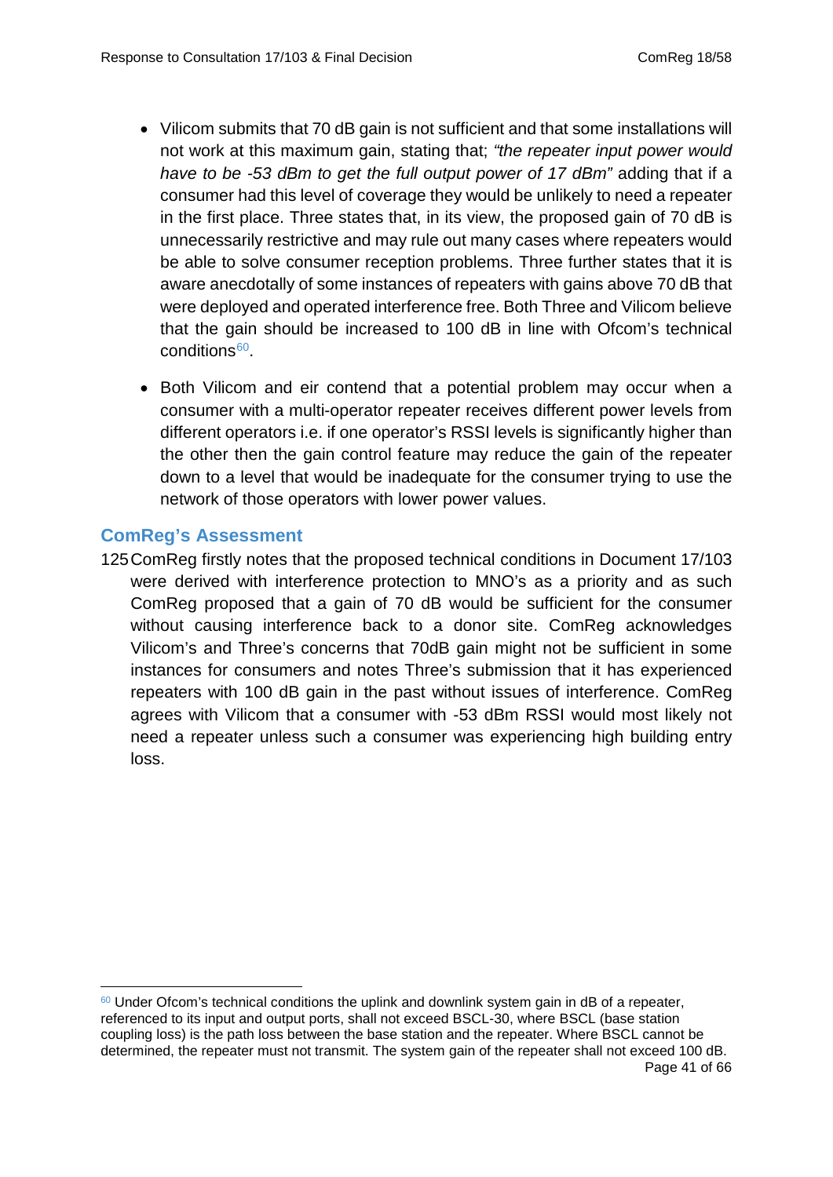- Vilicom submits that 70 dB gain is not sufficient and that some installations will not work at this maximum gain, stating that; *"the repeater input power would have to be -53 dBm to get the full output power of 17 dBm"* adding that if a consumer had this level of coverage they would be unlikely to need a repeater in the first place. Three states that, in its view, the proposed gain of 70 dB is unnecessarily restrictive and may rule out many cases where repeaters would be able to solve consumer reception problems. Three further states that it is aware anecdotally of some instances of repeaters with gains above 70 dB that were deployed and operated interference free. Both Three and Vilicom believe that the gain should be increased to 100 dB in line with Ofcom's technical conditions[60].

- Both Vilicom and eir contend that a potential problem may occur when a consumer with a multi-operator repeater receives different power levels from different operators i.e. if one operator's RSSI levels is significantly higher than the other then the gain control feature may reduce the gain of the repeater down to a level that would be inadequate for the consumer trying to use the network of those operators with lower power values.

### ComReg's Assessment

125 ComReg firstly notes that the proposed technical conditions in Document 17/103 were derived with interference protection to MNO's as a priority and as such ComReg proposed that a gain of 70 dB would be sufficient for the consumer without causing interference back to a donor site. ComReg acknowledges Vilicom's and Three's concerns that 70dB gain might not be sufficient in some instances for consumers and notes Three's submission that it has experienced repeaters with 100 dB gain in the past without issues of interference. ComReg agrees with Vilicom that a consumer with -53 dBm RSSI would most likely not need a repeater unless such a consumer was experiencing high building entry loss.

---

[60] Under Ofcom's technical conditions the uplink and downlink system gain in dB of a repeater, referenced to its input and output ports, shall not exceed BSCL-30, where BSCL (base station coupling loss) is the path loss between the base station and the repeater. Where BSCL cannot be determined, the repeater must not transmit. The system gain of the repeater shall not exceed 100 dB.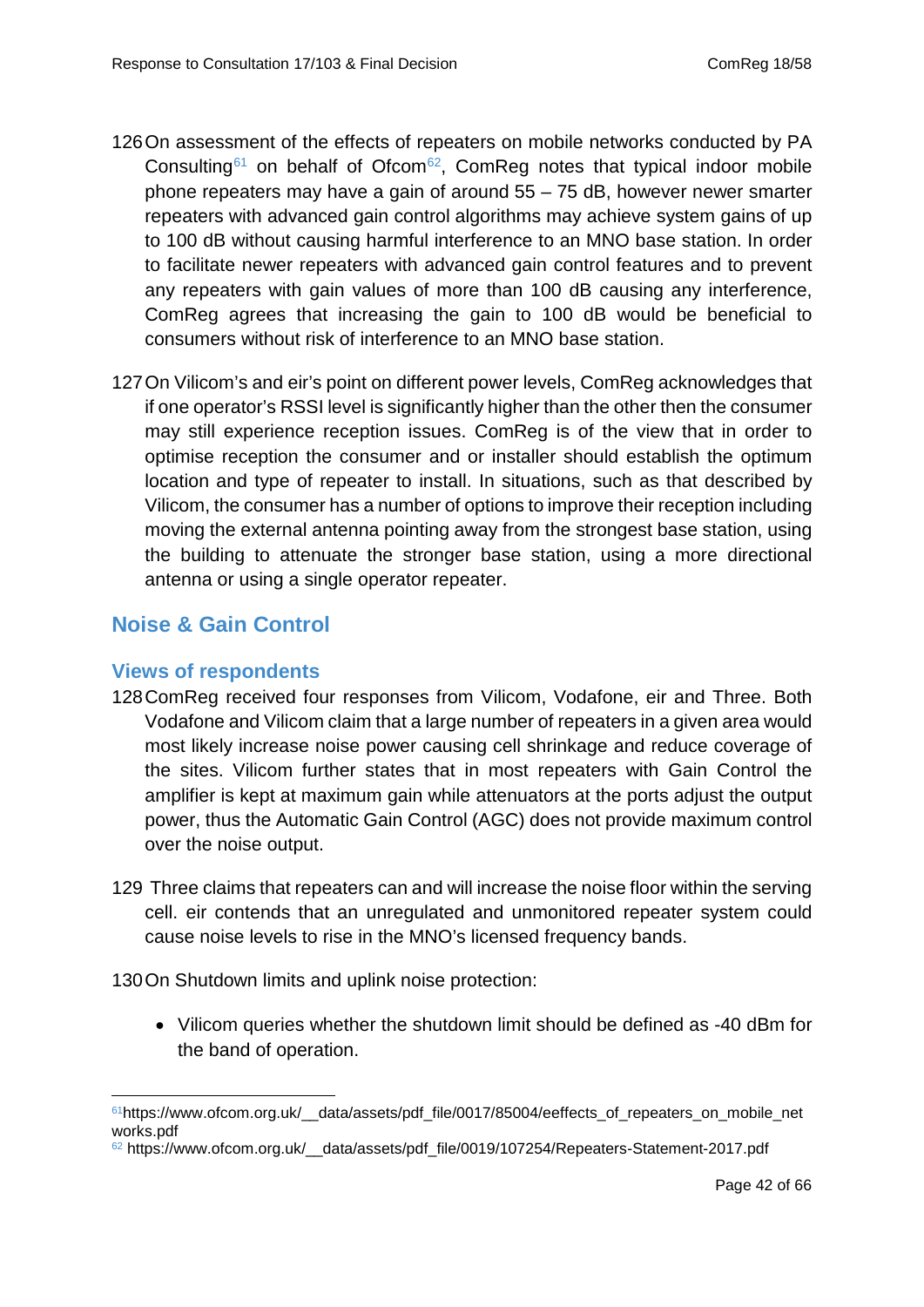126 On assessment of the effects of repeaters on mobile networks conducted by PA Consulting[61] on behalf of Ofcom[62], ComReg notes that typical indoor mobile phone repeaters may have a gain of around 55 – 75 dB, however newer smarter repeaters with advanced gain control algorithms may achieve system gains of up to 100 dB without causing harmful interference to an MNO base station. In order to facilitate newer repeaters with advanced gain control features and to prevent any repeaters with gain values of more than 100 dB causing any interference, ComReg agrees that increasing the gain to 100 dB would be beneficial to consumers without risk of interference to an MNO base station.

127 On Vilicom's and eir's point on different power levels, ComReg acknowledges that if one operator's RSSI level is significantly higher than the other then the consumer may still experience reception issues. ComReg is of the view that in order to optimise reception the consumer and or installer should establish the optimum location and type of repeater to install. In situations, such as that described by Vilicom, the consumer has a number of options to improve their reception including moving the external antenna pointing away from the strongest base station, using the building to attenuate the stronger base station, using a more directional antenna or using a single operator repeater.

## Noise & Gain Control

### Views of respondents

128 ComReg received four responses from Vilicom, Vodafone, eir and Three. Both Vodafone and Vilicom claim that a large number of repeaters in a given area would most likely increase noise power causing cell shrinkage and reduce coverage of the sites. Vilicom further states that in most repeaters with Gain Control the amplifier is kept at maximum gain while attenuators at the ports adjust the output power, thus the Automatic Gain Control (AGC) does not provide maximum control over the noise output.

129 Three claims that repeaters can and will increase the noise floor within the serving cell. eir contends that an unregulated and unmonitored repeater system could cause noise levels to rise in the MNO's licensed frequency bands.

130 On Shutdown limits and uplink noise protection:

- Vilicom queries whether the shutdown limit should be defined as -40 dBm for the band of operation.

---

[61] https://www.ofcom.org.uk/__data/assets/pdf_file/0017/85004/eeffects_of_repeaters_on_mobile_networks.pdf

[62] https://www.ofcom.org.uk/__data/assets/pdf_file/0019/107254/Repeaters-Statement-2017.pdf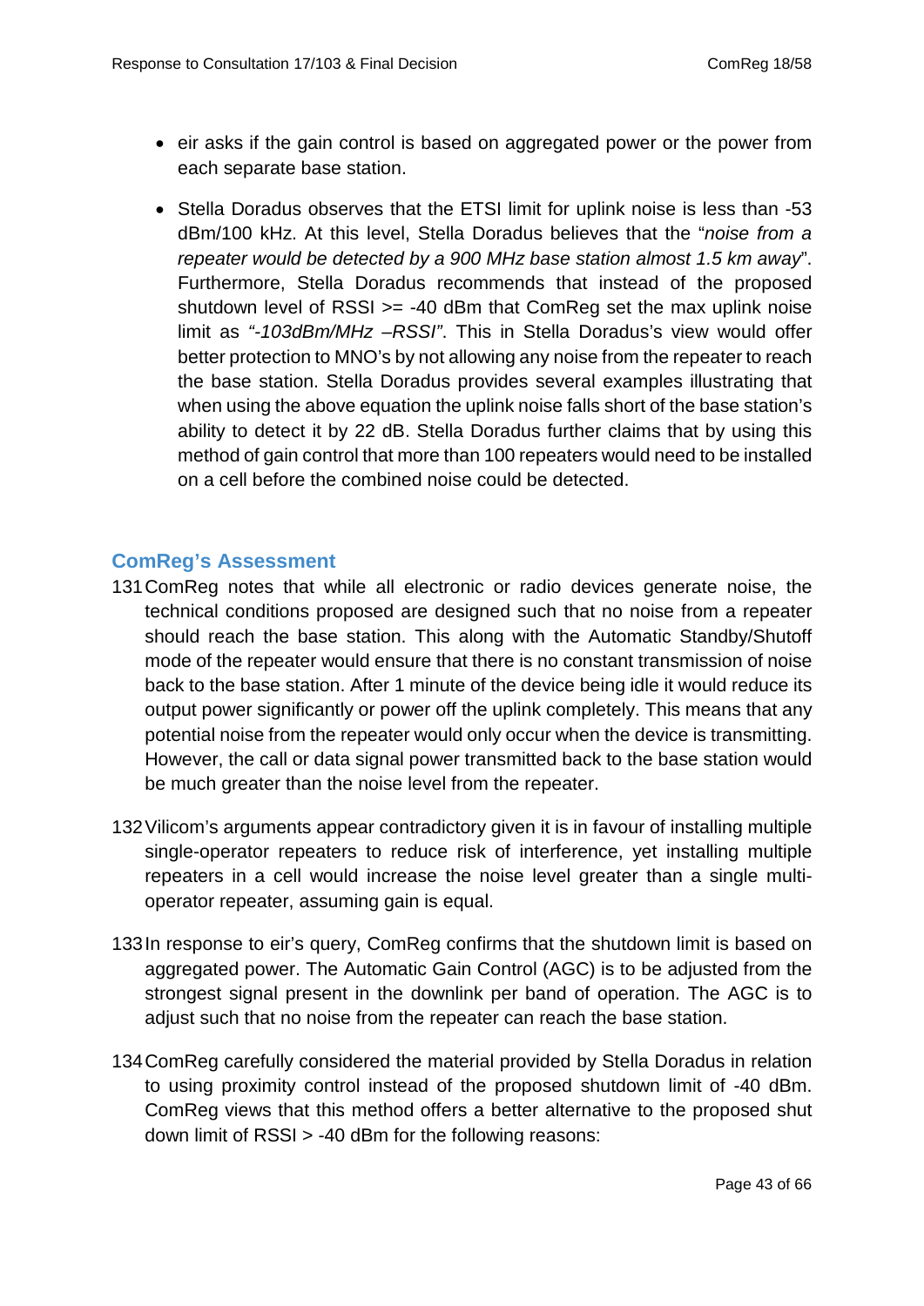- eir asks if the gain control is based on aggregated power or the power from each separate base station.

- Stella Doradus observes that the ETSI limit for uplink noise is less than -53 dBm/100 kHz. At this level, Stella Doradus believes that the "*noise from a repeater would be detected by a 900 MHz base station almost 1.5 km away*". Furthermore, Stella Doradus recommends that instead of the proposed shutdown level of RSSI >= -40 dBm that ComReg set the max uplink noise limit as *"-103dBm/MHz –RSSI"*. This in Stella Doradus's view would offer better protection to MNO's by not allowing any noise from the repeater to reach the base station. Stella Doradus provides several examples illustrating that when using the above equation the uplink noise falls short of the base station's ability to detect it by 22 dB. Stella Doradus further claims that by using this method of gain control that more than 100 repeaters would need to be installed on a cell before the combined noise could be detected.

### ComReg's Assessment

131 ComReg notes that while all electronic or radio devices generate noise, the technical conditions proposed are designed such that no noise from a repeater should reach the base station. This along with the Automatic Standby/Shutoff mode of the repeater would ensure that there is no constant transmission of noise back to the base station. After 1 minute of the device being idle it would reduce its output power significantly or power off the uplink completely. This means that any potential noise from the repeater would only occur when the device is transmitting. However, the call or data signal power transmitted back to the base station would be much greater than the noise level from the repeater.

132 Vilicom's arguments appear contradictory given it is in favour of installing multiple single-operator repeaters to reduce risk of interference, yet installing multiple repeaters in a cell would increase the noise level greater than a single multi-operator repeater, assuming gain is equal.

133 In response to eir's query, ComReg confirms that the shutdown limit is based on aggregated power. The Automatic Gain Control (AGC) is to be adjusted from the strongest signal present in the downlink per band of operation. The AGC is to adjust such that no noise from the repeater can reach the base station.

134 ComReg carefully considered the material provided by Stella Doradus in relation to using proximity control instead of the proposed shutdown limit of -40 dBm. ComReg views that this method offers a better alternative to the proposed shut down limit of RSSI > -40 dBm for the following reasons: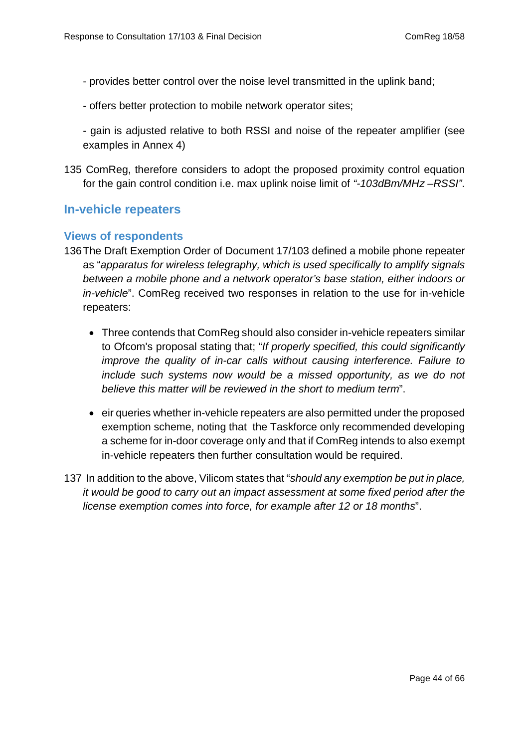- provides better control over the noise level transmitted in the uplink band;

- offers better protection to mobile network operator sites;

- gain is adjusted relative to both RSSI and noise of the repeater amplifier (see examples in Annex 4)

135 ComReg, therefore considers to adopt the proposed proximity control equation for the gain control condition i.e. max uplink noise limit of *"-103dBm/MHz –RSSI"*.

## In-vehicle repeaters

### Views of respondents

136 The Draft Exemption Order of Document 17/103 defined a mobile phone repeater as "*apparatus for wireless telegraphy, which is used specifically to amplify signals between a mobile phone and a network operator's base station, either indoors or in-vehicle*". ComReg received two responses in relation to the use for in-vehicle repeaters:

- Three contends that ComReg should also consider in-vehicle repeaters similar to Ofcom's proposal stating that; "*If properly specified, this could significantly improve the quality of in-car calls without causing interference. Failure to include such systems now would be a missed opportunity, as we do not believe this matter will be reviewed in the short to medium term*".

- eir queries whether in-vehicle repeaters are also permitted under the proposed exemption scheme, noting that the Taskforce only recommended developing a scheme for in-door coverage only and that if ComReg intends to also exempt in-vehicle repeaters then further consultation would be required.

137 In addition to the above, Vilicom states that "*should any exemption be put in place, it would be good to carry out an impact assessment at some fixed period after the license exemption comes into force, for example after 12 or 18 months*".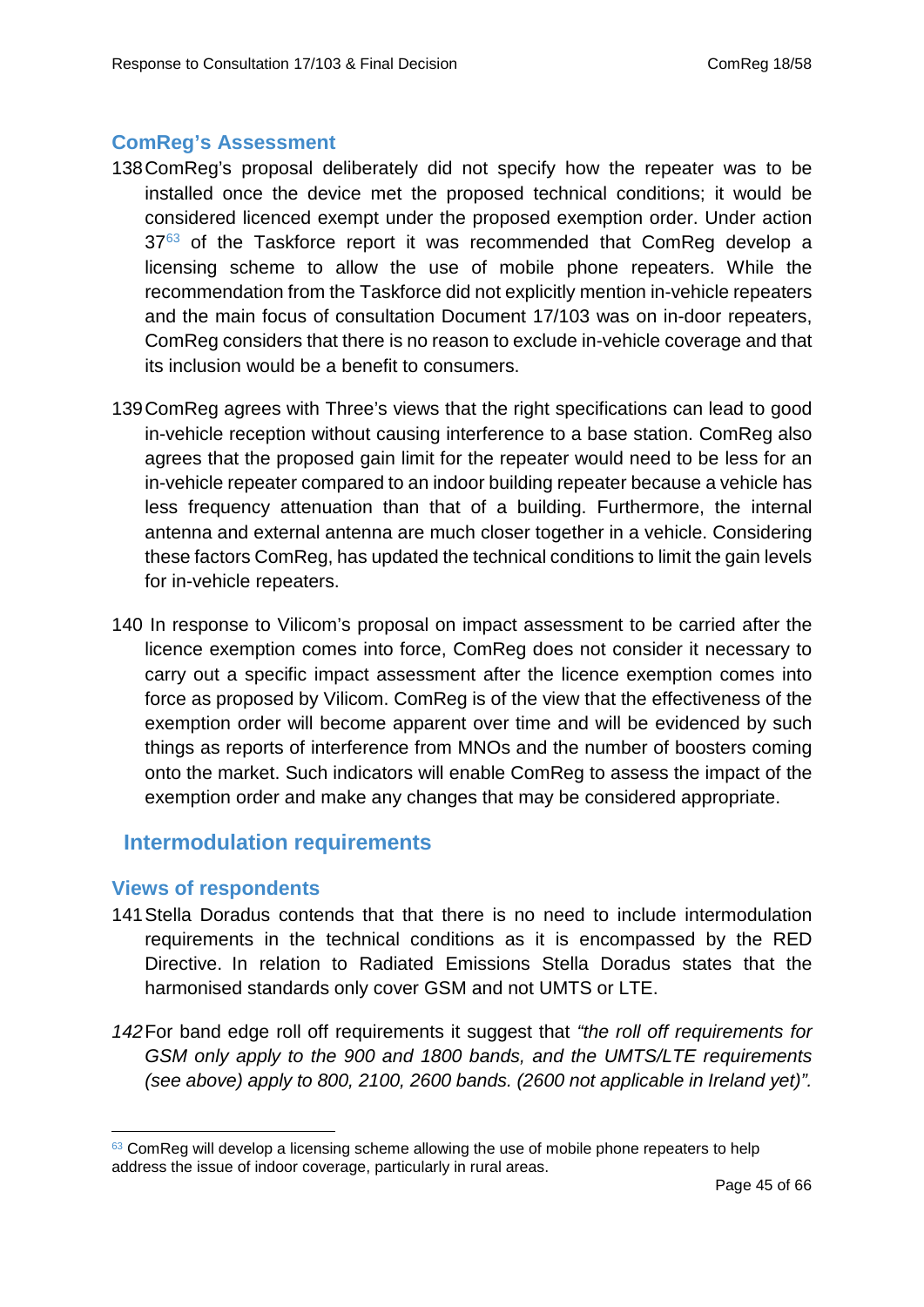### ComReg's Assessment

138 ComReg's proposal deliberately did not specify how the repeater was to be installed once the device met the proposed technical conditions; it would be considered licenced exempt under the proposed exemption order. Under action 37[63] of the Taskforce report it was recommended that ComReg develop a licensing scheme to allow the use of mobile phone repeaters. While the recommendation from the Taskforce did not explicitly mention in-vehicle repeaters and the main focus of consultation Document 17/103 was on in-door repeaters, ComReg considers that there is no reason to exclude in-vehicle coverage and that its inclusion would be a benefit to consumers.

139 ComReg agrees with Three's views that the right specifications can lead to good in-vehicle reception without causing interference to a base station. ComReg also agrees that the proposed gain limit for the repeater would need to be less for an in-vehicle repeater compared to an indoor building repeater because a vehicle has less frequency attenuation than that of a building. Furthermore, the internal antenna and external antenna are much closer together in a vehicle. Considering these factors ComReg, has updated the technical conditions to limit the gain levels for in-vehicle repeaters.

140 In response to Vilicom's proposal on impact assessment to be carried after the licence exemption comes into force, ComReg does not consider it necessary to carry out a specific impact assessment after the licence exemption comes into force as proposed by Vilicom. ComReg is of the view that the effectiveness of the exemption order will become apparent over time and will be evidenced by such things as reports of interference from MNOs and the number of boosters coming onto the market. Such indicators will enable ComReg to assess the impact of the exemption order and make any changes that may be considered appropriate.

## Intermodulation requirements

### Views of respondents

141 Stella Doradus contends that that there is no need to include intermodulation requirements in the technical conditions as it is encompassed by the RED Directive. In relation to Radiated Emissions Stella Doradus states that the harmonised standards only cover GSM and not UMTS or LTE.

*142* For band edge roll off requirements it suggest that *"the roll off requirements for GSM only apply to the 900 and 1800 bands, and the UMTS/LTE requirements (see above) apply to 800, 2100, 2600 bands. (2600 not applicable in Ireland yet)".*

---

[63] ComReg will develop a licensing scheme allowing the use of mobile phone repeaters to help address the issue of indoor coverage, particularly in rural areas.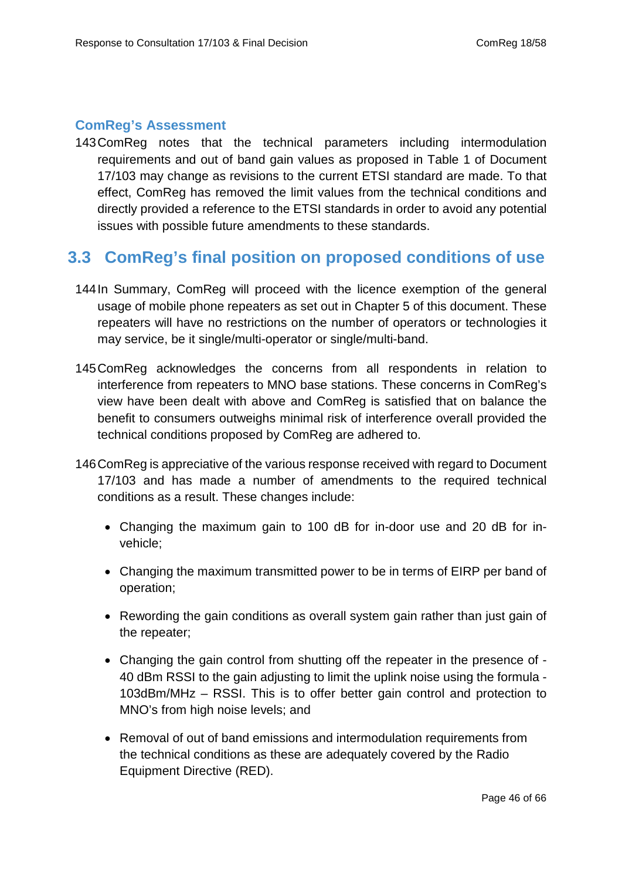### ComReg's Assessment

143 ComReg notes that the technical parameters including intermodulation requirements and out of band gain values as proposed in Table 1 of Document 17/103 may change as revisions to the current ETSI standard are made. To that effect, ComReg has removed the limit values from the technical conditions and directly provided a reference to the ETSI standards in order to avoid any potential issues with possible future amendments to these standards.

## 3.3 ComReg's final position on proposed conditions of use

144 In Summary, ComReg will proceed with the licence exemption of the general usage of mobile phone repeaters as set out in Chapter 5 of this document. These repeaters will have no restrictions on the number of operators or technologies it may service, be it single/multi-operator or single/multi-band.

145 ComReg acknowledges the concerns from all respondents in relation to interference from repeaters to MNO base stations. These concerns in ComReg's view have been dealt with above and ComReg is satisfied that on balance the benefit to consumers outweighs minimal risk of interference overall provided the technical conditions proposed by ComReg are adhered to.

146 ComReg is appreciative of the various response received with regard to Document 17/103 and has made a number of amendments to the required technical conditions as a result. These changes include:

- Changing the maximum gain to 100 dB for in-door use and 20 dB for in-vehicle;
- Changing the maximum transmitted power to be in terms of EIRP per band of operation;
- Rewording the gain conditions as overall system gain rather than just gain of the repeater;
- Changing the gain control from shutting off the repeater in the presence of -40 dBm RSSI to the gain adjusting to limit the uplink noise using the formula -103dBm/MHz – RSSI. This is to offer better gain control and protection to MNO's from high noise levels; and
- Removal of out of band emissions and intermodulation requirements from the technical conditions as these are adequately covered by the Radio Equipment Directive (RED).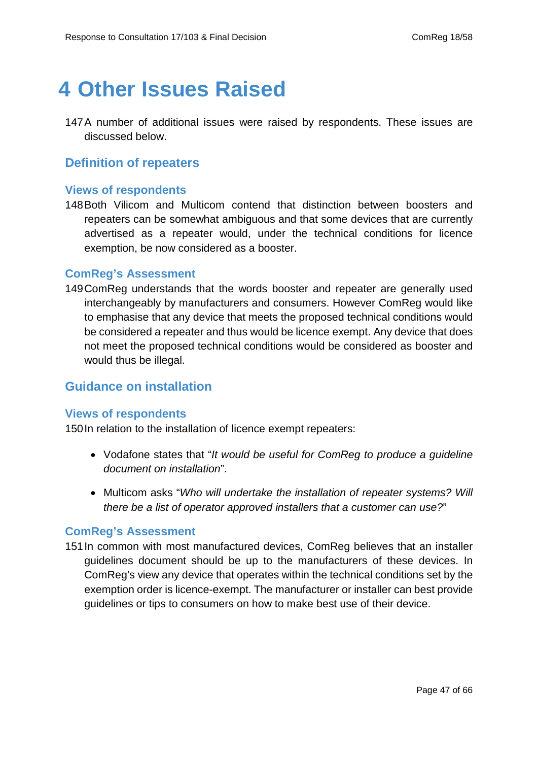# 4 Other Issues Raised

147 A number of additional issues were raised by respondents. These issues are discussed below.

## Definition of repeaters

### Views of respondents

148 Both Vilicom and Multicom contend that distinction between boosters and repeaters can be somewhat ambiguous and that some devices that are currently advertised as a repeater would, under the technical conditions for licence exemption, be now considered as a booster.

### ComReg's Assessment

149 ComReg understands that the words booster and repeater are generally used interchangeably by manufacturers and consumers. However ComReg would like to emphasise that any device that meets the proposed technical conditions would be considered a repeater and thus would be licence exempt. Any device that does not meet the proposed technical conditions would be considered as booster and would thus be illegal.

## Guidance on installation

### Views of respondents

150 In relation to the installation of licence exempt repeaters:

- Vodafone states that "*It would be useful for ComReg to produce a guideline document on installation*".
- Multicom asks "*Who will undertake the installation of repeater systems? Will there be a list of operator approved installers that a customer can use?*"

### ComReg's Assessment

151 In common with most manufactured devices, ComReg believes that an installer guidelines document should be up to the manufacturers of these devices. In ComReg's view any device that operates within the technical conditions set by the exemption order is licence-exempt. The manufacturer or installer can best provide guidelines or tips to consumers on how to make best use of their device.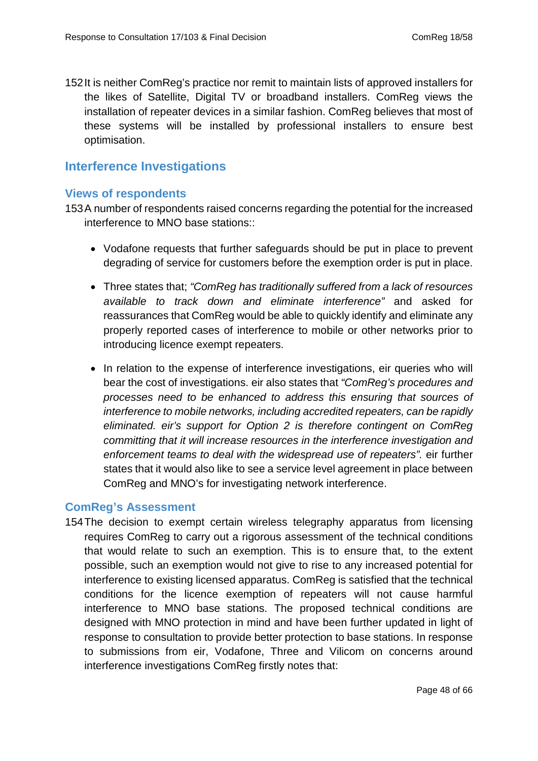152 It is neither ComReg's practice nor remit to maintain lists of approved installers for the likes of Satellite, Digital TV or broadband installers. ComReg views the installation of repeater devices in a similar fashion. ComReg believes that most of these systems will be installed by professional installers to ensure best optimisation.

## Interference Investigations

### Views of respondents

153 A number of respondents raised concerns regarding the potential for the increased interference to MNO base stations::

- Vodafone requests that further safeguards should be put in place to prevent degrading of service for customers before the exemption order is put in place.
- Three states that; *"ComReg has traditionally suffered from a lack of resources available to track down and eliminate interference"* and asked for reassurances that ComReg would be able to quickly identify and eliminate any properly reported cases of interference to mobile or other networks prior to introducing licence exempt repeaters.
- In relation to the expense of interference investigations, eir queries who will bear the cost of investigations. eir also states that *"ComReg's procedures and processes need to be enhanced to address this ensuring that sources of interference to mobile networks, including accredited repeaters, can be rapidly eliminated. eir's support for Option 2 is therefore contingent on ComReg committing that it will increase resources in the interference investigation and enforcement teams to deal with the widespread use of repeaters".* eir further states that it would also like to see a service level agreement in place between ComReg and MNO's for investigating network interference.

### ComReg's Assessment

154 The decision to exempt certain wireless telegraphy apparatus from licensing requires ComReg to carry out a rigorous assessment of the technical conditions that would relate to such an exemption. This is to ensure that, to the extent possible, such an exemption would not give to rise to any increased potential for interference to existing licensed apparatus. ComReg is satisfied that the technical conditions for the licence exemption of repeaters will not cause harmful interference to MNO base stations. The proposed technical conditions are designed with MNO protection in mind and have been further updated in light of response to consultation to provide better protection to base stations. In response to submissions from eir, Vodafone, Three and Vilicom on concerns around interference investigations ComReg firstly notes that: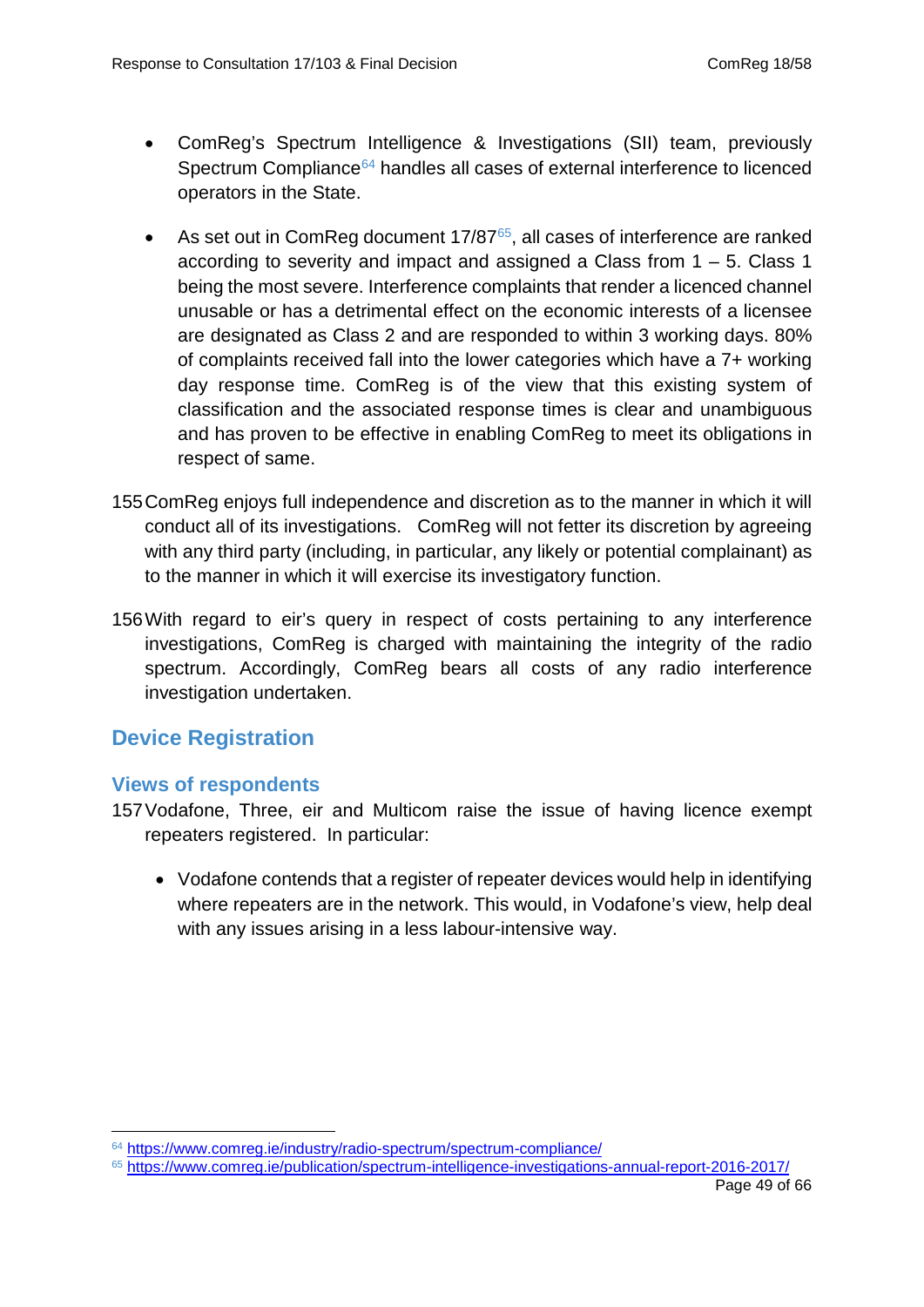- ComReg's Spectrum Intelligence & Investigations (SII) team, previously Spectrum Compliance[64] handles all cases of external interference to licenced operators in the State.

- As set out in ComReg document 17/87[65], all cases of interference are ranked according to severity and impact and assigned a Class from 1 – 5. Class 1 being the most severe. Interference complaints that render a licenced channel unusable or has a detrimental effect on the economic interests of a licensee are designated as Class 2 and are responded to within 3 working days. 80% of complaints received fall into the lower categories which have a 7+ working day response time. ComReg is of the view that this existing system of classification and the associated response times is clear and unambiguous and has proven to be effective in enabling ComReg to meet its obligations in respect of same.

155 ComReg enjoys full independence and discretion as to the manner in which it will conduct all of its investigations. ComReg will not fetter its discretion by agreeing with any third party (including, in particular, any likely or potential complainant) as to the manner in which it will exercise its investigatory function.

156 With regard to eir's query in respect of costs pertaining to any interference investigations, ComReg is charged with maintaining the integrity of the radio spectrum. Accordingly, ComReg bears all costs of any radio interference investigation undertaken.

## Device Registration

### Views of respondents

157 Vodafone, Three, eir and Multicom raise the issue of having licence exempt repeaters registered. In particular:

- Vodafone contends that a register of repeater devices would help in identifying where repeaters are in the network. This would, in Vodafone's view, help deal with any issues arising in a less labour-intensive way.

---

[64] https://www.comreg.ie/industry/radio-spectrum/spectrum-compliance/

[65] https://www.comreg.ie/publication/spectrum-intelligence-investigations-annual-report-2016-2017/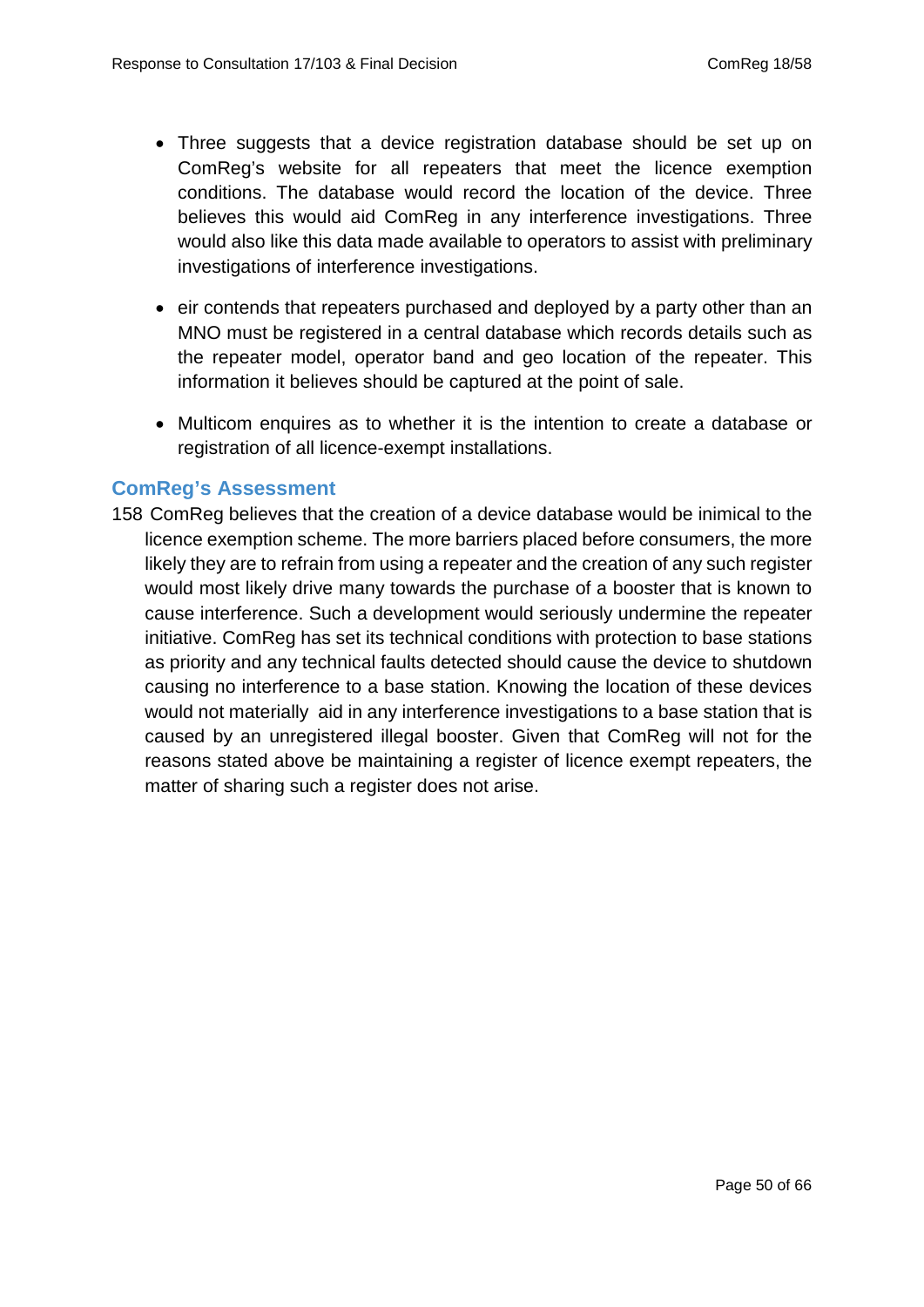- Three suggests that a device registration database should be set up on ComReg's website for all repeaters that meet the licence exemption conditions. The database would record the location of the device. Three believes this would aid ComReg in any interference investigations. Three would also like this data made available to operators to assist with preliminary investigations of interference investigations.

- eir contends that repeaters purchased and deployed by a party other than an MNO must be registered in a central database which records details such as the repeater model, operator band and geo location of the repeater. This information it believes should be captured at the point of sale.

- Multicom enquires as to whether it is the intention to create a database or registration of all licence-exempt installations.

### ComReg's Assessment

158 ComReg believes that the creation of a device database would be inimical to the licence exemption scheme. The more barriers placed before consumers, the more likely they are to refrain from using a repeater and the creation of any such register would most likely drive many towards the purchase of a booster that is known to cause interference. Such a development would seriously undermine the repeater initiative. ComReg has set its technical conditions with protection to base stations as priority and any technical faults detected should cause the device to shutdown causing no interference to a base station. Knowing the location of these devices would not materially aid in any interference investigations to a base station that is caused by an unregistered illegal booster. Given that ComReg will not for the reasons stated above be maintaining a register of licence exempt repeaters, the matter of sharing such a register does not arise.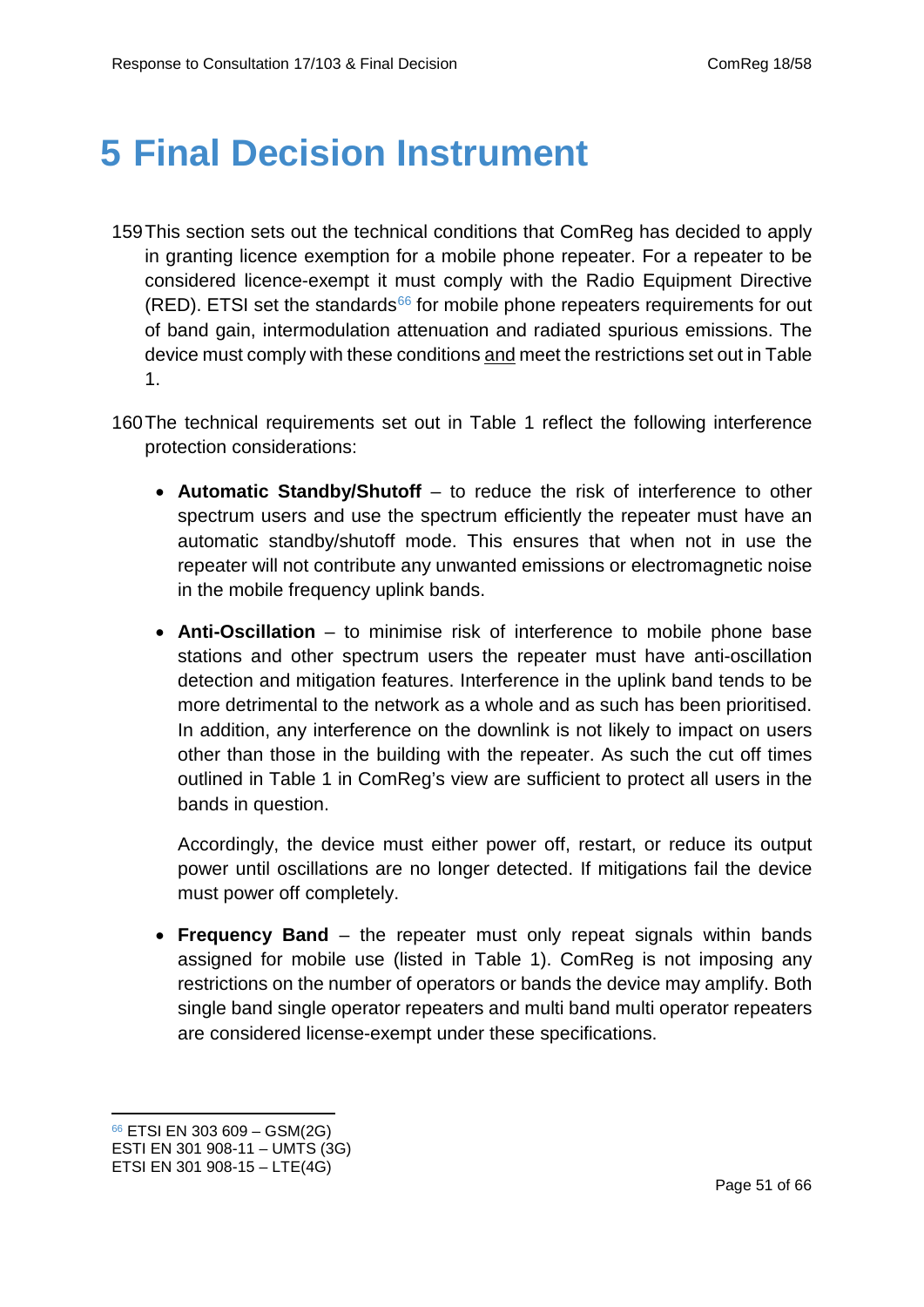# 5 Final Decision Instrument

159 This section sets out the technical conditions that ComReg has decided to apply in granting licence exemption for a mobile phone repeater. For a repeater to be considered licence-exempt it must comply with the Radio Equipment Directive (RED). ETSI set the standards[66] for mobile phone repeaters requirements for out of band gain, intermodulation attenuation and radiated spurious emissions. The device must comply with these conditions and meet the restrictions set out in Table 1.

160 The technical requirements set out in Table 1 reflect the following interference protection considerations:

- **Automatic Standby/Shutoff** – to reduce the risk of interference to other spectrum users and use the spectrum efficiently the repeater must have an automatic standby/shutoff mode. This ensures that when not in use the repeater will not contribute any unwanted emissions or electromagnetic noise in the mobile frequency uplink bands.

- **Anti-Oscillation** – to minimise risk of interference to mobile phone base stations and other spectrum users the repeater must have anti-oscillation detection and mitigation features. Interference in the uplink band tends to be more detrimental to the network as a whole and as such has been prioritised. In addition, any interference on the downlink is not likely to impact on users other than those in the building with the repeater. As such the cut off times outlined in Table 1 in ComReg's view are sufficient to protect all users in the bands in question.

  Accordingly, the device must either power off, restart, or reduce its output power until oscillations are no longer detected. If mitigations fail the device must power off completely.

- **Frequency Band** – the repeater must only repeat signals within bands assigned for mobile use (listed in Table 1). ComReg is not imposing any restrictions on the number of operators or bands the device may amplify. Both single band single operator repeaters and multi band multi operator repeaters are considered license-exempt under these specifications.

---

[66] ETSI EN 303 609 – GSM(2G)
ESTI EN 301 908-11 – UMTS (3G)
ETSI EN 301 908-15 – LTE(4G)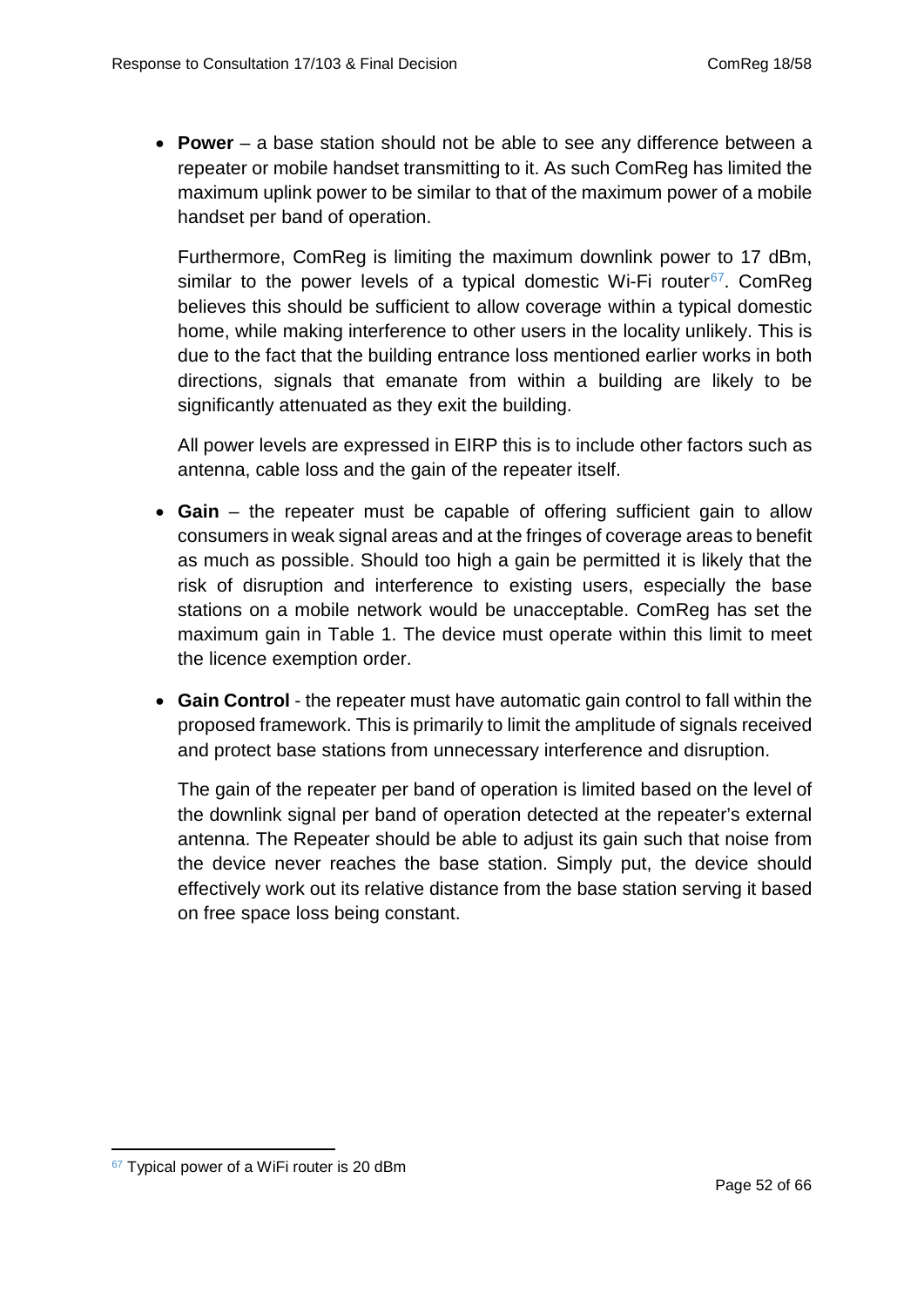- **Power** – a base station should not be able to see any difference between a repeater or mobile handset transmitting to it. As such ComReg has limited the maximum uplink power to be similar to that of the maximum power of a mobile handset per band of operation.

  Furthermore, ComReg is limiting the maximum downlink power to 17 dBm, similar to the power levels of a typical domestic Wi-Fi router[67]. ComReg believes this should be sufficient to allow coverage within a typical domestic home, while making interference to other users in the locality unlikely. This is due to the fact that the building entrance loss mentioned earlier works in both directions, signals that emanate from within a building are likely to be significantly attenuated as they exit the building.

  All power levels are expressed in EIRP this is to include other factors such as antenna, cable loss and the gain of the repeater itself.

- **Gain** – the repeater must be capable of offering sufficient gain to allow consumers in weak signal areas and at the fringes of coverage areas to benefit as much as possible. Should too high a gain be permitted it is likely that the risk of disruption and interference to existing users, especially the base stations on a mobile network would be unacceptable. ComReg has set the maximum gain in Table 1. The device must operate within this limit to meet the licence exemption order.

- **Gain Control** - the repeater must have automatic gain control to fall within the proposed framework. This is primarily to limit the amplitude of signals received and protect base stations from unnecessary interference and disruption.

  The gain of the repeater per band of operation is limited based on the level of the downlink signal per band of operation detected at the repeater's external antenna. The Repeater should be able to adjust its gain such that noise from the device never reaches the base station. Simply put, the device should effectively work out its relative distance from the base station serving it based on free space loss being constant.

[67] Typical power of a WiFi router is 20 dBm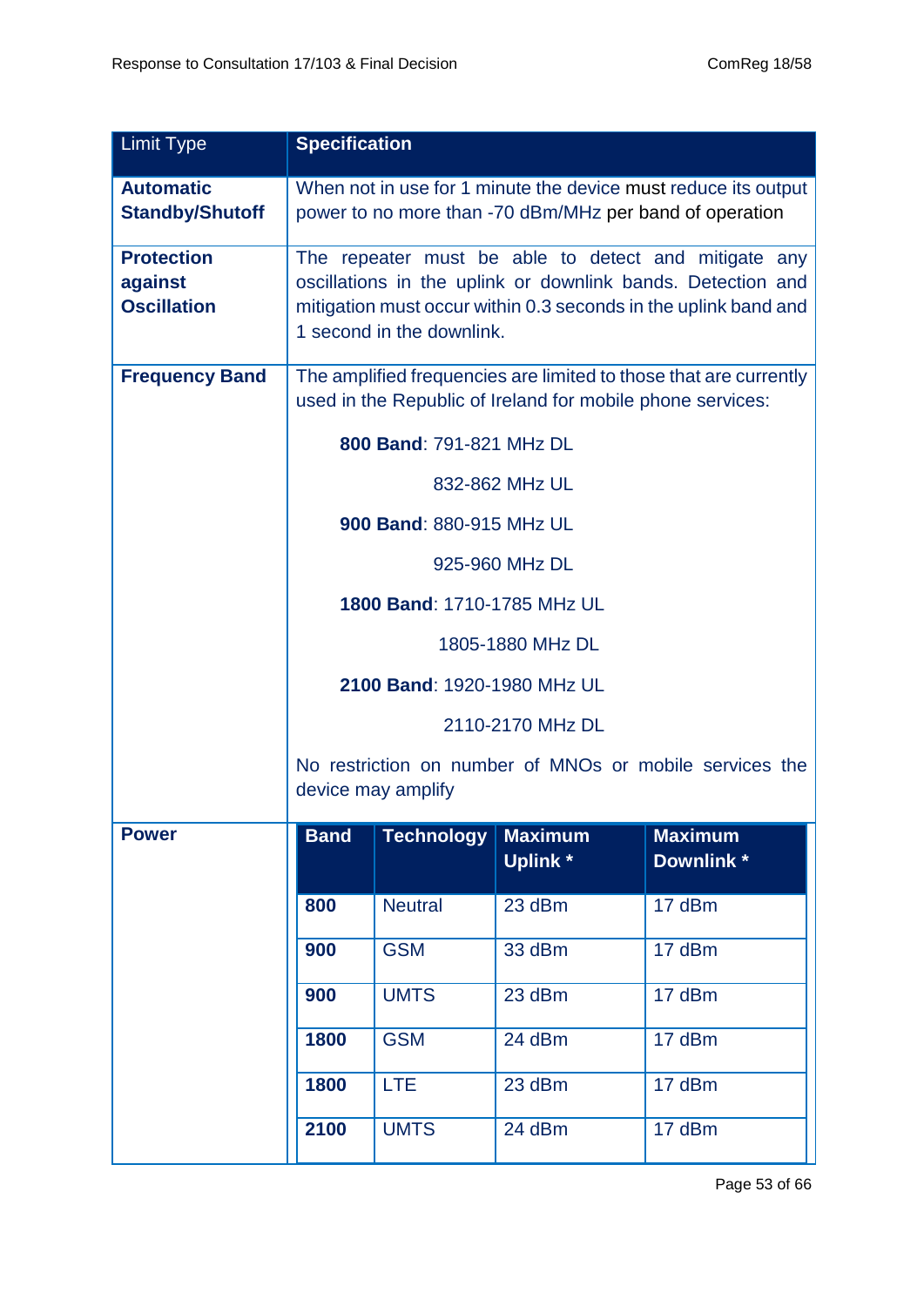| Limit Type | Specification |
|---|---|
| **Automatic Standby/Shutoff** | When not in use for 1 minute the device must reduce its output power to no more than -70 dBm/MHz per band of operation |
| **Protection against Oscillation** | The repeater must be able to detect and mitigate any oscillations in the uplink or downlink bands. Detection and mitigation must occur within 0.3 seconds in the uplink band and 1 second in the downlink. |
| **Frequency Band** | The amplified frequencies are limited to those that are currently used in the Republic of Ireland for mobile phone services:<br><br>**800 Band**: 791-821 MHz DL<br>832-862 MHz UL<br>**900 Band**: 880-915 MHz UL<br>925-960 MHz DL<br>**1800 Band**: 1710-1785 MHz UL<br>1805-1880 MHz DL<br>**2100 Band**: 1920-1980 MHz UL<br>2110-2170 MHz DL<br><br>No restriction on number of MNOs or mobile services the device may amplify |
| **Power** | See table below |

**Power**

| Band | Technology | Maximum Uplink * | Maximum Downlink * |
|---|---|---|---|
| **800** | Neutral | 23 dBm | 17 dBm |
| **900** | GSM | 33 dBm | 17 dBm |
| **900** | UMTS | 23 dBm | 17 dBm |
| **1800** | GSM | 24 dBm | 17 dBm |
| **1800** | LTE | 23 dBm | 17 dBm |
| **2100** | UMTS | 24 dBm | 17 dBm |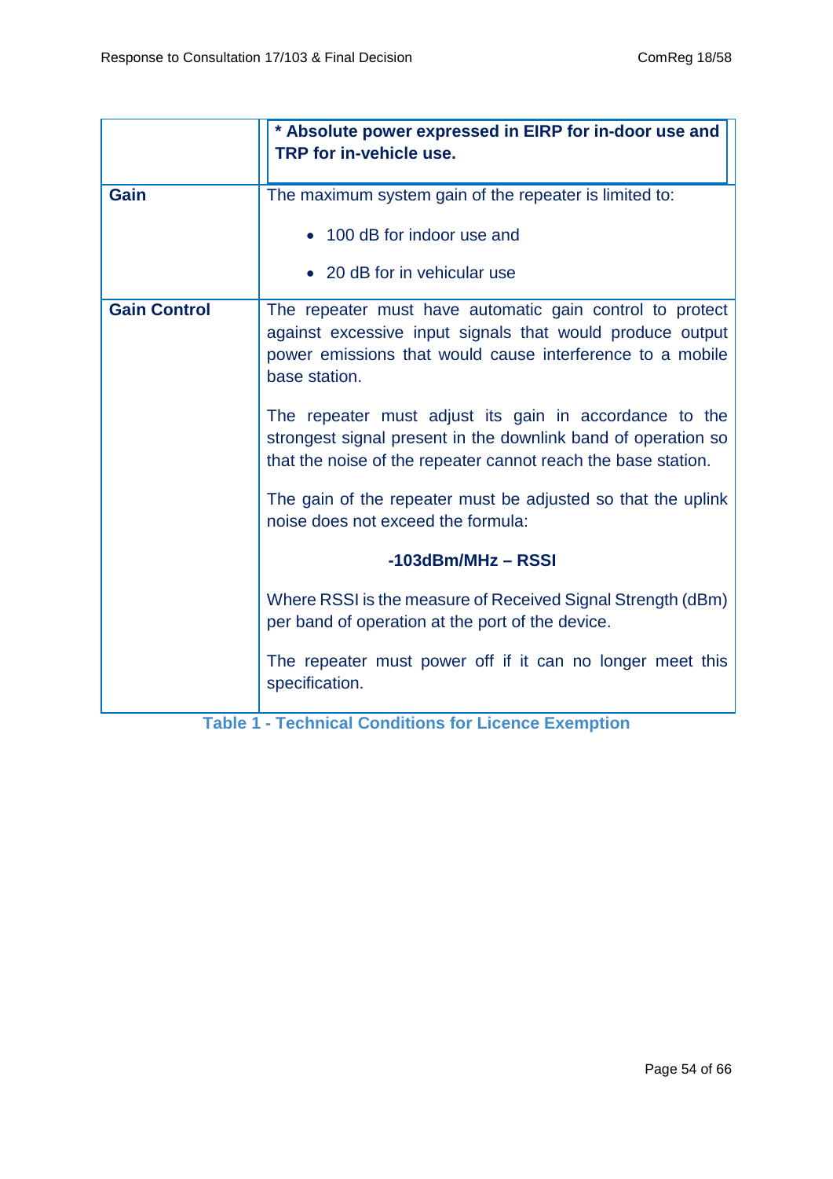| | |
|---|---|
| | **\* Absolute power expressed in EIRP for in-door use and TRP for in-vehicle use.** |
| **Gain** | The maximum system gain of the repeater is limited to:<br><br>• 100 dB for indoor use and<br><br>• 20 dB for in vehicular use |
| **Gain Control** | The repeater must have automatic gain control to protect against excessive input signals that would produce output power emissions that would cause interference to a mobile base station.<br><br>The repeater must adjust its gain in accordance to the strongest signal present in the downlink band of operation so that the noise of the repeater cannot reach the base station.<br><br>The gain of the repeater must be adjusted so that the uplink noise does not exceed the formula:<br><br>**-103dBm/MHz – RSSI**<br><br>Where RSSI is the measure of Received Signal Strength (dBm) per band of operation at the port of the device.<br><br>The repeater must power off if it can no longer meet this specification. |

**Table 1 - Technical Conditions for Licence Exemption**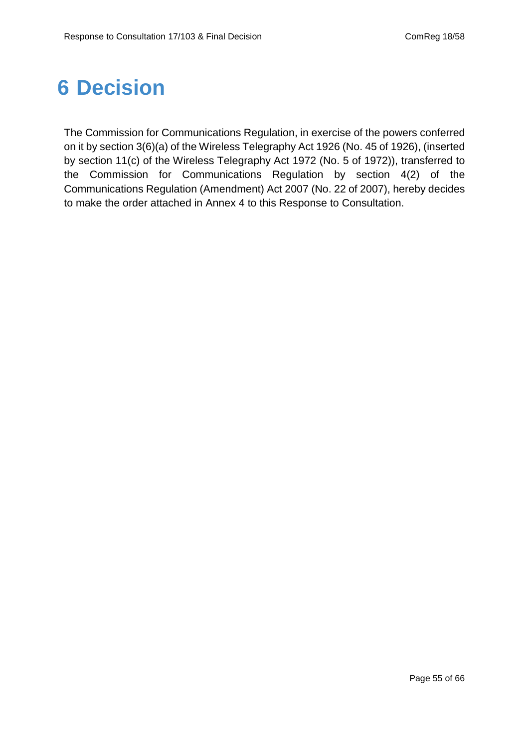# 6 Decision

The Commission for Communications Regulation, in exercise of the powers conferred on it by section 3(6)(a) of the Wireless Telegraphy Act 1926 (No. 45 of 1926), (inserted by section 11(c) of the Wireless Telegraphy Act 1972 (No. 5 of 1972)), transferred to the Commission for Communications Regulation by section 4(2) of the Communications Regulation (Amendment) Act 2007 (No. 22 of 2007), hereby decides to make the order attached in Annex 4 to this Response to Consultation.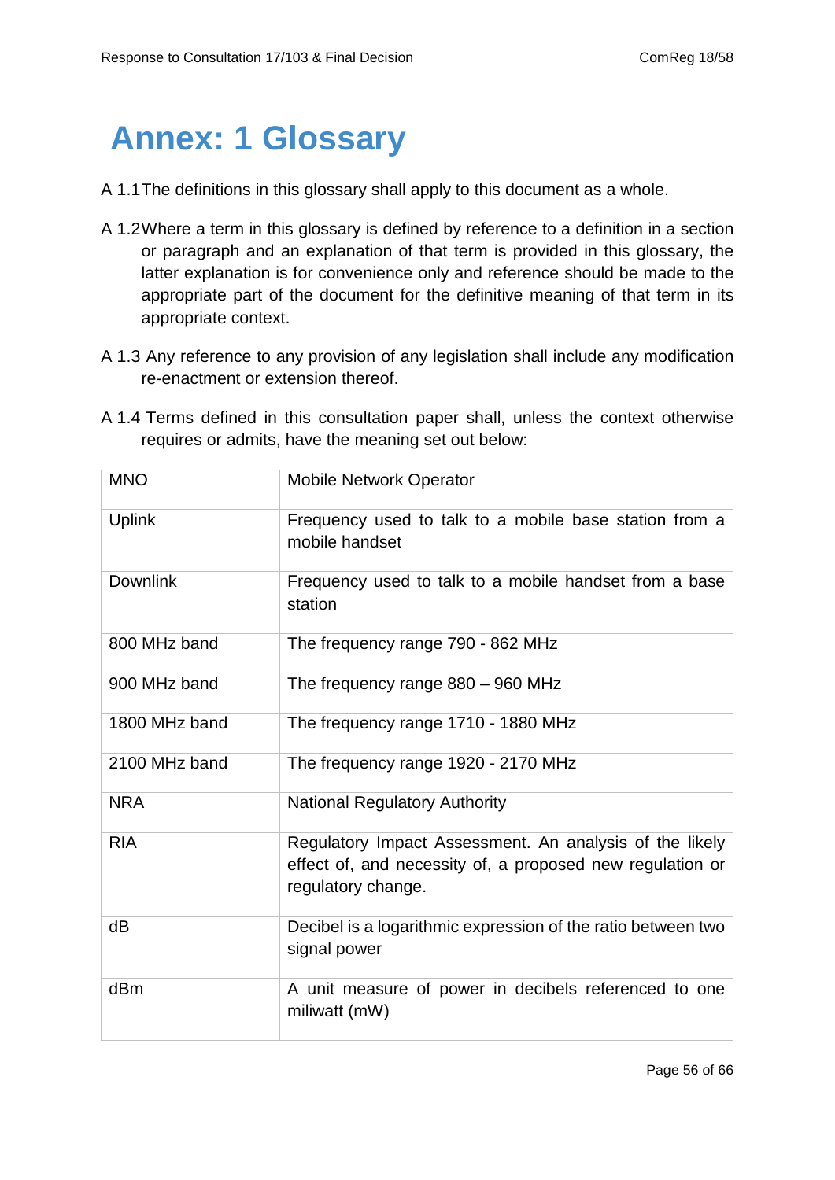# Annex: 1 Glossary

A 1.1 The definitions in this glossary shall apply to this document as a whole.

A 1.2 Where a term in this glossary is defined by reference to a definition in a section or paragraph and an explanation of that term is provided in this glossary, the latter explanation is for convenience only and reference should be made to the appropriate part of the document for the definitive meaning of that term in its appropriate context.

A 1.3 Any reference to any provision of any legislation shall include any modification re-enactment or extension thereof.

A 1.4 Terms defined in this consultation paper shall, unless the context otherwise requires or admits, have the meaning set out below:

| | |
|---|---|
| MNO | Mobile Network Operator |
| Uplink | Frequency used to talk to a mobile base station from a mobile handset |
| Downlink | Frequency used to talk to a mobile handset from a base station |
| 800 MHz band | The frequency range 790 - 862 MHz |
| 900 MHz band | The frequency range 880 – 960 MHz |
| 1800 MHz band | The frequency range 1710 - 1880 MHz |
| 2100 MHz band | The frequency range 1920 - 2170 MHz |
| NRA | National Regulatory Authority |
| RIA | Regulatory Impact Assessment. An analysis of the likely effect of, and necessity of, a proposed new regulation or regulatory change. |
| dB | Decibel is a logarithmic expression of the ratio between two signal power |
| dBm | A unit measure of power in decibels referenced to one miliwatt (mW) |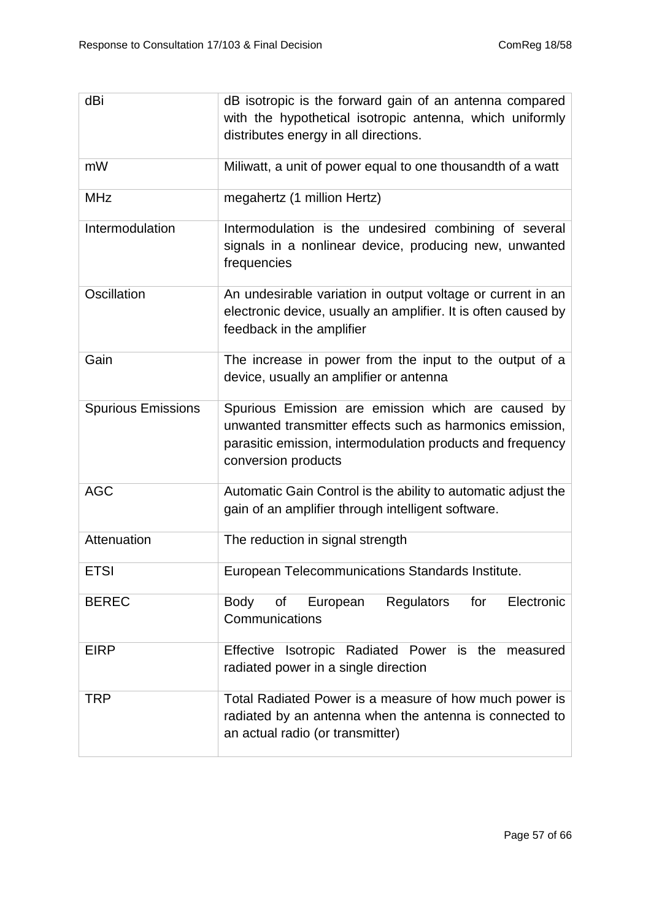| | |
|---|---|
| dBi | dB isotropic is the forward gain of an antenna compared with the hypothetical isotropic antenna, which uniformly distributes energy in all directions. |
| mW | Miliwatt, a unit of power equal to one thousandth of a watt |
| MHz | megahertz (1 million Hertz) |
| Intermodulation | Intermodulation is the undesired combining of several signals in a nonlinear device, producing new, unwanted frequencies |
| Oscillation | An undesirable variation in output voltage or current in an electronic device, usually an amplifier. It is often caused by feedback in the amplifier |
| Gain | The increase in power from the input to the output of a device, usually an amplifier or antenna |
| Spurious Emissions | Spurious Emission are emission which are caused by unwanted transmitter effects such as harmonics emission, parasitic emission, intermodulation products and frequency conversion products |
| AGC | Automatic Gain Control is the ability to automatic adjust the gain of an amplifier through intelligent software. |
| Attenuation | The reduction in signal strength |
| ETSI | European Telecommunications Standards Institute. |
| BEREC | Body of European Regulators for Electronic Communications |
| EIRP | Effective Isotropic Radiated Power is the measured radiated power in a single direction |
| TRP | Total Radiated Power is a measure of how much power is radiated by an antenna when the antenna is connected to an actual radio (or transmitter) |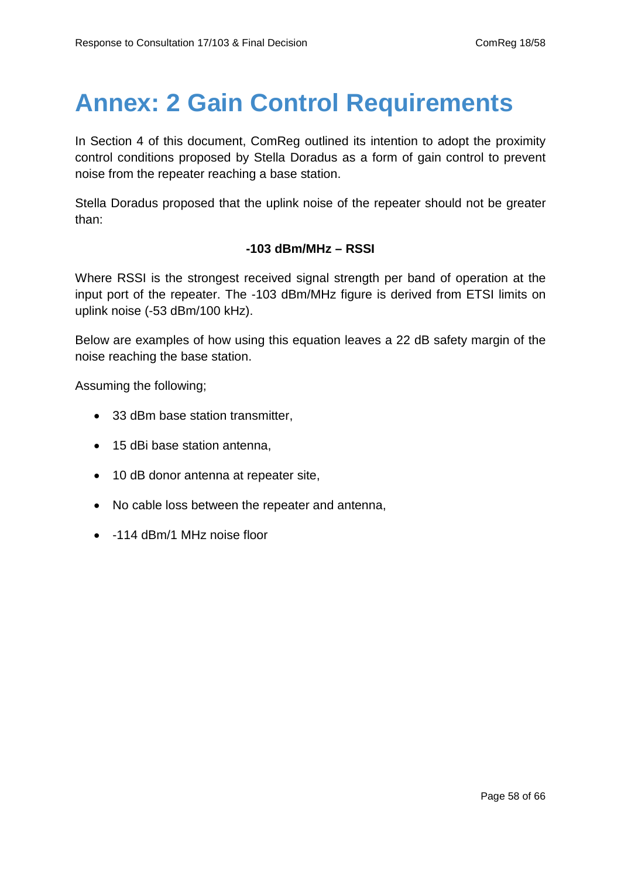# Annex: 2 Gain Control Requirements

In Section 4 of this document, ComReg outlined its intention to adopt the proximity control conditions proposed by Stella Doradus as a form of gain control to prevent noise from the repeater reaching a base station.

Stella Doradus proposed that the uplink noise of the repeater should not be greater than:

**-103 dBm/MHz – RSSI**

Where RSSI is the strongest received signal strength per band of operation at the input port of the repeater. The -103 dBm/MHz figure is derived from ETSI limits on uplink noise (-53 dBm/100 kHz).

Below are examples of how using this equation leaves a 22 dB safety margin of the noise reaching the base station.

Assuming the following;

- 33 dBm base station transmitter,
- 15 dBi base station antenna,
- 10 dB donor antenna at repeater site,
- No cable loss between the repeater and antenna,
- -114 dBm/1 MHz noise floor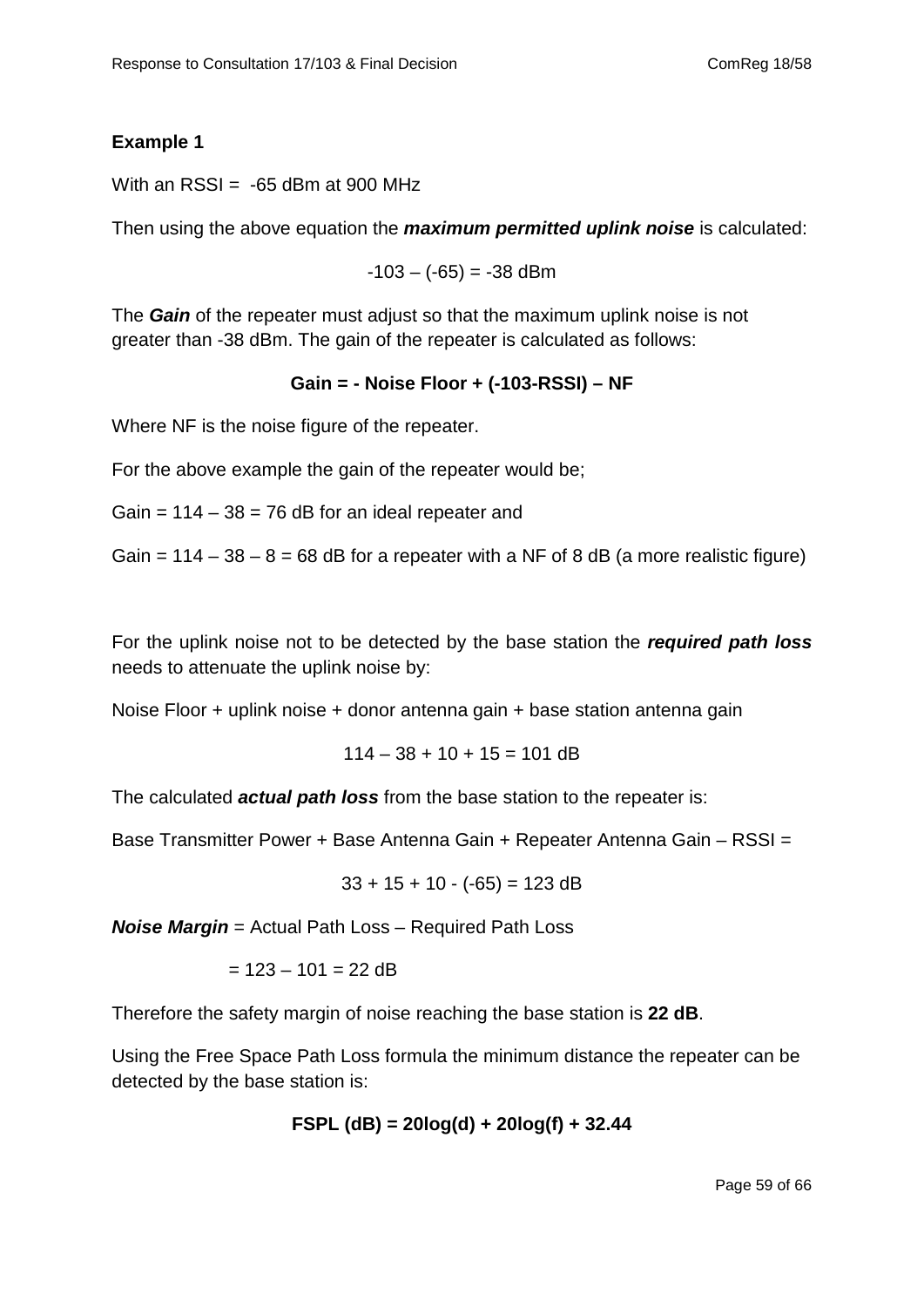**Example 1**

With an RSSI = -65 dBm at 900 MHz

Then using the above equation the ***maximum permitted uplink noise*** is calculated:

$$-103 - (-65) = -38 \text{ dBm}$$

The ***Gain*** of the repeater must adjust so that the maximum uplink noise is not greater than -38 dBm. The gain of the repeater is calculated as follows:

$$\textbf{Gain} = -\textbf{Noise Floor} + (-103 - \textbf{RSSI}) - \textbf{NF}$$

Where NF is the noise figure of the repeater.

For the above example the gain of the repeater would be;

Gain = 114 – 38 = 76 dB for an ideal repeater and

Gain = 114 – 38 – 8 = 68 dB for a repeater with a NF of 8 dB (a more realistic figure)

For the uplink noise not to be detected by the base station the ***required path loss*** needs to attenuate the uplink noise by:

Noise Floor + uplink noise + donor antenna gain + base station antenna gain

$$114 - 38 + 10 + 15 = 101 \text{ dB}$$

The calculated ***actual path loss*** from the base station to the repeater is:

Base Transmitter Power + Base Antenna Gain + Repeater Antenna Gain – RSSI =

$$33 + 15 + 10 - (-65) = 123 \text{ dB}$$

***Noise Margin*** = Actual Path Loss – Required Path Loss

$$= 123 - 101 = 22 \text{ dB}$$

Therefore the safety margin of noise reaching the base station is **22 dB**.

Using the Free Space Path Loss formula the minimum distance the repeater can be detected by the base station is:

$$\textbf{FSPL (dB)} = 20\log(d) + 20\log(f) + 32.44$$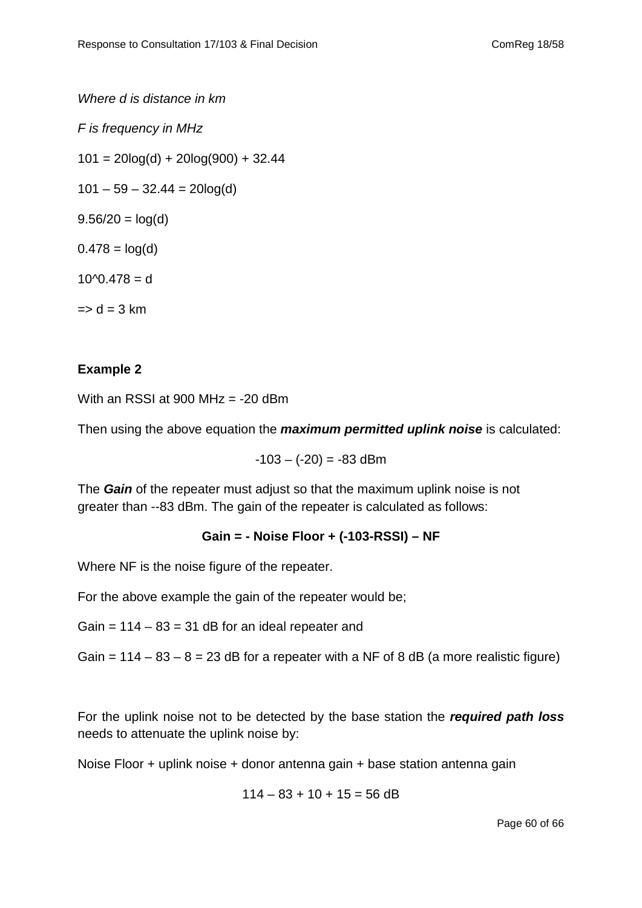*Where d is distance in km*

*F is frequency in MHz*

$101 = 20\log(d) + 20\log(900) + 32.44$

$101 – 59 – 32.44 = 20\log(d)$

$9.56/20 = \log(d)$

$0.478 = \log(d)$

$10^{0.478} = d$

$\Rightarrow d = 3$ km

**Example 2**

With an RSSI at 900 MHz = -20 dBm

Then using the above equation the ***maximum permitted uplink noise*** is calculated:

$$-103 – (-20) = -83 \text{ dBm}$$

The ***Gain*** of the repeater must adjust so that the maximum uplink noise is not greater than --83 dBm. The gain of the repeater is calculated as follows:

$$\textbf{Gain = - Noise Floor + (-103-RSSI) – NF}$$

Where NF is the noise figure of the repeater.

For the above example the gain of the repeater would be;

Gain = 114 – 83 = 31 dB for an ideal repeater and

Gain = 114 – 83 – 8 = 23 dB for a repeater with a NF of 8 dB (a more realistic figure)

For the uplink noise not to be detected by the base station the ***required path loss*** needs to attenuate the uplink noise by:

Noise Floor + uplink noise + donor antenna gain + base station antenna gain

$$114 – 83 + 10 + 15 = 56 \text{ dB}$$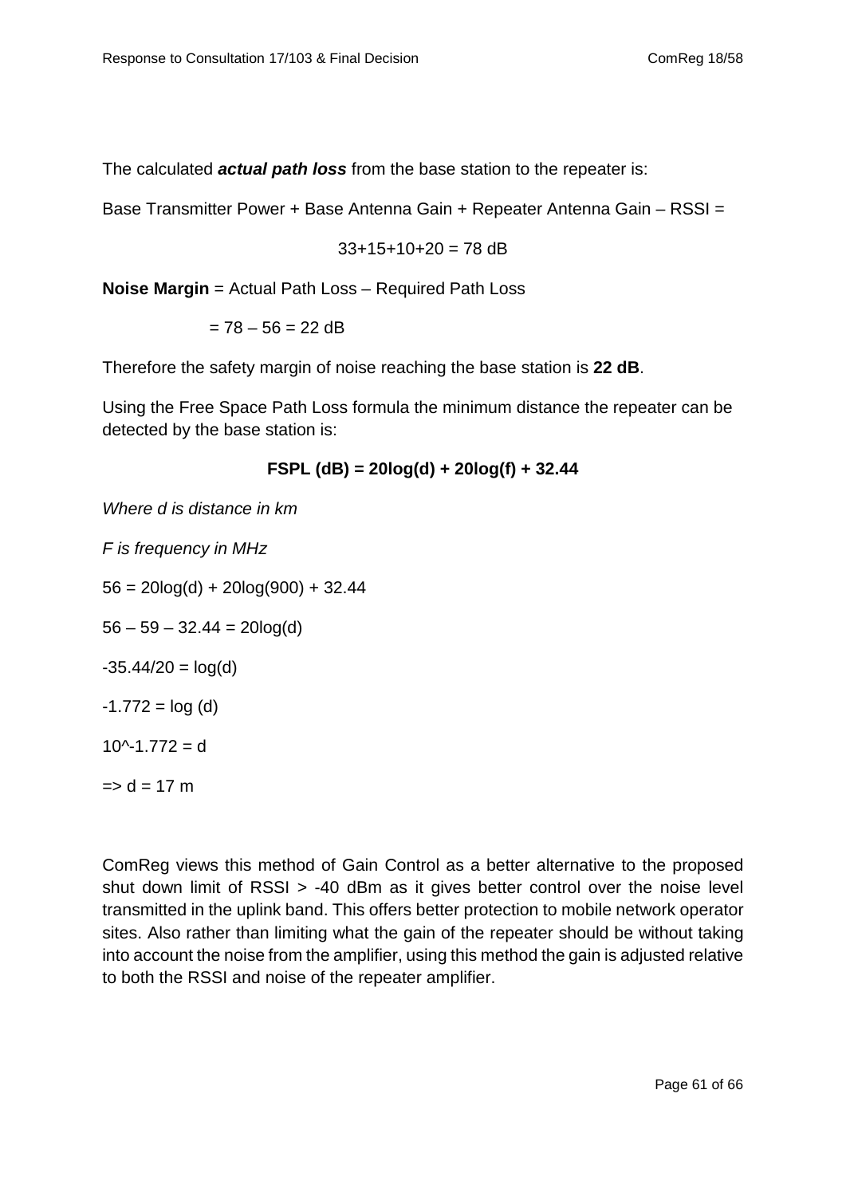The calculated ***actual path loss*** from the base station to the repeater is:

Base Transmitter Power + Base Antenna Gain + Repeater Antenna Gain – RSSI =

$$33+15+10+20 = 78 \text{ dB}$$

**Noise Margin** = Actual Path Loss – Required Path Loss

$= 78 – 56 = 22$ dB

Therefore the safety margin of noise reaching the base station is **22 dB**.

Using the Free Space Path Loss formula the minimum distance the repeater can be detected by the base station is:

$$\textbf{FSPL (dB)} = 20\log(d) + 20\log(f) + 32.44$$

*Where d is distance in km*

*F is frequency in MHz*

$56 = 20\log(d) + 20\log(900) + 32.44$

$56 – 59 – 32.44 = 20\log(d)$

$-35.44/20 = \log(d)$

$-1.772 = \log(d)$

$10^{-1.772} = d$

$\Rightarrow d = 17$ m

ComReg views this method of Gain Control as a better alternative to the proposed shut down limit of RSSI > -40 dBm as it gives better control over the noise level transmitted in the uplink band. This offers better protection to mobile network operator sites. Also rather than limiting what the gain of the repeater should be without taking into account the noise from the amplifier, using this method the gain is adjusted relative to both the RSSI and noise of the repeater amplifier.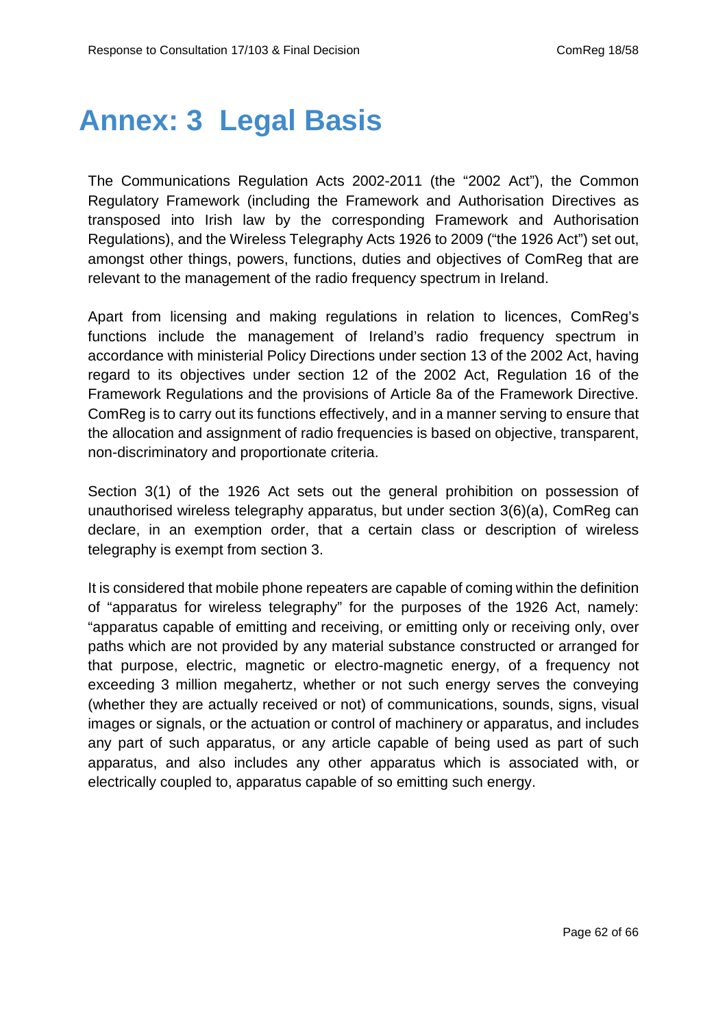# Annex: 3 Legal Basis

The Communications Regulation Acts 2002-2011 (the "2002 Act"), the Common Regulatory Framework (including the Framework and Authorisation Directives as transposed into Irish law by the corresponding Framework and Authorisation Regulations), and the Wireless Telegraphy Acts 1926 to 2009 ("the 1926 Act") set out, amongst other things, powers, functions, duties and objectives of ComReg that are relevant to the management of the radio frequency spectrum in Ireland.

Apart from licensing and making regulations in relation to licences, ComReg's functions include the management of Ireland's radio frequency spectrum in accordance with ministerial Policy Directions under section 13 of the 2002 Act, having regard to its objectives under section 12 of the 2002 Act, Regulation 16 of the Framework Regulations and the provisions of Article 8a of the Framework Directive. ComReg is to carry out its functions effectively, and in a manner serving to ensure that the allocation and assignment of radio frequencies is based on objective, transparent, non-discriminatory and proportionate criteria.

Section 3(1) of the 1926 Act sets out the general prohibition on possession of unauthorised wireless telegraphy apparatus, but under section 3(6)(a), ComReg can declare, in an exemption order, that a certain class or description of wireless telegraphy is exempt from section 3.

It is considered that mobile phone repeaters are capable of coming within the definition of "apparatus for wireless telegraphy" for the purposes of the 1926 Act, namely: "apparatus capable of emitting and receiving, or emitting only or receiving only, over paths which are not provided by any material substance constructed or arranged for that purpose, electric, magnetic or electro-magnetic energy, of a frequency not exceeding 3 million megahertz, whether or not such energy serves the conveying (whether they are actually received or not) of communications, sounds, signs, visual images or signals, or the actuation or control of machinery or apparatus, and includes any part of such apparatus, or any article capable of being used as part of such apparatus, and also includes any other apparatus which is associated with, or electrically coupled to, apparatus capable of so emitting such energy.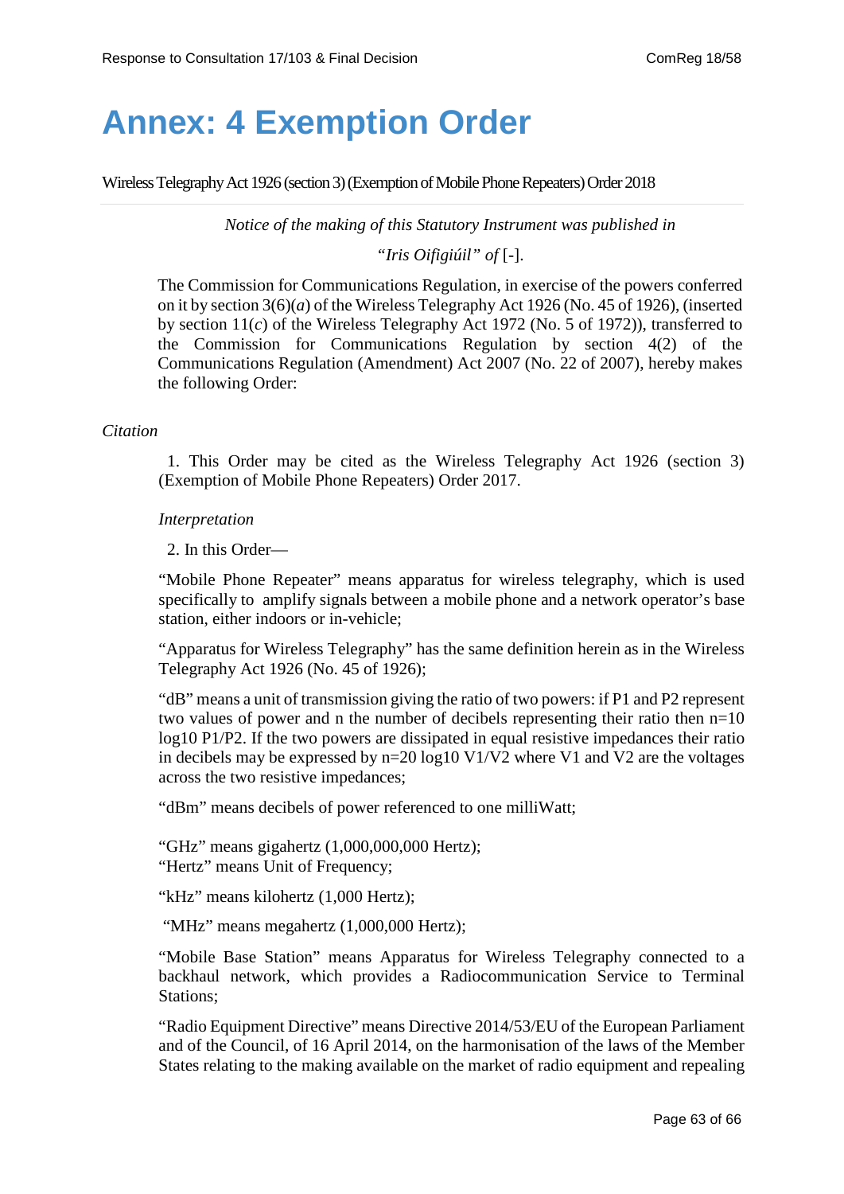# Annex: 4 Exemption Order

Wireless Telegraphy Act 1926 (section 3) (Exemption of Mobile Phone Repeaters) Order 2018

---

*Notice of the making of this Statutory Instrument was published in*

*"Iris Oifigiúil" of* [-].

The Commission for Communications Regulation, in exercise of the powers conferred on it by section 3(6)(*a*) of the Wireless Telegraphy Act 1926 (No. 45 of 1926), (inserted by section 11(*c*) of the Wireless Telegraphy Act 1972 (No. 5 of 1972)), transferred to the Commission for Communications Regulation by section 4(2) of the Communications Regulation (Amendment) Act 2007 (No. 22 of 2007), hereby makes the following Order:

*Citation*

1. This Order may be cited as the Wireless Telegraphy Act 1926 (section 3) (Exemption of Mobile Phone Repeaters) Order 2017.

*Interpretation*

2. In this Order—

"Mobile Phone Repeater" means apparatus for wireless telegraphy, which is used specifically to amplify signals between a mobile phone and a network operator's base station, either indoors or in-vehicle;

"Apparatus for Wireless Telegraphy" has the same definition herein as in the Wireless Telegraphy Act 1926 (No. 45 of 1926);

"dB" means a unit of transmission giving the ratio of two powers: if P1 and P2 represent two values of power and n the number of decibels representing their ratio then $n=10 \log_{10} P1/P2$. If the two powers are dissipated in equal resistive impedances their ratio in decibels may be expressed by $n=20 \log_{10} V1/V2$ where V1 and V2 are the voltages across the two resistive impedances;

"dBm" means decibels of power referenced to one milliWatt;

"GHz" means gigahertz (1,000,000,000 Hertz);
"Hertz" means Unit of Frequency;

"kHz" means kilohertz (1,000 Hertz);

"MHz" means megahertz (1,000,000 Hertz);

"Mobile Base Station" means Apparatus for Wireless Telegraphy connected to a backhaul network, which provides a Radiocommunication Service to Terminal Stations;

"Radio Equipment Directive" means Directive 2014/53/EU of the European Parliament and of the Council, of 16 April 2014, on the harmonisation of the laws of the Member States relating to the making available on the market of radio equipment and repealing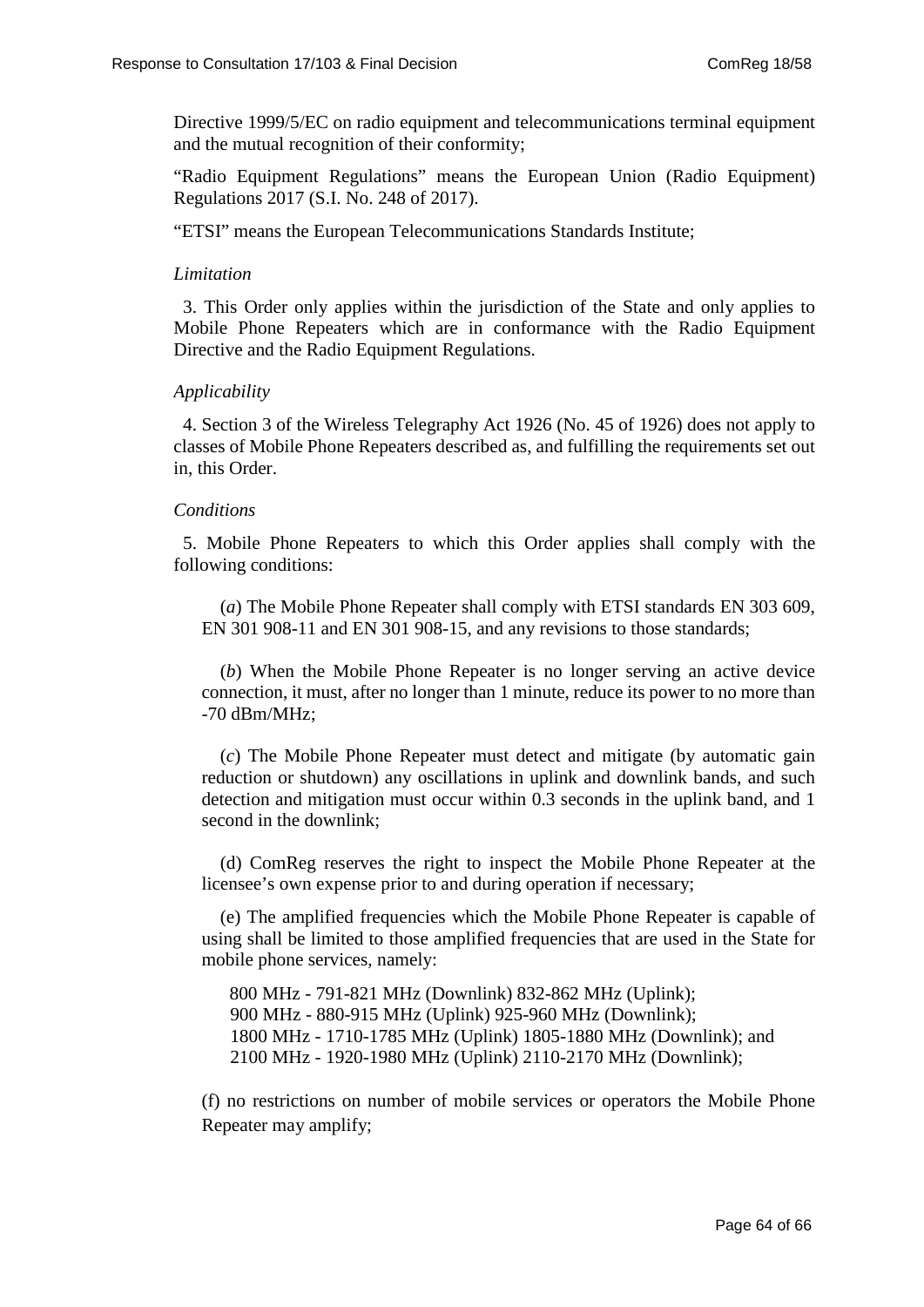Directive 1999/5/EC on radio equipment and telecommunications terminal equipment and the mutual recognition of their conformity;

“Radio Equipment Regulations” means the European Union (Radio Equipment) Regulations 2017 (S.I. No. 248 of 2017).

“ETSI” means the European Telecommunications Standards Institute;

*Limitation*

3. This Order only applies within the jurisdiction of the State and only applies to Mobile Phone Repeaters which are in conformance with the Radio Equipment Directive and the Radio Equipment Regulations.

*Applicability*

4. Section 3 of the Wireless Telegraphy Act 1926 (No. 45 of 1926) does not apply to classes of Mobile Phone Repeaters described as, and fulfilling the requirements set out in, this Order.

*Conditions*

5. Mobile Phone Repeaters to which this Order applies shall comply with the following conditions:

(*a*) The Mobile Phone Repeater shall comply with ETSI standards EN 303 609, EN 301 908-11 and EN 301 908-15, and any revisions to those standards;

(*b*) When the Mobile Phone Repeater is no longer serving an active device connection, it must, after no longer than 1 minute, reduce its power to no more than -70 dBm/MHz;

(*c*) The Mobile Phone Repeater must detect and mitigate (by automatic gain reduction or shutdown) any oscillations in uplink and downlink bands, and such detection and mitigation must occur within 0.3 seconds in the uplink band, and 1 second in the downlink;

(d) ComReg reserves the right to inspect the Mobile Phone Repeater at the licensee’s own expense prior to and during operation if necessary;

(e) The amplified frequencies which the Mobile Phone Repeater is capable of using shall be limited to those amplified frequencies that are used in the State for mobile phone services, namely:

800 MHz - 791-821 MHz (Downlink) 832-862 MHz (Uplink);
900 MHz - 880-915 MHz (Uplink) 925-960 MHz (Downlink);
1800 MHz - 1710-1785 MHz (Uplink) 1805-1880 MHz (Downlink); and
2100 MHz - 1920-1980 MHz (Uplink) 2110-2170 MHz (Downlink);

(f) no restrictions on number of mobile services or operators the Mobile Phone Repeater may amplify;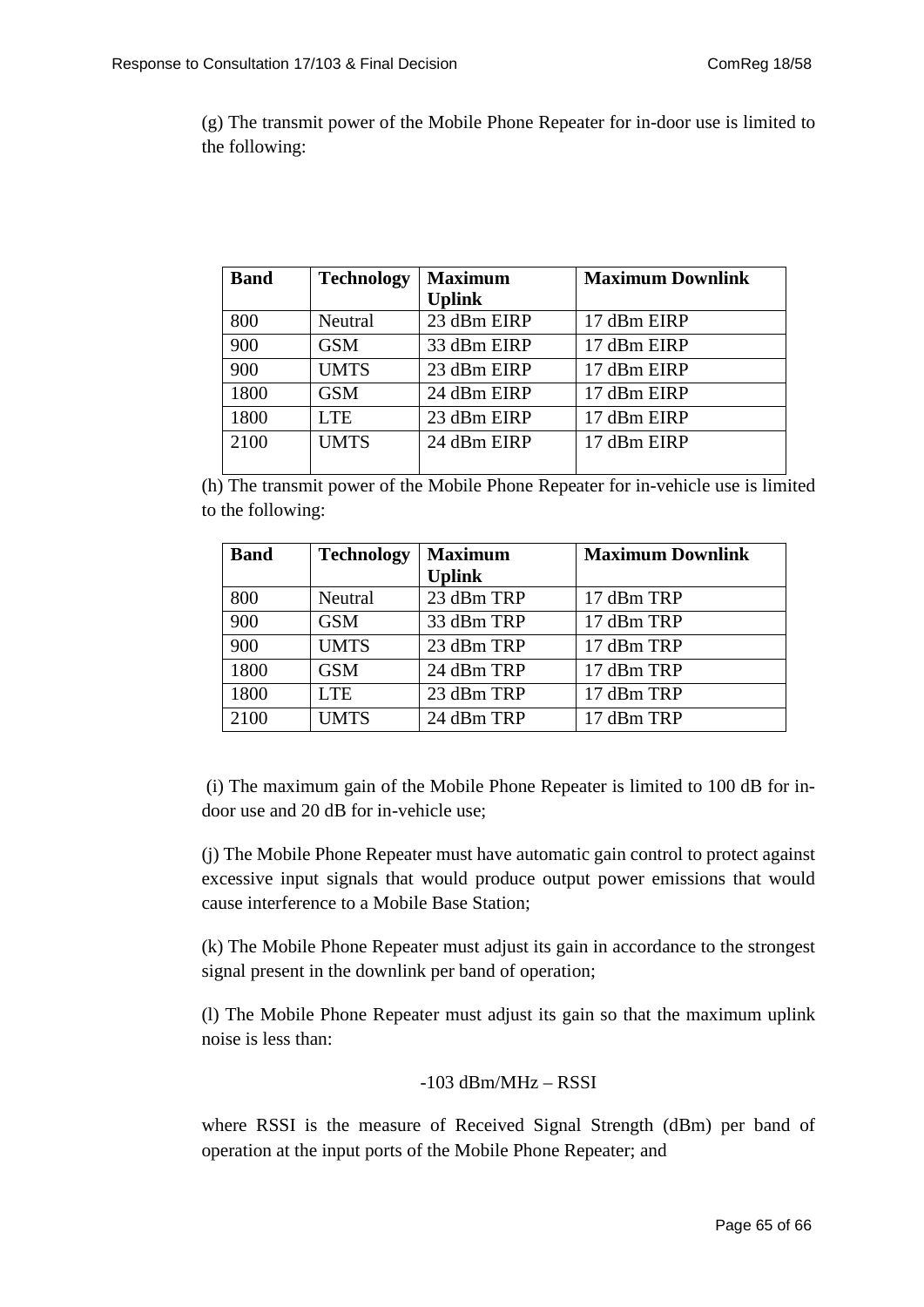(g) The transmit power of the Mobile Phone Repeater for in-door use is limited to the following:

| Band | Technology | Maximum Uplink | Maximum Downlink |
|---|---|---|---|
| 800 | Neutral | 23 dBm EIRP | 17 dBm EIRP |
| 900 | GSM | 33 dBm EIRP | 17 dBm EIRP |
| 900 | UMTS | 23 dBm EIRP | 17 dBm EIRP |
| 1800 | GSM | 24 dBm EIRP | 17 dBm EIRP |
| 1800 | LTE | 23 dBm EIRP | 17 dBm EIRP |
| 2100 | UMTS | 24 dBm EIRP | 17 dBm EIRP |

(h) The transmit power of the Mobile Phone Repeater for in-vehicle use is limited to the following:

| Band | Technology | Maximum Uplink | Maximum Downlink |
|---|---|---|---|
| 800 | Neutral | 23 dBm TRP | 17 dBm TRP |
| 900 | GSM | 33 dBm TRP | 17 dBm TRP |
| 900 | UMTS | 23 dBm TRP | 17 dBm TRP |
| 1800 | GSM | 24 dBm TRP | 17 dBm TRP |
| 1800 | LTE | 23 dBm TRP | 17 dBm TRP |
| 2100 | UMTS | 24 dBm TRP | 17 dBm TRP |

(i) The maximum gain of the Mobile Phone Repeater is limited to 100 dB for in-door use and 20 dB for in-vehicle use;

(j) The Mobile Phone Repeater must have automatic gain control to protect against excessive input signals that would produce output power emissions that would cause interference to a Mobile Base Station;

(k) The Mobile Phone Repeater must adjust its gain in accordance to the strongest signal present in the downlink per band of operation;

(l) The Mobile Phone Repeater must adjust its gain so that the maximum uplink noise is less than:

$$-103 \text{ dBm/MHz} - \text{RSSI}$$

where RSSI is the measure of Received Signal Strength (dBm) per band of operation at the input ports of the Mobile Phone Repeater; and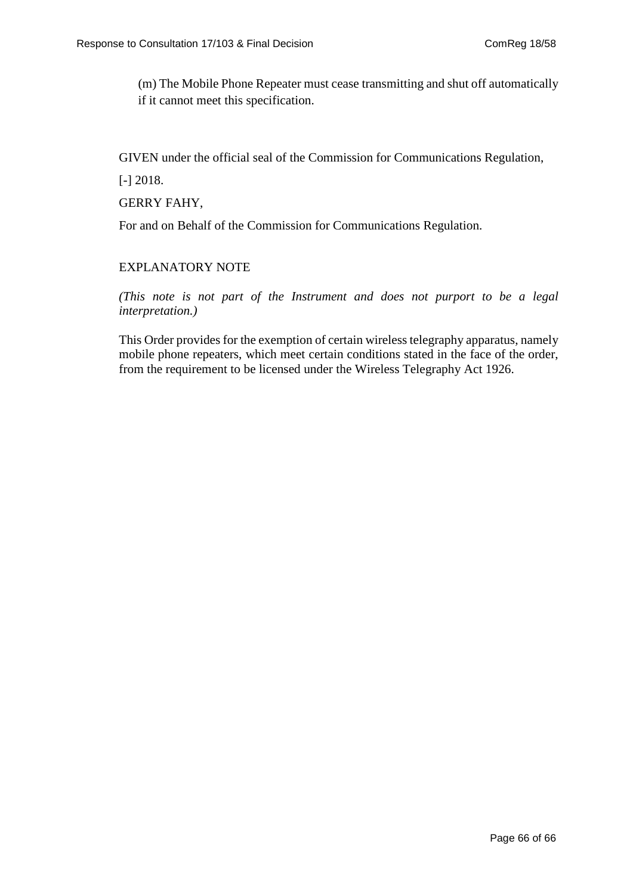(m) The Mobile Phone Repeater must cease transmitting and shut off automatically if it cannot meet this specification.

GIVEN under the official seal of the Commission for Communications Regulation,

[-] 2018.

GERRY FAHY,

For and on Behalf of the Commission for Communications Regulation.

EXPLANATORY NOTE

*(This note is not part of the Instrument and does not purport to be a legal interpretation.)*

This Order provides for the exemption of certain wireless telegraphy apparatus, namely mobile phone repeaters, which meet certain conditions stated in the face of the order, from the requirement to be licensed under the Wireless Telegraphy Act 1926.